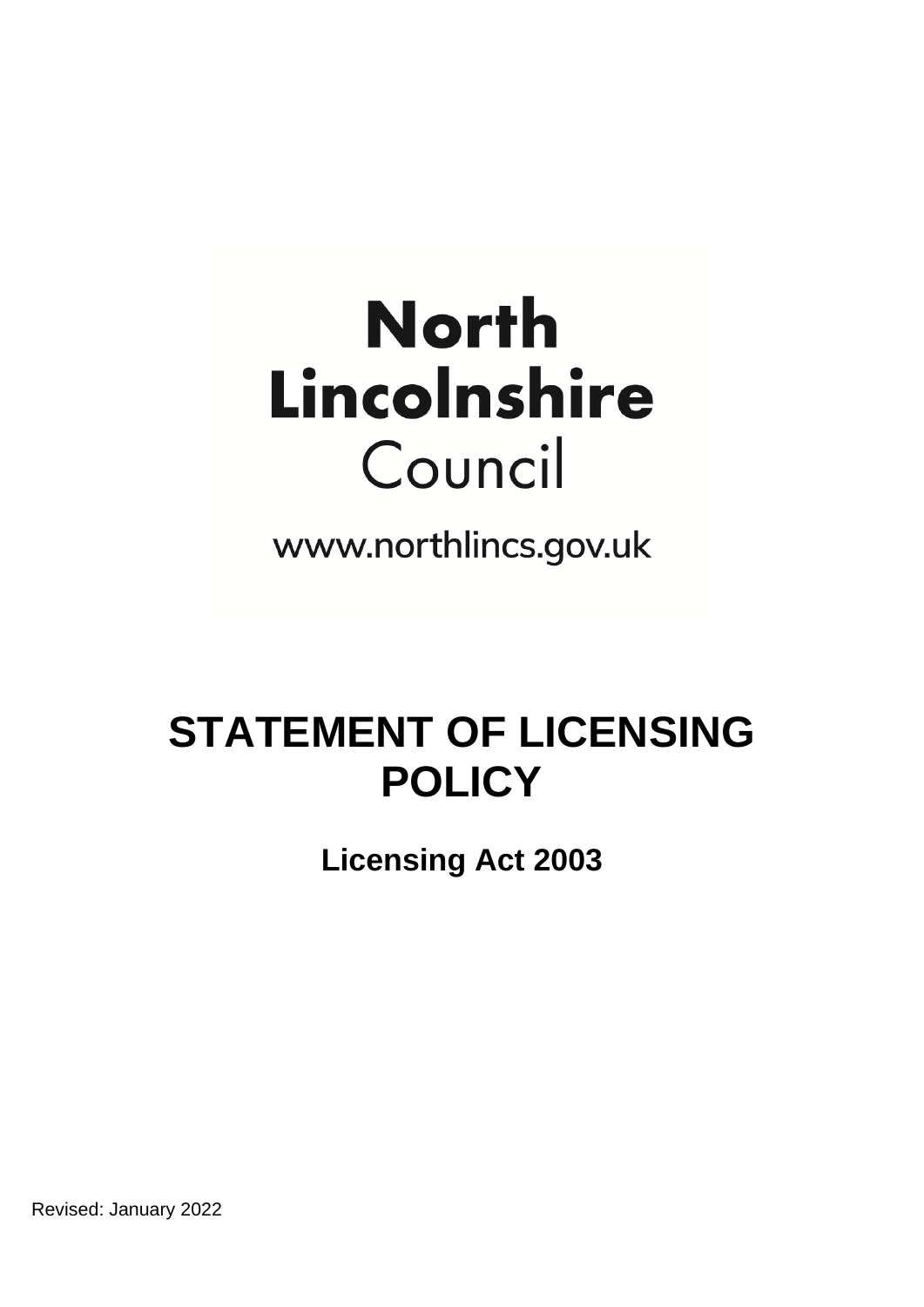North Lincolnshire Council

www.northlincs.gov.uk

# STATEMENT OF LICENSING POLICY

## Licensing Act 2003

Revised: January 2022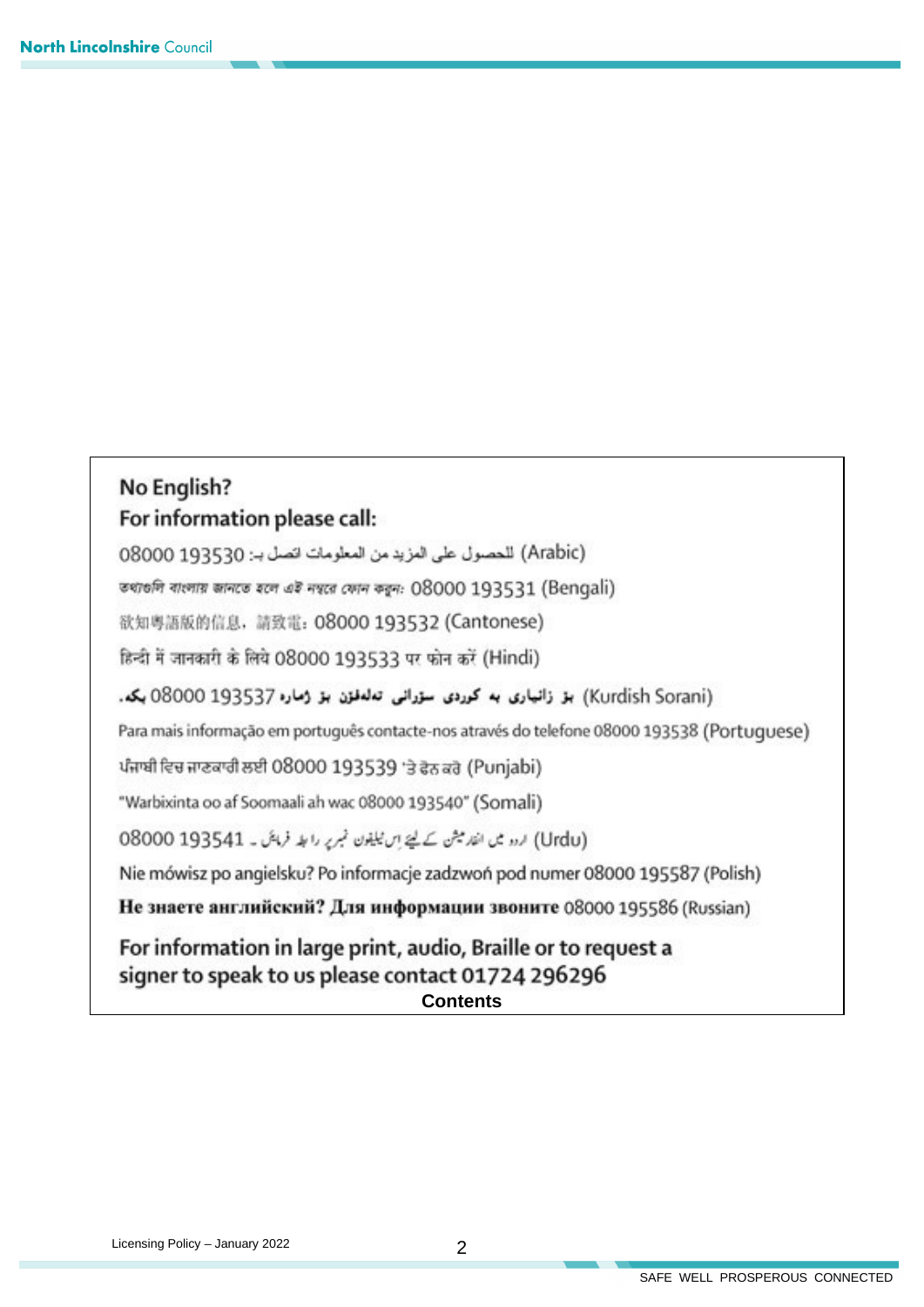No English?

For information please call:

للحصول على المزيد من المعلومات اتصل بـ: 08000 193530 (Arabic)

তথ্যগুলি বাংলায় জানতে হলে এই নম্বরে ফোন করুন: 08000 193531 (Bengali)

欲知粵語版的信息，請致電：08000 193532 (Cantonese)

हिन्दी में जानकारी के लिये 08000 193533 पर फोन करें (Hindi)

بۆ زانیاری بە کوردی سۆرانی تەلەفۆن بۆ ژمارە 08000 193537 بکە. (Kurdish Sorani)

Para mais informação em português contacte-nos através do telefone 08000 193538 (Portuguese)

ਪੰਜਾਬੀ ਵਿਚ ਜਾਣਕਾਰੀ ਲਈ 08000 193539 'ਤੇ ਫੋਨ ਕਰੋ (Punjabi)

"Warbixinta oo af Soomaali ah wac 08000 193540" (Somali)

اردو میں انفارمیشن کے لیئے اس ٹیلیفون نمبر پر رابطہ فرمائیں ۔ 08000 193541 (Urdu)

Nie mówisz po angielsku? Po informacje zadzwoń pod numer 08000 195587 (Polish)

**Не знаете английский? Для информации звоните** 08000 195586 (Russian)

For information in large print, audio, Braille or to request a signer to speak to us please contact 01724 296296

**Contents**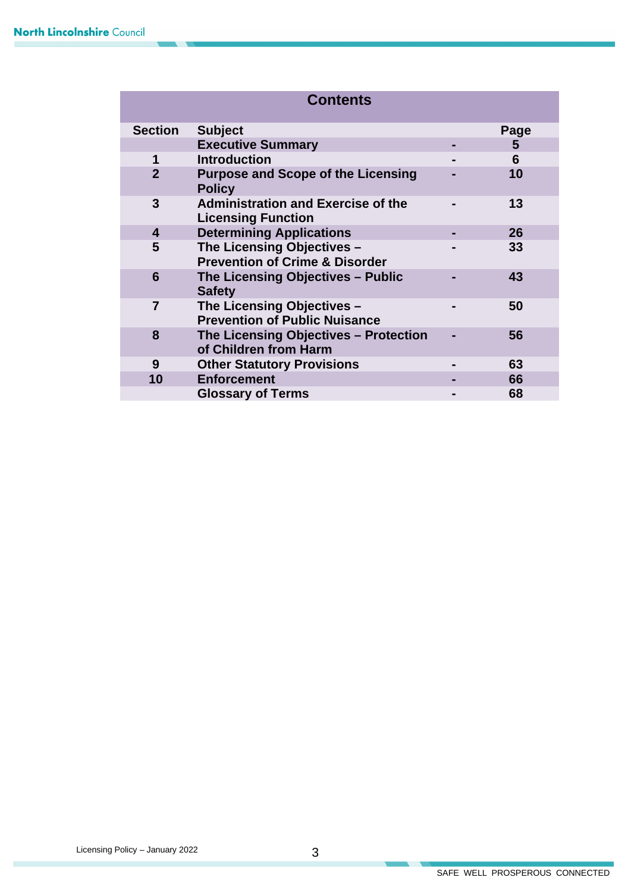## Contents

| Section | Subject | | Page |
|---|---|---|---|
| | Executive Summary | - | 5 |
| 1 | Introduction | - | 6 |
| 2 | Purpose and Scope of the Licensing Policy | - | 10 |
| 3 | Administration and Exercise of the Licensing Function | - | 13 |
| 4 | Determining Applications | - | 26 |
| 5 | The Licensing Objectives – Prevention of Crime & Disorder | - | 33 |
| 6 | The Licensing Objectives – Public Safety | - | 43 |
| 7 | The Licensing Objectives – Prevention of Public Nuisance | - | 50 |
| 8 | The Licensing Objectives – Protection of Children from Harm | - | 56 |
| 9 | Other Statutory Provisions | - | 63 |
| 10 | Enforcement | - | 66 |
| | Glossary of Terms | - | 68 |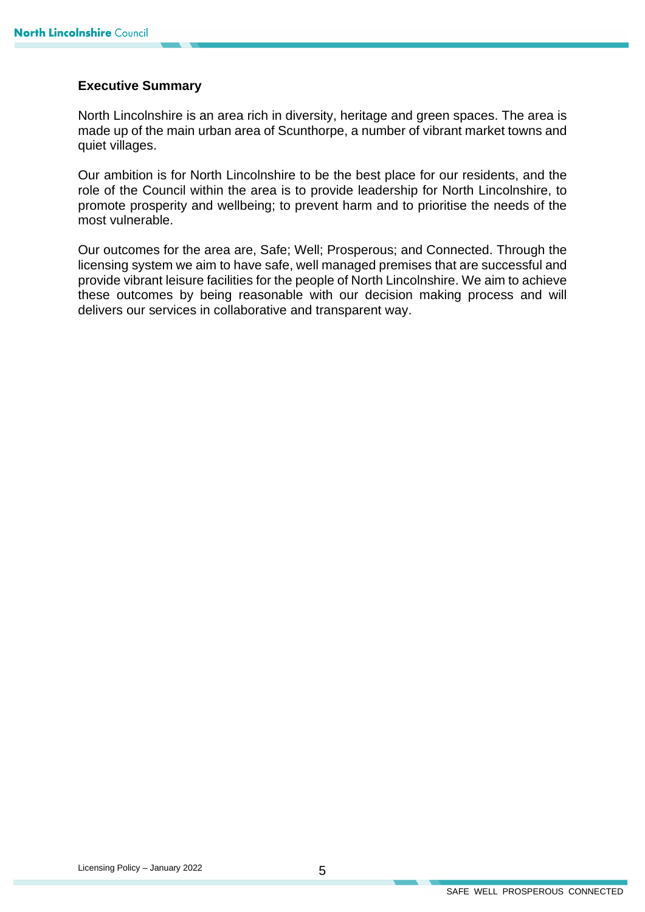## Executive Summary

North Lincolnshire is an area rich in diversity, heritage and green spaces. The area is made up of the main urban area of Scunthorpe, a number of vibrant market towns and quiet villages.

Our ambition is for North Lincolnshire to be the best place for our residents, and the role of the Council within the area is to provide leadership for North Lincolnshire, to promote prosperity and wellbeing; to prevent harm and to prioritise the needs of the most vulnerable.

Our outcomes for the area are, Safe; Well; Prosperous; and Connected. Through the licensing system we aim to have safe, well managed premises that are successful and provide vibrant leisure facilities for the people of North Lincolnshire. We aim to achieve these outcomes by being reasonable with our decision making process and will delivers our services in collaborative and transparent way.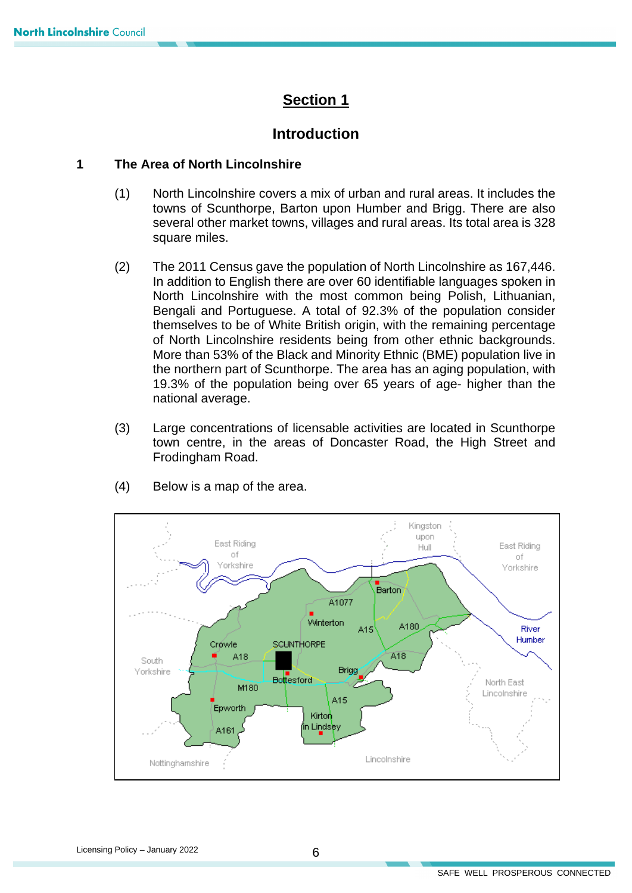# Section 1

## Introduction

### 1 The Area of North Lincolnshire

(1) North Lincolnshire covers a mix of urban and rural areas. It includes the towns of Scunthorpe, Barton upon Humber and Brigg. There are also several other market towns, villages and rural areas. Its total area is 328 square miles.

(2) The 2011 Census gave the population of North Lincolnshire as 167,446. In addition to English there are over 60 identifiable languages spoken in North Lincolnshire with the most common being Polish, Lithuanian, Bengali and Portuguese. A total of 92.3% of the population consider themselves to be of White British origin, with the remaining percentage of North Lincolnshire residents being from other ethnic backgrounds. More than 53% of the Black and Minority Ethnic (BME) population live in the northern part of Scunthorpe. The area has an aging population, with 19.3% of the population being over 65 years of age- higher than the national average.

(3) Large concentrations of licensable activities are located in Scunthorpe town centre, in the areas of Doncaster Road, the High Street and Frodingham Road.

(4) Below is a map of the area.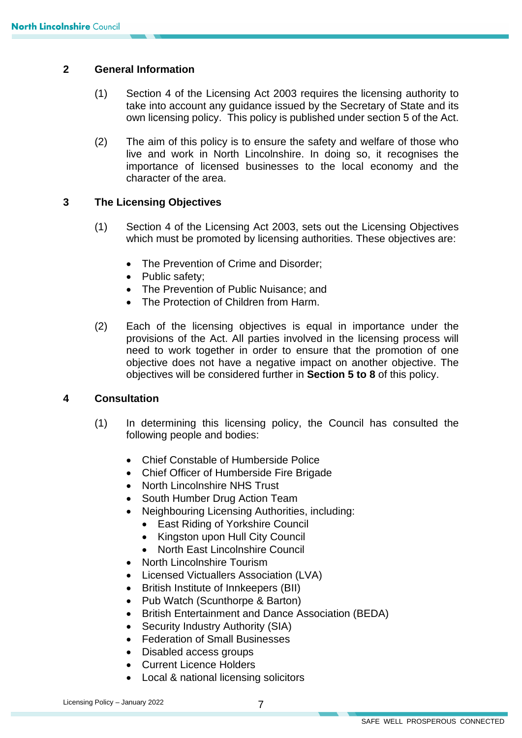## 2 General Information

(1) Section 4 of the Licensing Act 2003 requires the licensing authority to take into account any guidance issued by the Secretary of State and its own licensing policy. This policy is published under section 5 of the Act.

(2) The aim of this policy is to ensure the safety and welfare of those who live and work in North Lincolnshire. In doing so, it recognises the importance of licensed businesses to the local economy and the character of the area.

## 3 The Licensing Objectives

(1) Section 4 of the Licensing Act 2003, sets out the Licensing Objectives which must be promoted by licensing authorities. These objectives are:

- The Prevention of Crime and Disorder;
- Public safety;
- The Prevention of Public Nuisance; and
- The Protection of Children from Harm.

(2) Each of the licensing objectives is equal in importance under the provisions of the Act. All parties involved in the licensing process will need to work together in order to ensure that the promotion of one objective does not have a negative impact on another objective. The objectives will be considered further in **Section 5 to 8** of this policy.

## 4 Consultation

(1) In determining this licensing policy, the Council has consulted the following people and bodies:

- Chief Constable of Humberside Police
- Chief Officer of Humberside Fire Brigade
- North Lincolnshire NHS Trust
- South Humber Drug Action Team
- Neighbouring Licensing Authorities, including:
  - East Riding of Yorkshire Council
  - Kingston upon Hull City Council
  - North East Lincolnshire Council
- North Lincolnshire Tourism
- Licensed Victuallers Association (LVA)
- British Institute of Innkeepers (BII)
- Pub Watch (Scunthorpe & Barton)
- British Entertainment and Dance Association (BEDA)
- Security Industry Authority (SIA)
- Federation of Small Businesses
- Disabled access groups
- Current Licence Holders
- Local & national licensing solicitors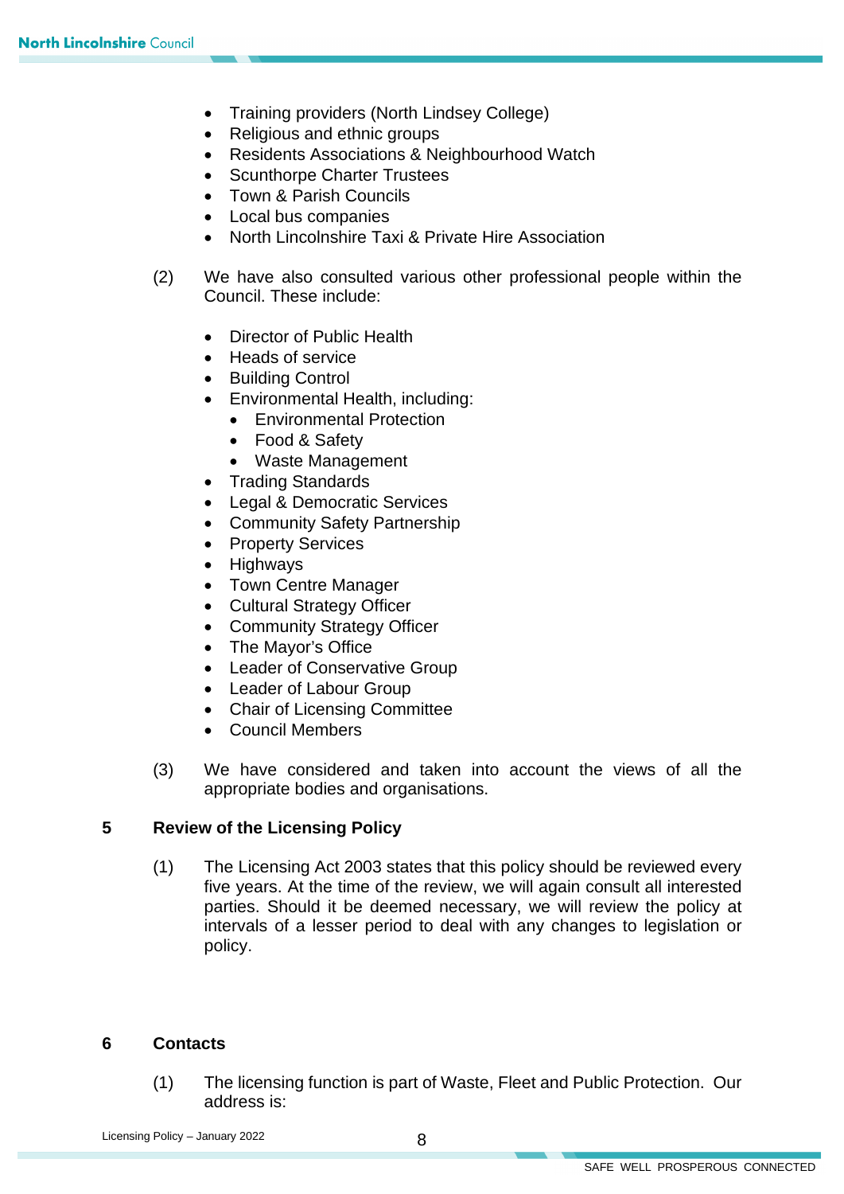- Training providers (North Lindsey College)
- Religious and ethnic groups
- Residents Associations & Neighbourhood Watch
- Scunthorpe Charter Trustees
- Town & Parish Councils
- Local bus companies
- North Lincolnshire Taxi & Private Hire Association

(2) We have also consulted various other professional people within the Council. These include:

- Director of Public Health
- Heads of service
- Building Control
- Environmental Health, including:
  - Environmental Protection
  - Food & Safety
  - Waste Management
- Trading Standards
- Legal & Democratic Services
- Community Safety Partnership
- Property Services
- Highways
- Town Centre Manager
- Cultural Strategy Officer
- Community Strategy Officer
- The Mayor's Office
- Leader of Conservative Group
- Leader of Labour Group
- Chair of Licensing Committee
- Council Members

(3) We have considered and taken into account the views of all the appropriate bodies and organisations.

## 5 Review of the Licensing Policy

(1) The Licensing Act 2003 states that this policy should be reviewed every five years. At the time of the review, we will again consult all interested parties. Should it be deemed necessary, we will review the policy at intervals of a lesser period to deal with any changes to legislation or policy.

## 6 Contacts

(1) The licensing function is part of Waste, Fleet and Public Protection. Our address is: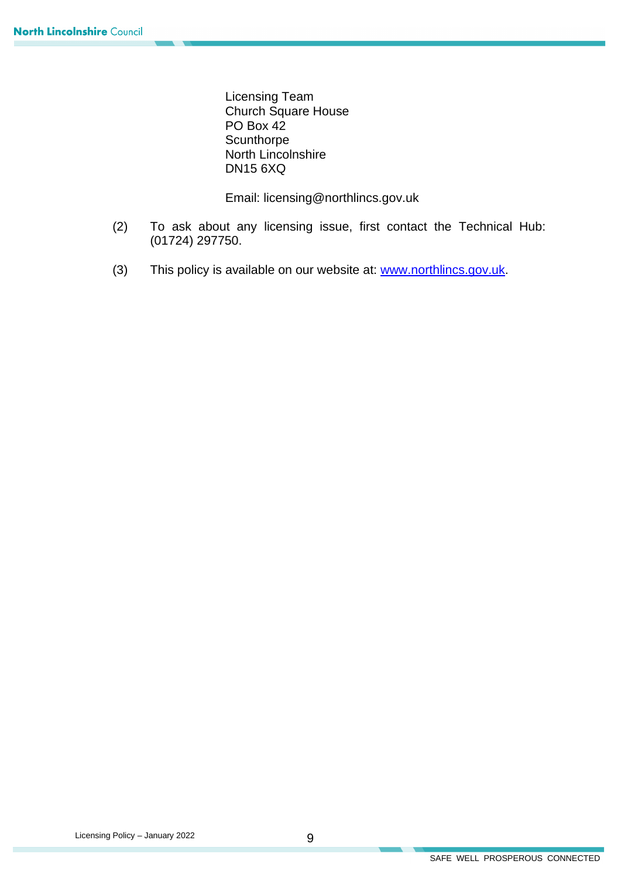Licensing Team
Church Square House
PO Box 42
Scunthorpe
North Lincolnshire
DN15 6XQ

Email: licensing@northlincs.gov.uk

(2) To ask about any licensing issue, first contact the Technical Hub: (01724) 297750.

(3) This policy is available on our website at: [www.northlincs.gov.uk](http://www.northlincs.gov.uk).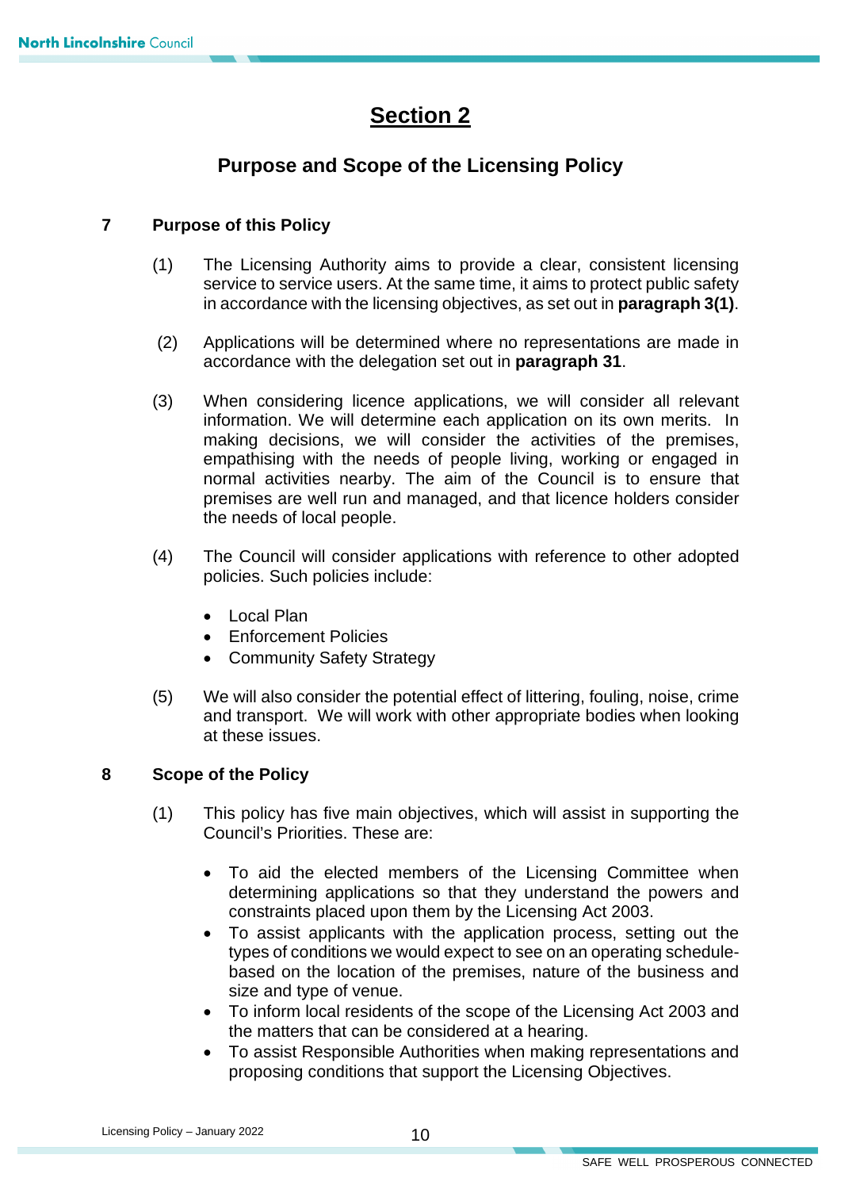# Section 2

## Purpose and Scope of the Licensing Policy

### 7 Purpose of this Policy

(1) The Licensing Authority aims to provide a clear, consistent licensing service to service users. At the same time, it aims to protect public safety in accordance with the licensing objectives, as set out in **paragraph 3(1)**.

(2) Applications will be determined where no representations are made in accordance with the delegation set out in **paragraph 31**.

(3) When considering licence applications, we will consider all relevant information. We will determine each application on its own merits. In making decisions, we will consider the activities of the premises, empathising with the needs of people living, working or engaged in normal activities nearby. The aim of the Council is to ensure that premises are well run and managed, and that licence holders consider the needs of local people.

(4) The Council will consider applications with reference to other adopted policies. Such policies include:

- Local Plan
- Enforcement Policies
- Community Safety Strategy

(5) We will also consider the potential effect of littering, fouling, noise, crime and transport. We will work with other appropriate bodies when looking at these issues.

### 8 Scope of the Policy

(1) This policy has five main objectives, which will assist in supporting the Council's Priorities. These are:

- To aid the elected members of the Licensing Committee when determining applications so that they understand the powers and constraints placed upon them by the Licensing Act 2003.
- To assist applicants with the application process, setting out the types of conditions we would expect to see on an operating schedule-based on the location of the premises, nature of the business and size and type of venue.
- To inform local residents of the scope of the Licensing Act 2003 and the matters that can be considered at a hearing.
- To assist Responsible Authorities when making representations and proposing conditions that support the Licensing Objectives.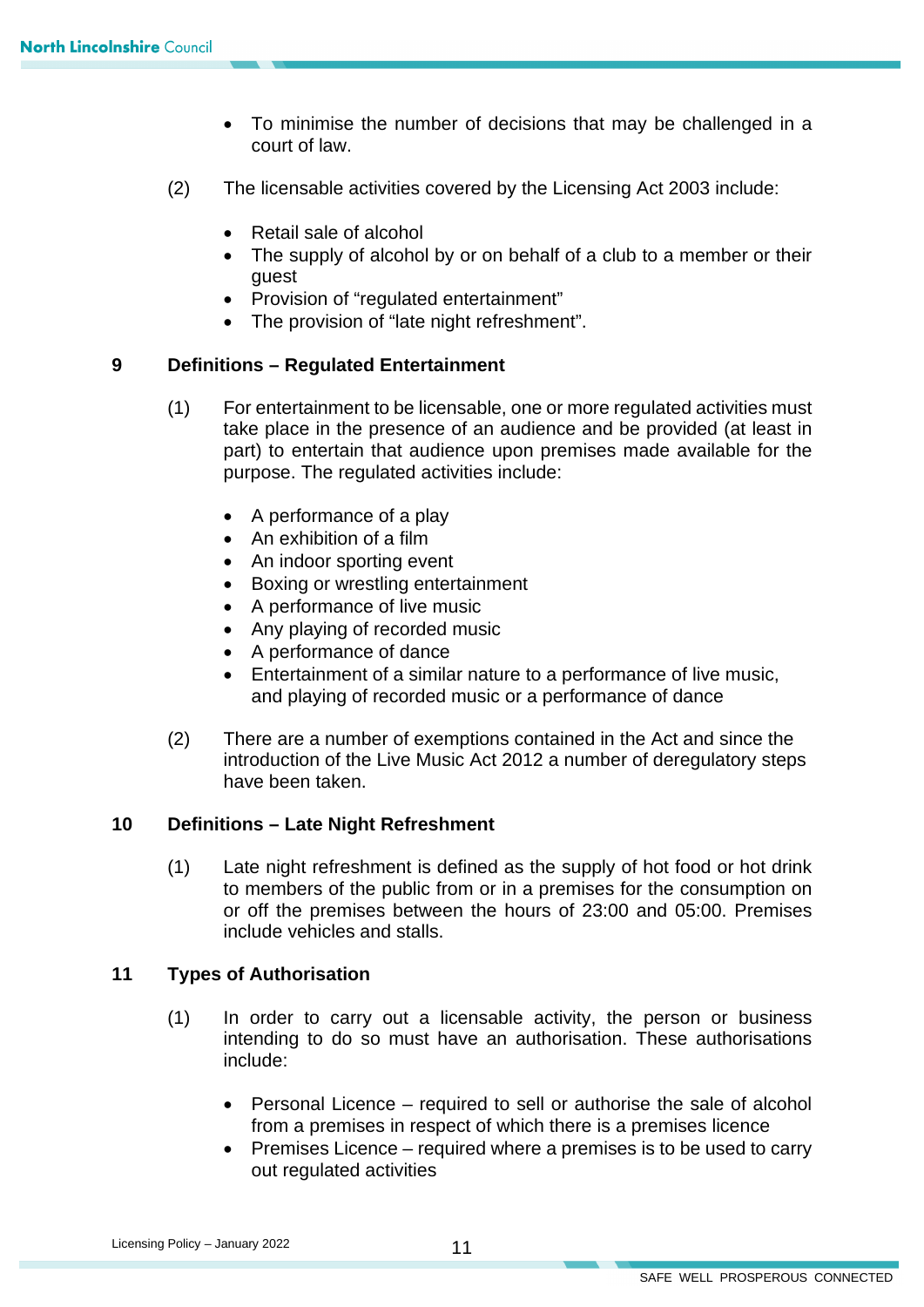- To minimise the number of decisions that may be challenged in a court of law.

(2) The licensable activities covered by the Licensing Act 2003 include:

- Retail sale of alcohol
- The supply of alcohol by or on behalf of a club to a member or their guest
- Provision of "regulated entertainment"
- The provision of "late night refreshment".

## 9 Definitions – Regulated Entertainment

(1) For entertainment to be licensable, one or more regulated activities must take place in the presence of an audience and be provided (at least in part) to entertain that audience upon premises made available for the purpose. The regulated activities include:

- A performance of a play
- An exhibition of a film
- An indoor sporting event
- Boxing or wrestling entertainment
- A performance of live music
- Any playing of recorded music
- A performance of dance
- Entertainment of a similar nature to a performance of live music, and playing of recorded music or a performance of dance

(2) There are a number of exemptions contained in the Act and since the introduction of the Live Music Act 2012 a number of deregulatory steps have been taken.

## 10 Definitions – Late Night Refreshment

(1) Late night refreshment is defined as the supply of hot food or hot drink to members of the public from or in a premises for the consumption on or off the premises between the hours of 23:00 and 05:00. Premises include vehicles and stalls.

## 11 Types of Authorisation

(1) In order to carry out a licensable activity, the person or business intending to do so must have an authorisation. These authorisations include:

- Personal Licence – required to sell or authorise the sale of alcohol from a premises in respect of which there is a premises licence
- Premises Licence – required where a premises is to be used to carry out regulated activities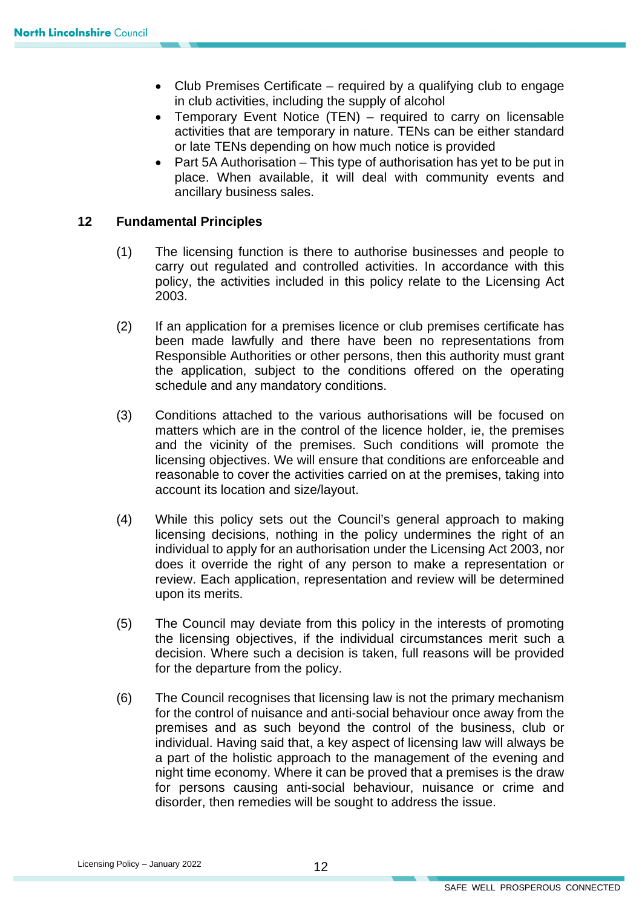- Club Premises Certificate – required by a qualifying club to engage in club activities, including the supply of alcohol
- Temporary Event Notice (TEN) – required to carry on licensable activities that are temporary in nature. TENs can be either standard or late TENs depending on how much notice is provided
- Part 5A Authorisation – This type of authorisation has yet to be put in place. When available, it will deal with community events and ancillary business sales.

## 12 Fundamental Principles

(1) The licensing function is there to authorise businesses and people to carry out regulated and controlled activities. In accordance with this policy, the activities included in this policy relate to the Licensing Act 2003.

(2) If an application for a premises licence or club premises certificate has been made lawfully and there have been no representations from Responsible Authorities or other persons, then this authority must grant the application, subject to the conditions offered on the operating schedule and any mandatory conditions.

(3) Conditions attached to the various authorisations will be focused on matters which are in the control of the licence holder, ie, the premises and the vicinity of the premises. Such conditions will promote the licensing objectives. We will ensure that conditions are enforceable and reasonable to cover the activities carried on at the premises, taking into account its location and size/layout.

(4) While this policy sets out the Council's general approach to making licensing decisions, nothing in the policy undermines the right of an individual to apply for an authorisation under the Licensing Act 2003, nor does it override the right of any person to make a representation or review. Each application, representation and review will be determined upon its merits.

(5) The Council may deviate from this policy in the interests of promoting the licensing objectives, if the individual circumstances merit such a decision. Where such a decision is taken, full reasons will be provided for the departure from the policy.

(6) The Council recognises that licensing law is not the primary mechanism for the control of nuisance and anti-social behaviour once away from the premises and as such beyond the control of the business, club or individual. Having said that, a key aspect of licensing law will always be a part of the holistic approach to the management of the evening and night time economy. Where it can be proved that a premises is the draw for persons causing anti-social behaviour, nuisance or crime and disorder, then remedies will be sought to address the issue.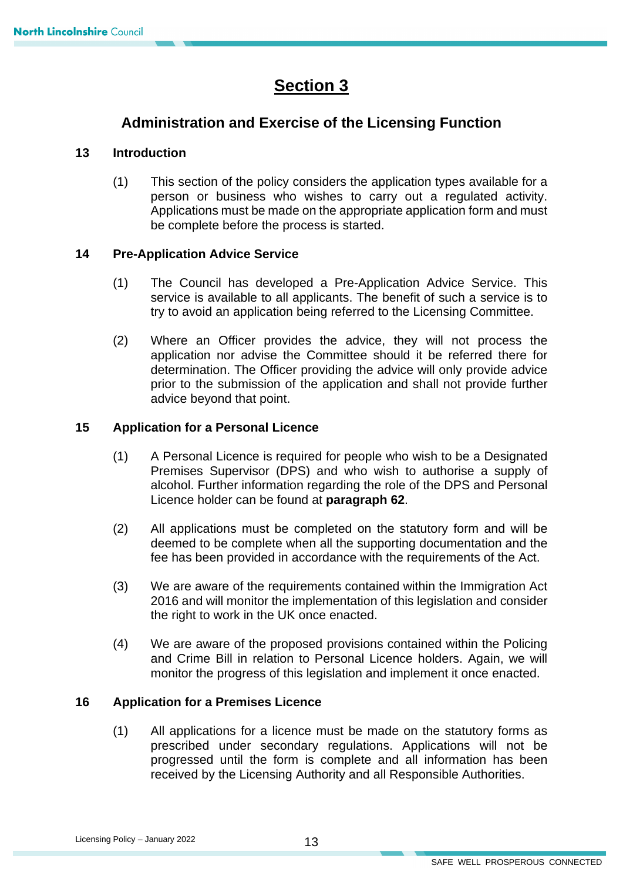# Section 3

## Administration and Exercise of the Licensing Function

### 13 Introduction

(1) This section of the policy considers the application types available for a person or business who wishes to carry out a regulated activity. Applications must be made on the appropriate application form and must be complete before the process is started.

### 14 Pre-Application Advice Service

(1) The Council has developed a Pre-Application Advice Service. This service is available to all applicants. The benefit of such a service is to try to avoid an application being referred to the Licensing Committee.

(2) Where an Officer provides the advice, they will not process the application nor advise the Committee should it be referred there for determination. The Officer providing the advice will only provide advice prior to the submission of the application and shall not provide further advice beyond that point.

### 15 Application for a Personal Licence

(1) A Personal Licence is required for people who wish to be a Designated Premises Supervisor (DPS) and who wish to authorise a supply of alcohol. Further information regarding the role of the DPS and Personal Licence holder can be found at **paragraph 62**.

(2) All applications must be completed on the statutory form and will be deemed to be complete when all the supporting documentation and the fee has been provided in accordance with the requirements of the Act.

(3) We are aware of the requirements contained within the Immigration Act 2016 and will monitor the implementation of this legislation and consider the right to work in the UK once enacted.

(4) We are aware of the proposed provisions contained within the Policing and Crime Bill in relation to Personal Licence holders. Again, we will monitor the progress of this legislation and implement it once enacted.

### 16 Application for a Premises Licence

(1) All applications for a licence must be made on the statutory forms as prescribed under secondary regulations. Applications will not be progressed until the form is complete and all information has been received by the Licensing Authority and all Responsible Authorities.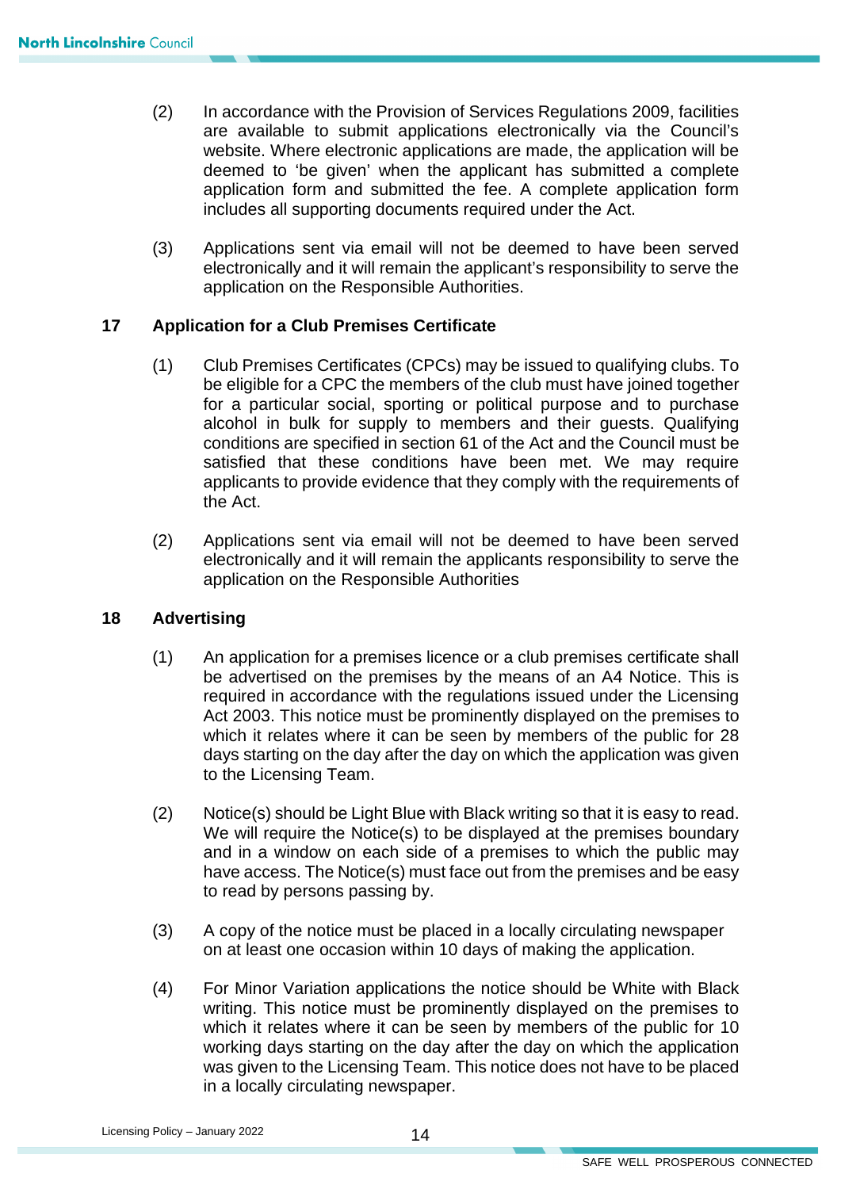(2) In accordance with the Provision of Services Regulations 2009, facilities are available to submit applications electronically via the Council's website. Where electronic applications are made, the application will be deemed to 'be given' when the applicant has submitted a complete application form and submitted the fee. A complete application form includes all supporting documents required under the Act.

(3) Applications sent via email will not be deemed to have been served electronically and it will remain the applicant's responsibility to serve the application on the Responsible Authorities.

## 17 Application for a Club Premises Certificate

(1) Club Premises Certificates (CPCs) may be issued to qualifying clubs. To be eligible for a CPC the members of the club must have joined together for a particular social, sporting or political purpose and to purchase alcohol in bulk for supply to members and their guests. Qualifying conditions are specified in section 61 of the Act and the Council must be satisfied that these conditions have been met. We may require applicants to provide evidence that they comply with the requirements of the Act.

(2) Applications sent via email will not be deemed to have been served electronically and it will remain the applicants responsibility to serve the application on the Responsible Authorities

## 18 Advertising

(1) An application for a premises licence or a club premises certificate shall be advertised on the premises by the means of an A4 Notice. This is required in accordance with the regulations issued under the Licensing Act 2003. This notice must be prominently displayed on the premises to which it relates where it can be seen by members of the public for 28 days starting on the day after the day on which the application was given to the Licensing Team.

(2) Notice(s) should be Light Blue with Black writing so that it is easy to read. We will require the Notice(s) to be displayed at the premises boundary and in a window on each side of a premises to which the public may have access. The Notice(s) must face out from the premises and be easy to read by persons passing by.

(3) A copy of the notice must be placed in a locally circulating newspaper on at least one occasion within 10 days of making the application.

(4) For Minor Variation applications the notice should be White with Black writing. This notice must be prominently displayed on the premises to which it relates where it can be seen by members of the public for 10 working days starting on the day after the day on which the application was given to the Licensing Team. This notice does not have to be placed in a locally circulating newspaper.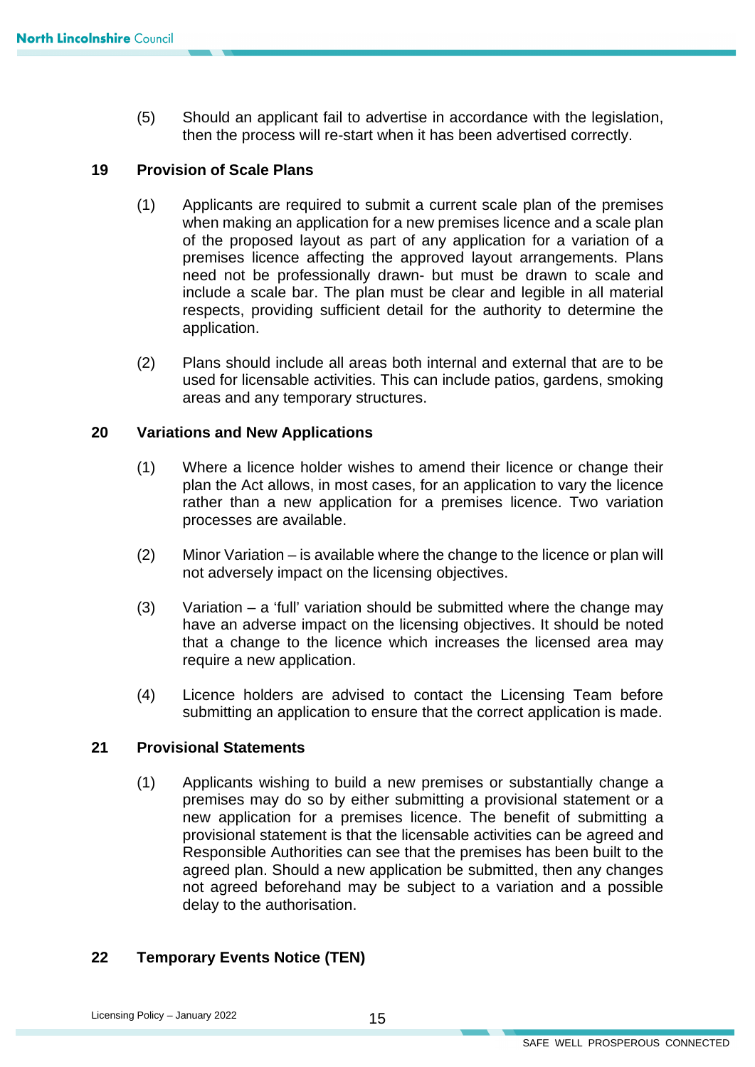(5) Should an applicant fail to advertise in accordance with the legislation, then the process will re-start when it has been advertised correctly.

## 19 Provision of Scale Plans

(1) Applicants are required to submit a current scale plan of the premises when making an application for a new premises licence and a scale plan of the proposed layout as part of any application for a variation of a premises licence affecting the approved layout arrangements. Plans need not be professionally drawn- but must be drawn to scale and include a scale bar. The plan must be clear and legible in all material respects, providing sufficient detail for the authority to determine the application.

(2) Plans should include all areas both internal and external that are to be used for licensable activities. This can include patios, gardens, smoking areas and any temporary structures.

## 20 Variations and New Applications

(1) Where a licence holder wishes to amend their licence or change their plan the Act allows, in most cases, for an application to vary the licence rather than a new application for a premises licence. Two variation processes are available.

(2) Minor Variation – is available where the change to the licence or plan will not adversely impact on the licensing objectives.

(3) Variation – a 'full' variation should be submitted where the change may have an adverse impact on the licensing objectives. It should be noted that a change to the licence which increases the licensed area may require a new application.

(4) Licence holders are advised to contact the Licensing Team before submitting an application to ensure that the correct application is made.

## 21 Provisional Statements

(1) Applicants wishing to build a new premises or substantially change a premises may do so by either submitting a provisional statement or a new application for a premises licence. The benefit of submitting a provisional statement is that the licensable activities can be agreed and Responsible Authorities can see that the premises has been built to the agreed plan. Should a new application be submitted, then any changes not agreed beforehand may be subject to a variation and a possible delay to the authorisation.

## 22 Temporary Events Notice (TEN)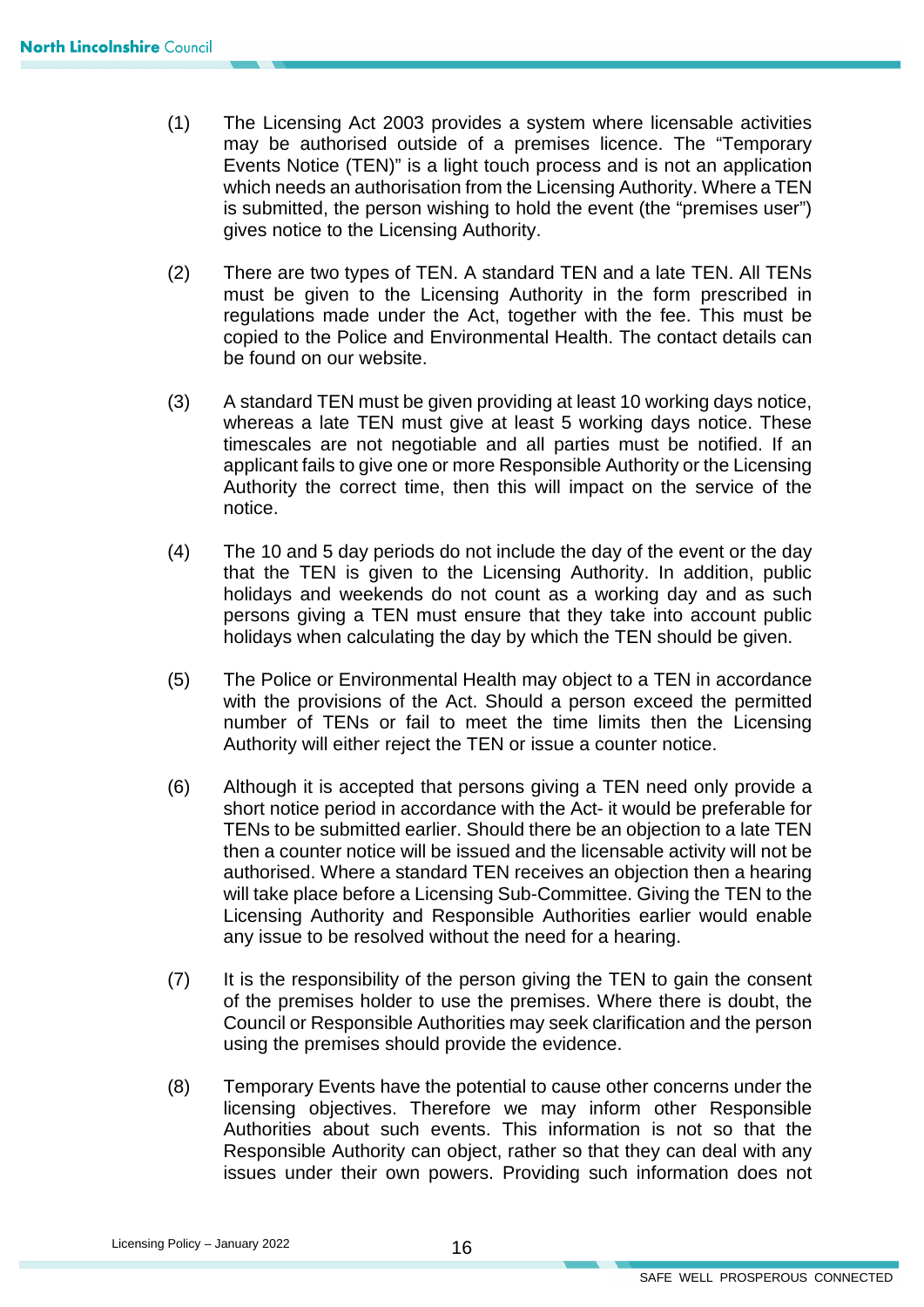(1) The Licensing Act 2003 provides a system where licensable activities may be authorised outside of a premises licence. The "Temporary Events Notice (TEN)" is a light touch process and is not an application which needs an authorisation from the Licensing Authority. Where a TEN is submitted, the person wishing to hold the event (the "premises user") gives notice to the Licensing Authority.

(2) There are two types of TEN. A standard TEN and a late TEN. All TENs must be given to the Licensing Authority in the form prescribed in regulations made under the Act, together with the fee. This must be copied to the Police and Environmental Health. The contact details can be found on our website.

(3) A standard TEN must be given providing at least 10 working days notice, whereas a late TEN must give at least 5 working days notice. These timescales are not negotiable and all parties must be notified. If an applicant fails to give one or more Responsible Authority or the Licensing Authority the correct time, then this will impact on the service of the notice.

(4) The 10 and 5 day periods do not include the day of the event or the day that the TEN is given to the Licensing Authority. In addition, public holidays and weekends do not count as a working day and as such persons giving a TEN must ensure that they take into account public holidays when calculating the day by which the TEN should be given.

(5) The Police or Environmental Health may object to a TEN in accordance with the provisions of the Act. Should a person exceed the permitted number of TENs or fail to meet the time limits then the Licensing Authority will either reject the TEN or issue a counter notice.

(6) Although it is accepted that persons giving a TEN need only provide a short notice period in accordance with the Act- it would be preferable for TENs to be submitted earlier. Should there be an objection to a late TEN then a counter notice will be issued and the licensable activity will not be authorised. Where a standard TEN receives an objection then a hearing will take place before a Licensing Sub-Committee. Giving the TEN to the Licensing Authority and Responsible Authorities earlier would enable any issue to be resolved without the need for a hearing.

(7) It is the responsibility of the person giving the TEN to gain the consent of the premises holder to use the premises. Where there is doubt, the Council or Responsible Authorities may seek clarification and the person using the premises should provide the evidence.

(8) Temporary Events have the potential to cause other concerns under the licensing objectives. Therefore we may inform other Responsible Authorities about such events. This information is not so that the Responsible Authority can object, rather so that they can deal with any issues under their own powers. Providing such information does not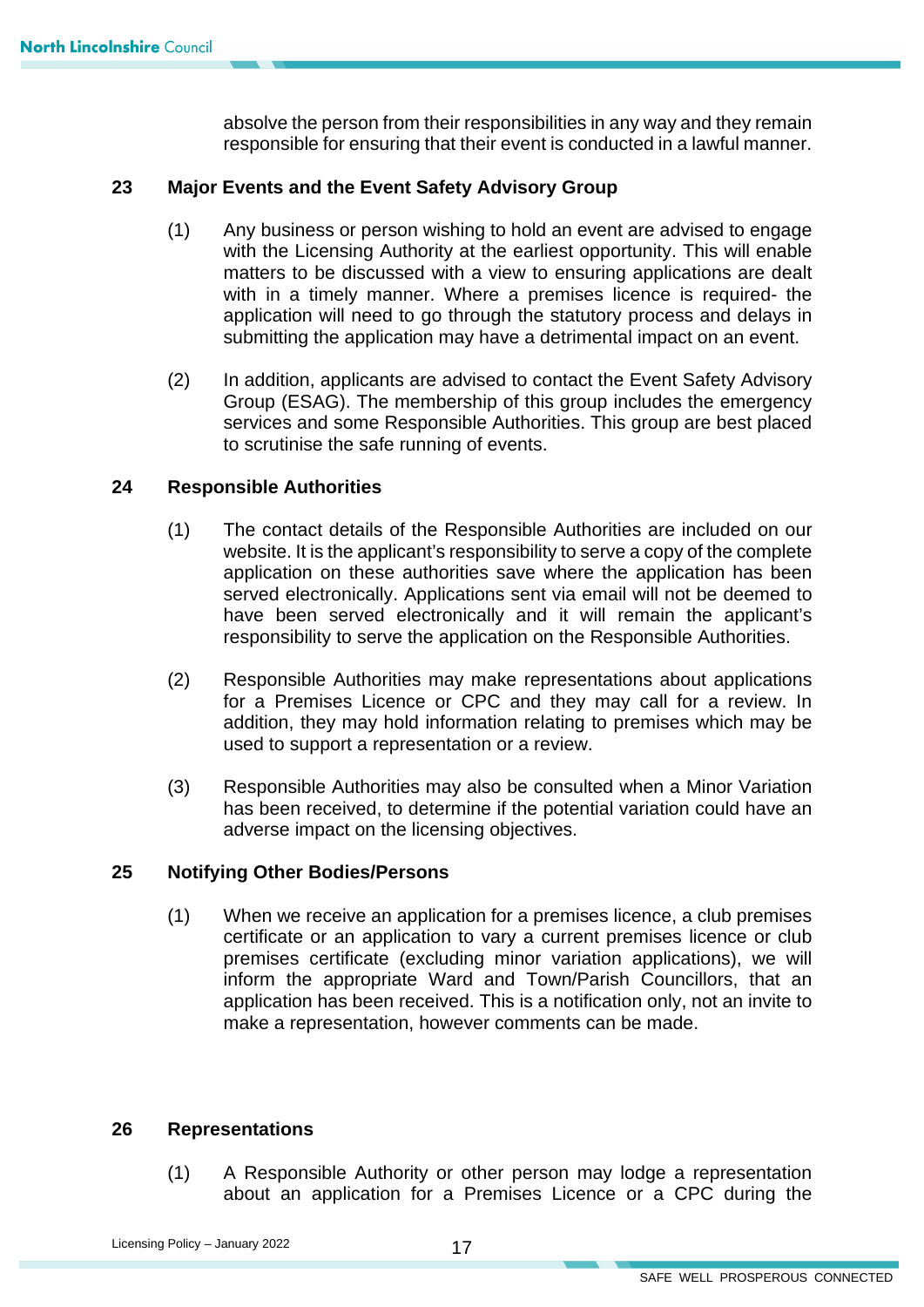absolve the person from their responsibilities in any way and they remain responsible for ensuring that their event is conducted in a lawful manner.

## 23 Major Events and the Event Safety Advisory Group

(1) Any business or person wishing to hold an event are advised to engage with the Licensing Authority at the earliest opportunity. This will enable matters to be discussed with a view to ensuring applications are dealt with in a timely manner. Where a premises licence is required- the application will need to go through the statutory process and delays in submitting the application may have a detrimental impact on an event.

(2) In addition, applicants are advised to contact the Event Safety Advisory Group (ESAG). The membership of this group includes the emergency services and some Responsible Authorities. This group are best placed to scrutinise the safe running of events.

## 24 Responsible Authorities

(1) The contact details of the Responsible Authorities are included on our website. It is the applicant's responsibility to serve a copy of the complete application on these authorities save where the application has been served electronically. Applications sent via email will not be deemed to have been served electronically and it will remain the applicant's responsibility to serve the application on the Responsible Authorities.

(2) Responsible Authorities may make representations about applications for a Premises Licence or CPC and they may call for a review. In addition, they may hold information relating to premises which may be used to support a representation or a review.

(3) Responsible Authorities may also be consulted when a Minor Variation has been received, to determine if the potential variation could have an adverse impact on the licensing objectives.

## 25 Notifying Other Bodies/Persons

(1) When we receive an application for a premises licence, a club premises certificate or an application to vary a current premises licence or club premises certificate (excluding minor variation applications), we will inform the appropriate Ward and Town/Parish Councillors, that an application has been received. This is a notification only, not an invite to make a representation, however comments can be made.

## 26 Representations

(1) A Responsible Authority or other person may lodge a representation about an application for a Premises Licence or a CPC during the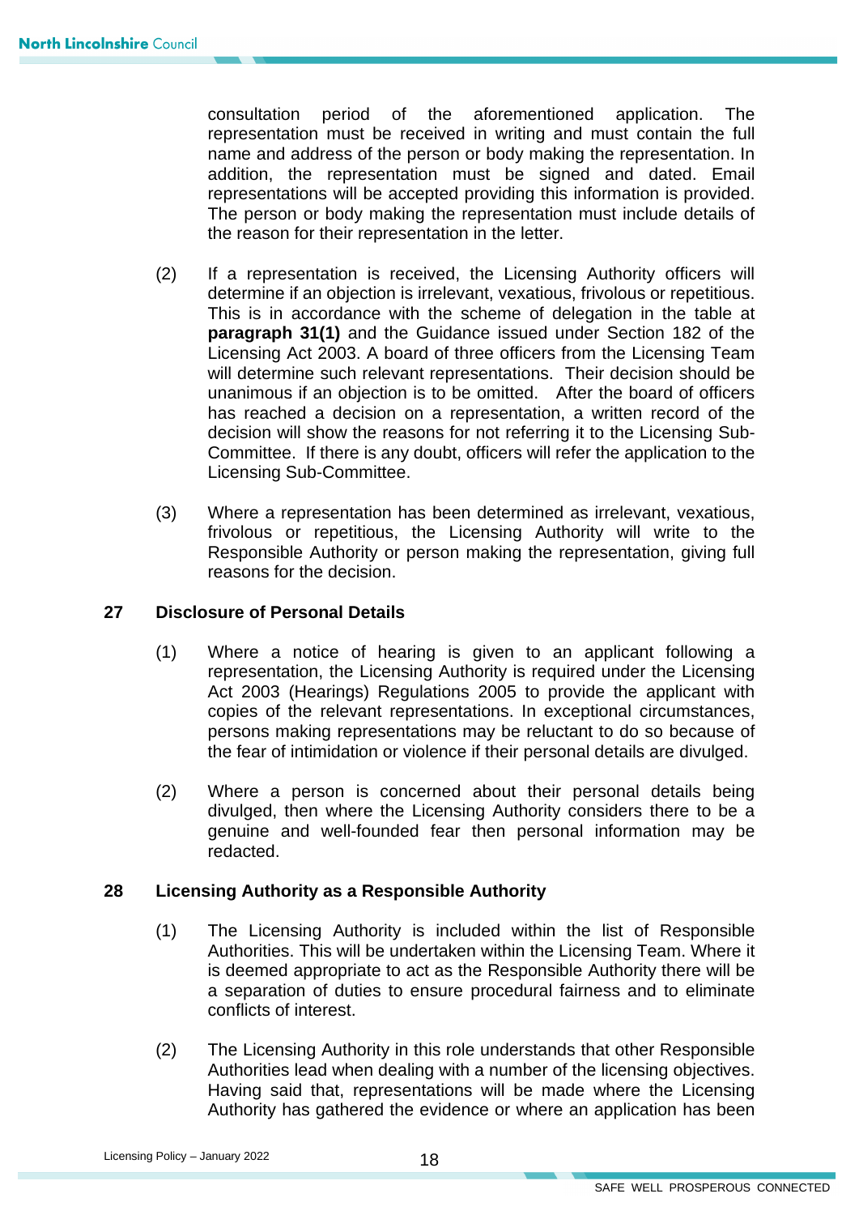consultation period of the aforementioned application. The representation must be received in writing and must contain the full name and address of the person or body making the representation. In addition, the representation must be signed and dated. Email representations will be accepted providing this information is provided. The person or body making the representation must include details of the reason for their representation in the letter.

(2) If a representation is received, the Licensing Authority officers will determine if an objection is irrelevant, vexatious, frivolous or repetitious. This is in accordance with the scheme of delegation in the table at **paragraph 31(1)** and the Guidance issued under Section 182 of the Licensing Act 2003. A board of three officers from the Licensing Team will determine such relevant representations. Their decision should be unanimous if an objection is to be omitted. After the board of officers has reached a decision on a representation, a written record of the decision will show the reasons for not referring it to the Licensing Sub-Committee. If there is any doubt, officers will refer the application to the Licensing Sub-Committee.

(3) Where a representation has been determined as irrelevant, vexatious, frivolous or repetitious, the Licensing Authority will write to the Responsible Authority or person making the representation, giving full reasons for the decision.

## 27 Disclosure of Personal Details

(1) Where a notice of hearing is given to an applicant following a representation, the Licensing Authority is required under the Licensing Act 2003 (Hearings) Regulations 2005 to provide the applicant with copies of the relevant representations. In exceptional circumstances, persons making representations may be reluctant to do so because of the fear of intimidation or violence if their personal details are divulged.

(2) Where a person is concerned about their personal details being divulged, then where the Licensing Authority considers there to be a genuine and well-founded fear then personal information may be redacted.

## 28 Licensing Authority as a Responsible Authority

(1) The Licensing Authority is included within the list of Responsible Authorities. This will be undertaken within the Licensing Team. Where it is deemed appropriate to act as the Responsible Authority there will be a separation of duties to ensure procedural fairness and to eliminate conflicts of interest.

(2) The Licensing Authority in this role understands that other Responsible Authorities lead when dealing with a number of the licensing objectives. Having said that, representations will be made where the Licensing Authority has gathered the evidence or where an application has been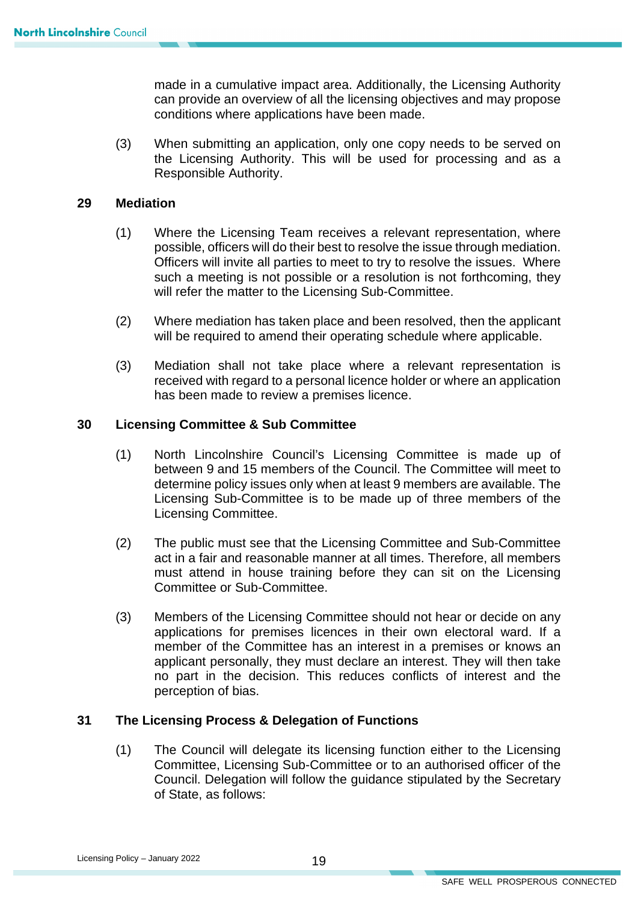made in a cumulative impact area. Additionally, the Licensing Authority can provide an overview of all the licensing objectives and may propose conditions where applications have been made.

(3) When submitting an application, only one copy needs to be served on the Licensing Authority. This will be used for processing and as a Responsible Authority.

## 29 Mediation

(1) Where the Licensing Team receives a relevant representation, where possible, officers will do their best to resolve the issue through mediation. Officers will invite all parties to meet to try to resolve the issues. Where such a meeting is not possible or a resolution is not forthcoming, they will refer the matter to the Licensing Sub-Committee.

(2) Where mediation has taken place and been resolved, then the applicant will be required to amend their operating schedule where applicable.

(3) Mediation shall not take place where a relevant representation is received with regard to a personal licence holder or where an application has been made to review a premises licence.

## 30 Licensing Committee & Sub Committee

(1) North Lincolnshire Council's Licensing Committee is made up of between 9 and 15 members of the Council. The Committee will meet to determine policy issues only when at least 9 members are available. The Licensing Sub-Committee is to be made up of three members of the Licensing Committee.

(2) The public must see that the Licensing Committee and Sub-Committee act in a fair and reasonable manner at all times. Therefore, all members must attend in house training before they can sit on the Licensing Committee or Sub-Committee.

(3) Members of the Licensing Committee should not hear or decide on any applications for premises licences in their own electoral ward. If a member of the Committee has an interest in a premises or knows an applicant personally, they must declare an interest. They will then take no part in the decision. This reduces conflicts of interest and the perception of bias.

## 31 The Licensing Process & Delegation of Functions

(1) The Council will delegate its licensing function either to the Licensing Committee, Licensing Sub-Committee or to an authorised officer of the Council. Delegation will follow the guidance stipulated by the Secretary of State, as follows: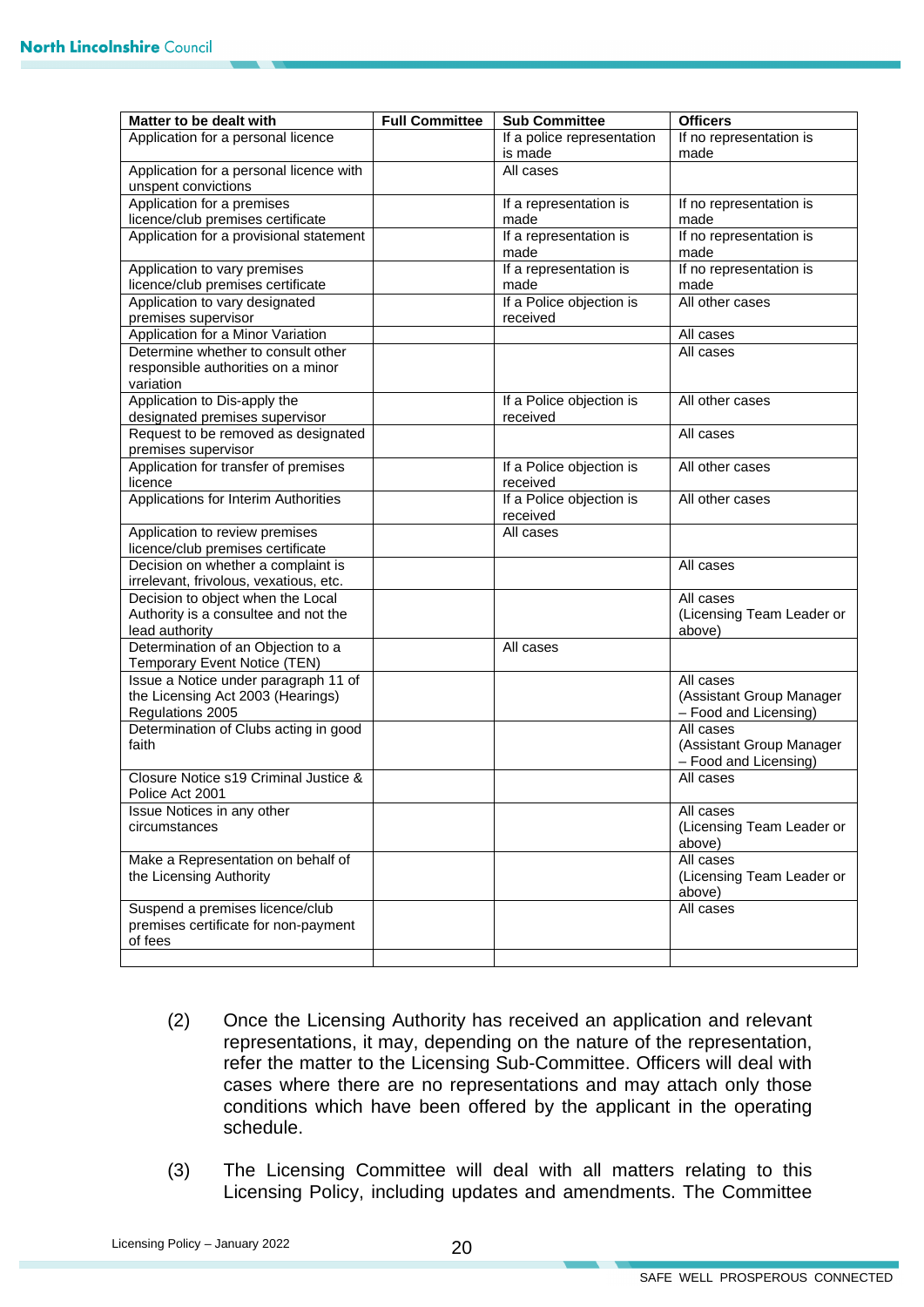| Matter to be dealt with | Full Committee | Sub Committee | Officers |
|---|---|---|---|
| Application for a personal licence | | If a police representation is made | If no representation is made |
| Application for a personal licence with unspent convictions | | All cases | |
| Application for a premises licence/club premises certificate | | If a representation is made | If no representation is made |
| Application for a provisional statement | | If a representation is made | If no representation is made |
| Application to vary premises licence/club premises certificate | | If a representation is made | If no representation is made |
| Application to vary designated premises supervisor | | If a Police objection is received | All other cases |
| Application for a Minor Variation | | | All cases |
| Determine whether to consult other responsible authorities on a minor variation | | | All cases |
| Application to Dis-apply the designated premises supervisor | | If a Police objection is received | All other cases |
| Request to be removed as designated premises supervisor | | | All cases |
| Application for transfer of premises licence | | If a Police objection is received | All other cases |
| Applications for Interim Authorities | | If a Police objection is received | All other cases |
| Application to review premises licence/club premises certificate | | All cases | |
| Decision on whether a complaint is irrelevant, frivolous, vexatious, etc. | | | All cases |
| Decision to object when the Local Authority is a consultee and not the lead authority | | | All cases (Licensing Team Leader or above) |
| Determination of an Objection to a Temporary Event Notice (TEN) | | All cases | |
| Issue a Notice under paragraph 11 of the Licensing Act 2003 (Hearings) Regulations 2005 | | | All cases (Assistant Group Manager – Food and Licensing) |
| Determination of Clubs acting in good faith | | | All cases (Assistant Group Manager – Food and Licensing) |
| Closure Notice s19 Criminal Justice & Police Act 2001 | | | All cases |
| Issue Notices in any other circumstances | | | All cases (Licensing Team Leader or above) |
| Make a Representation on behalf of the Licensing Authority | | | All cases (Licensing Team Leader or above) |
| Suspend a premises licence/club premises certificate for non-payment of fees | | | All cases |
| | | | |

(2) Once the Licensing Authority has received an application and relevant representations, it may, depending on the nature of the representation, refer the matter to the Licensing Sub-Committee. Officers will deal with cases where there are no representations and may attach only those conditions which have been offered by the applicant in the operating schedule.

(3) The Licensing Committee will deal with all matters relating to this Licensing Policy, including updates and amendments. The Committee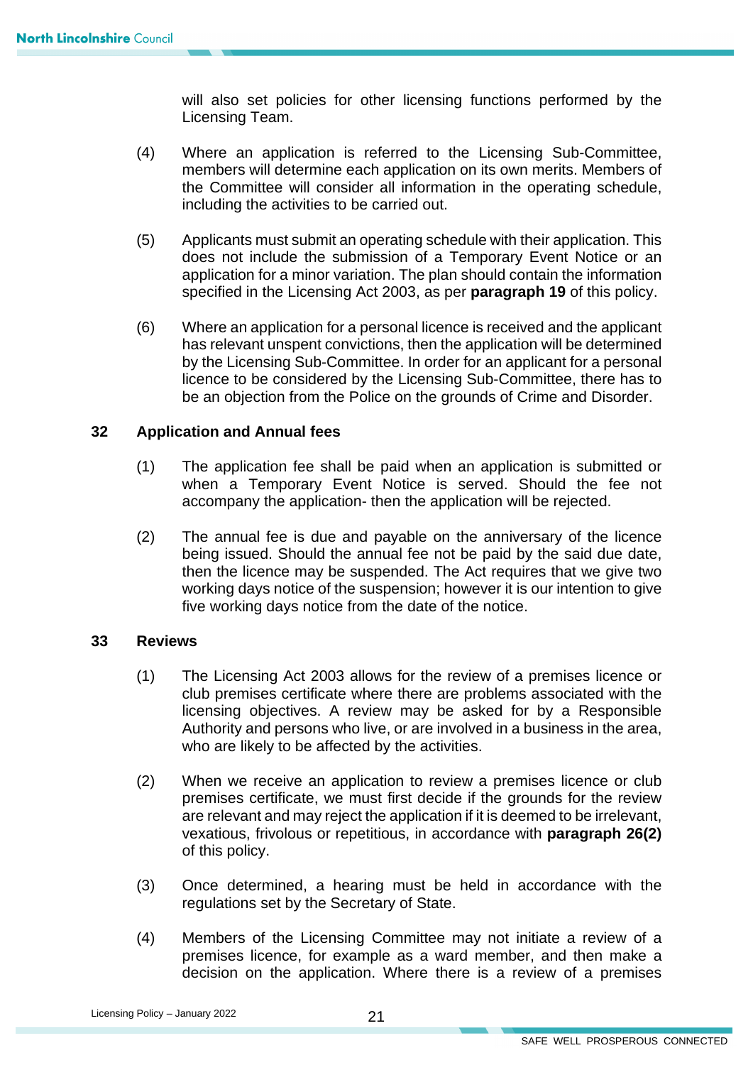will also set policies for other licensing functions performed by the Licensing Team.

(4) Where an application is referred to the Licensing Sub-Committee, members will determine each application on its own merits. Members of the Committee will consider all information in the operating schedule, including the activities to be carried out.

(5) Applicants must submit an operating schedule with their application. This does not include the submission of a Temporary Event Notice or an application for a minor variation. The plan should contain the information specified in the Licensing Act 2003, as per **paragraph 19** of this policy.

(6) Where an application for a personal licence is received and the applicant has relevant unspent convictions, then the application will be determined by the Licensing Sub-Committee. In order for an applicant for a personal licence to be considered by the Licensing Sub-Committee, there has to be an objection from the Police on the grounds of Crime and Disorder.

## 32 Application and Annual fees

(1) The application fee shall be paid when an application is submitted or when a Temporary Event Notice is served. Should the fee not accompany the application- then the application will be rejected.

(2) The annual fee is due and payable on the anniversary of the licence being issued. Should the annual fee not be paid by the said due date, then the licence may be suspended. The Act requires that we give two working days notice of the suspension; however it is our intention to give five working days notice from the date of the notice.

## 33 Reviews

(1) The Licensing Act 2003 allows for the review of a premises licence or club premises certificate where there are problems associated with the licensing objectives. A review may be asked for by a Responsible Authority and persons who live, or are involved in a business in the area, who are likely to be affected by the activities.

(2) When we receive an application to review a premises licence or club premises certificate, we must first decide if the grounds for the review are relevant and may reject the application if it is deemed to be irrelevant, vexatious, frivolous or repetitious, in accordance with **paragraph 26(2)** of this policy.

(3) Once determined, a hearing must be held in accordance with the regulations set by the Secretary of State.

(4) Members of the Licensing Committee may not initiate a review of a premises licence, for example as a ward member, and then make a decision on the application. Where there is a review of a premises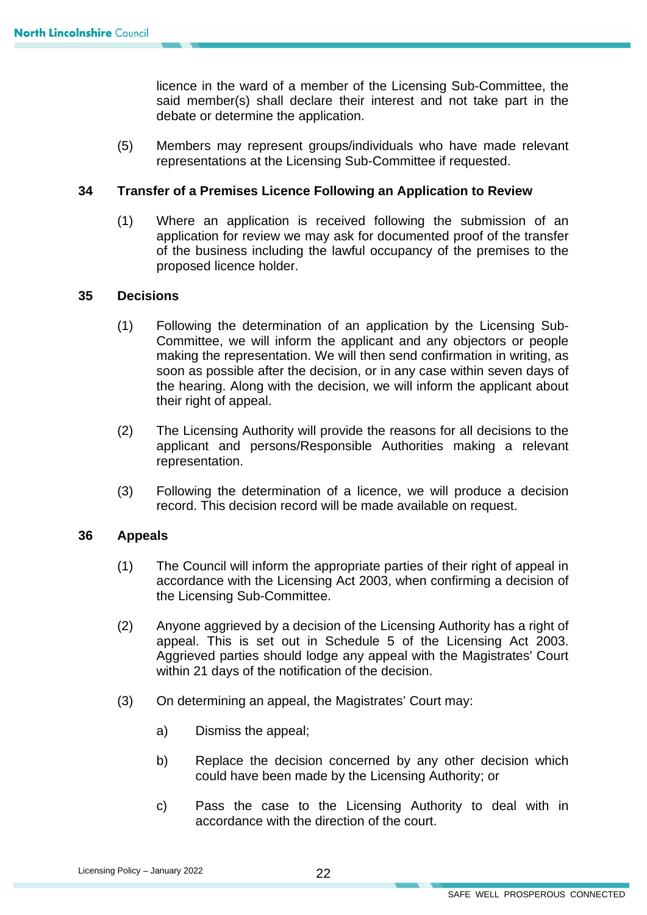licence in the ward of a member of the Licensing Sub-Committee, the said member(s) shall declare their interest and not take part in the debate or determine the application.

(5) Members may represent groups/individuals who have made relevant representations at the Licensing Sub-Committee if requested.

## 34 Transfer of a Premises Licence Following an Application to Review

(1) Where an application is received following the submission of an application for review we may ask for documented proof of the transfer of the business including the lawful occupancy of the premises to the proposed licence holder.

## 35 Decisions

(1) Following the determination of an application by the Licensing Sub-Committee, we will inform the applicant and any objectors or people making the representation. We will then send confirmation in writing, as soon as possible after the decision, or in any case within seven days of the hearing. Along with the decision, we will inform the applicant about their right of appeal.

(2) The Licensing Authority will provide the reasons for all decisions to the applicant and persons/Responsible Authorities making a relevant representation.

(3) Following the determination of a licence, we will produce a decision record. This decision record will be made available on request.

## 36 Appeals

(1) The Council will inform the appropriate parties of their right of appeal in accordance with the Licensing Act 2003, when confirming a decision of the Licensing Sub-Committee.

(2) Anyone aggrieved by a decision of the Licensing Authority has a right of appeal. This is set out in Schedule 5 of the Licensing Act 2003. Aggrieved parties should lodge any appeal with the Magistrates' Court within 21 days of the notification of the decision.

(3) On determining an appeal, the Magistrates' Court may:

a) Dismiss the appeal;

b) Replace the decision concerned by any other decision which could have been made by the Licensing Authority; or

c) Pass the case to the Licensing Authority to deal with in accordance with the direction of the court.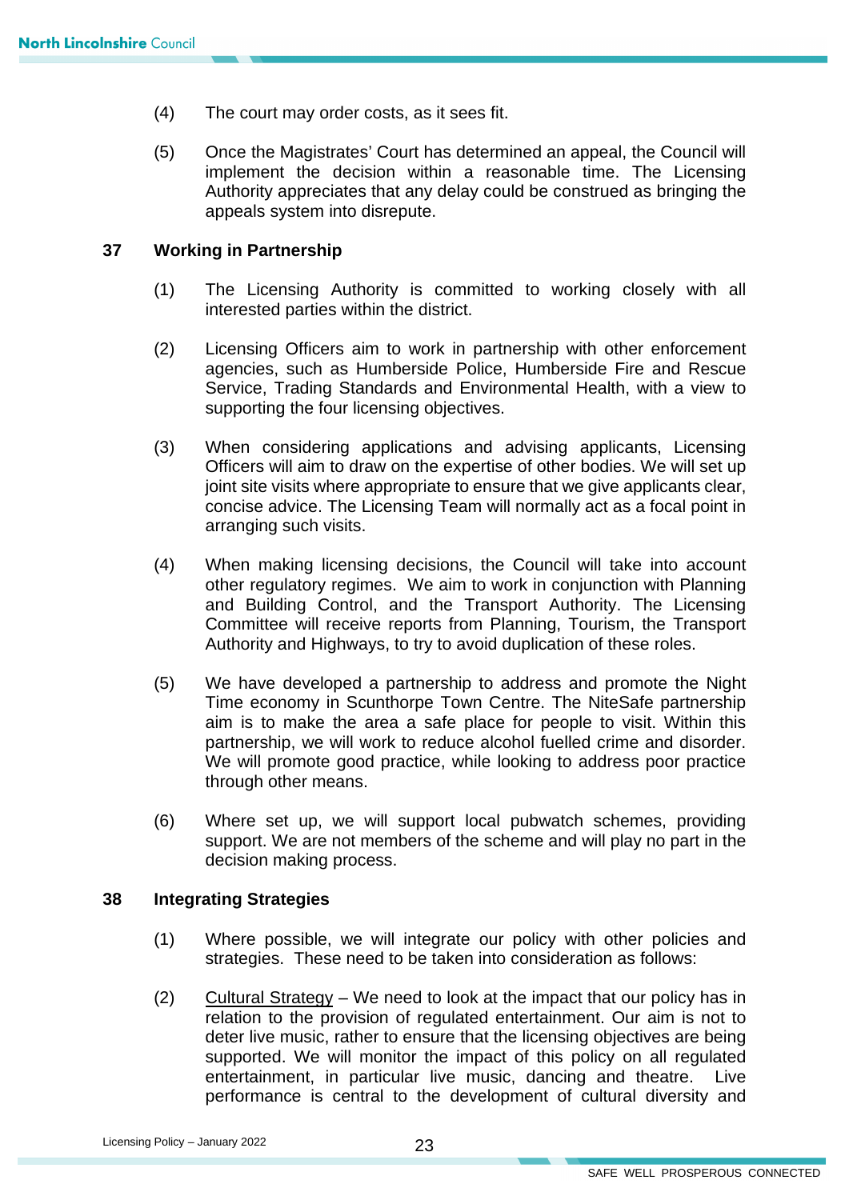(4) The court may order costs, as it sees fit.

(5) Once the Magistrates' Court has determined an appeal, the Council will implement the decision within a reasonable time. The Licensing Authority appreciates that any delay could be construed as bringing the appeals system into disrepute.

## 37 Working in Partnership

(1) The Licensing Authority is committed to working closely with all interested parties within the district.

(2) Licensing Officers aim to work in partnership with other enforcement agencies, such as Humberside Police, Humberside Fire and Rescue Service, Trading Standards and Environmental Health, with a view to supporting the four licensing objectives.

(3) When considering applications and advising applicants, Licensing Officers will aim to draw on the expertise of other bodies. We will set up joint site visits where appropriate to ensure that we give applicants clear, concise advice. The Licensing Team will normally act as a focal point in arranging such visits.

(4) When making licensing decisions, the Council will take into account other regulatory regimes. We aim to work in conjunction with Planning and Building Control, and the Transport Authority. The Licensing Committee will receive reports from Planning, Tourism, the Transport Authority and Highways, to try to avoid duplication of these roles.

(5) We have developed a partnership to address and promote the Night Time economy in Scunthorpe Town Centre. The NiteSafe partnership aim is to make the area a safe place for people to visit. Within this partnership, we will work to reduce alcohol fuelled crime and disorder. We will promote good practice, while looking to address poor practice through other means.

(6) Where set up, we will support local pubwatch schemes, providing support. We are not members of the scheme and will play no part in the decision making process.

## 38 Integrating Strategies

(1) Where possible, we will integrate our policy with other policies and strategies. These need to be taken into consideration as follows:

(2) Cultural Strategy – We need to look at the impact that our policy has in relation to the provision of regulated entertainment. Our aim is not to deter live music, rather to ensure that the licensing objectives are being supported. We will monitor the impact of this policy on all regulated entertainment, in particular live music, dancing and theatre. Live performance is central to the development of cultural diversity and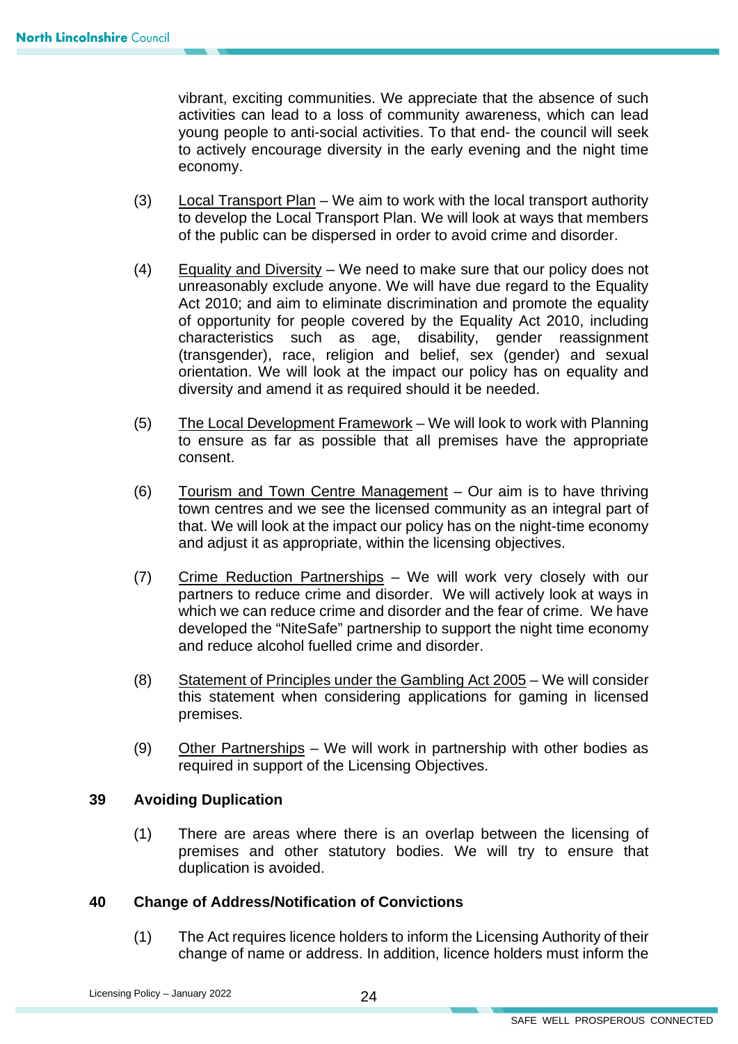vibrant, exciting communities. We appreciate that the absence of such activities can lead to a loss of community awareness, which can lead young people to anti-social activities. To that end- the council will seek to actively encourage diversity in the early evening and the night time economy.

(3) Local Transport Plan – We aim to work with the local transport authority to develop the Local Transport Plan. We will look at ways that members of the public can be dispersed in order to avoid crime and disorder.

(4) Equality and Diversity – We need to make sure that our policy does not unreasonably exclude anyone. We will have due regard to the Equality Act 2010; and aim to eliminate discrimination and promote the equality of opportunity for people covered by the Equality Act 2010, including characteristics such as age, disability, gender reassignment (transgender), race, religion and belief, sex (gender) and sexual orientation. We will look at the impact our policy has on equality and diversity and amend it as required should it be needed.

(5) The Local Development Framework – We will look to work with Planning to ensure as far as possible that all premises have the appropriate consent.

(6) Tourism and Town Centre Management – Our aim is to have thriving town centres and we see the licensed community as an integral part of that. We will look at the impact our policy has on the night-time economy and adjust it as appropriate, within the licensing objectives.

(7) Crime Reduction Partnerships – We will work very closely with our partners to reduce crime and disorder. We will actively look at ways in which we can reduce crime and disorder and the fear of crime. We have developed the "NiteSafe" partnership to support the night time economy and reduce alcohol fuelled crime and disorder.

(8) Statement of Principles under the Gambling Act 2005 – We will consider this statement when considering applications for gaming in licensed premises.

(9) Other Partnerships – We will work in partnership with other bodies as required in support of the Licensing Objectives.

## 39 Avoiding Duplication

(1) There are areas where there is an overlap between the licensing of premises and other statutory bodies. We will try to ensure that duplication is avoided.

## 40 Change of Address/Notification of Convictions

(1) The Act requires licence holders to inform the Licensing Authority of their change of name or address. In addition, licence holders must inform the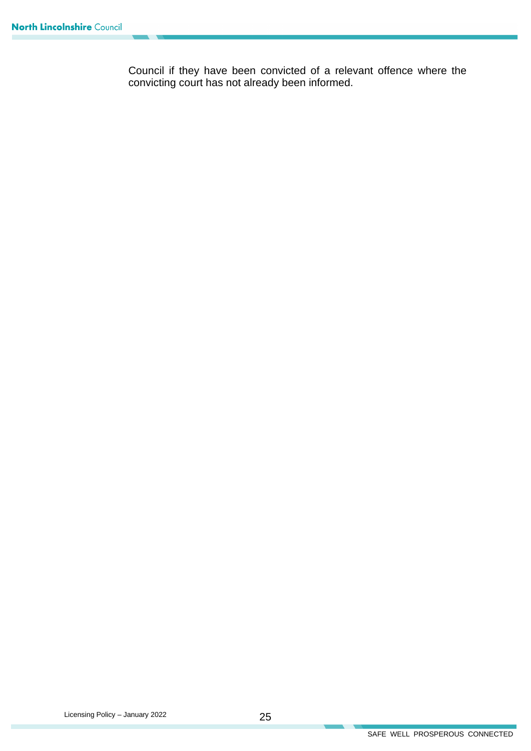Council if they have been convicted of a relevant offence where the convicting court has not already been informed.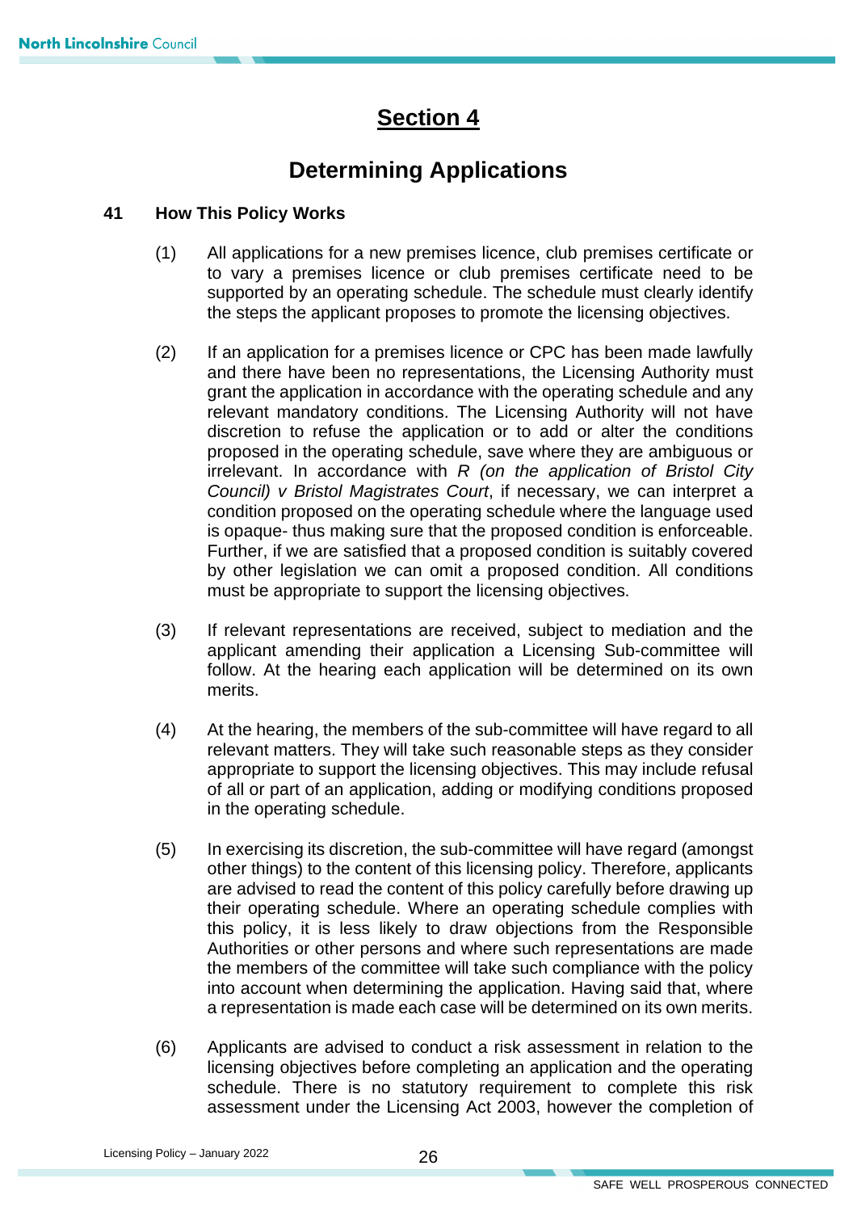# Section 4

## Determining Applications

### 41 How This Policy Works

(1) All applications for a new premises licence, club premises certificate or to vary a premises licence or club premises certificate need to be supported by an operating schedule. The schedule must clearly identify the steps the applicant proposes to promote the licensing objectives.

(2) If an application for a premises licence or CPC has been made lawfully and there have been no representations, the Licensing Authority must grant the application in accordance with the operating schedule and any relevant mandatory conditions. The Licensing Authority will not have discretion to refuse the application or to add or alter the conditions proposed in the operating schedule, save where they are ambiguous or irrelevant. In accordance with *R (on the application of Bristol City Council) v Bristol Magistrates Court*, if necessary, we can interpret a condition proposed on the operating schedule where the language used is opaque- thus making sure that the proposed condition is enforceable. Further, if we are satisfied that a proposed condition is suitably covered by other legislation we can omit a proposed condition. All conditions must be appropriate to support the licensing objectives.

(3) If relevant representations are received, subject to mediation and the applicant amending their application a Licensing Sub-committee will follow. At the hearing each application will be determined on its own merits.

(4) At the hearing, the members of the sub-committee will have regard to all relevant matters. They will take such reasonable steps as they consider appropriate to support the licensing objectives. This may include refusal of all or part of an application, adding or modifying conditions proposed in the operating schedule.

(5) In exercising its discretion, the sub-committee will have regard (amongst other things) to the content of this licensing policy. Therefore, applicants are advised to read the content of this policy carefully before drawing up their operating schedule. Where an operating schedule complies with this policy, it is less likely to draw objections from the Responsible Authorities or other persons and where such representations are made the members of the committee will take such compliance with the policy into account when determining the application. Having said that, where a representation is made each case will be determined on its own merits.

(6) Applicants are advised to conduct a risk assessment in relation to the licensing objectives before completing an application and the operating schedule. There is no statutory requirement to complete this risk assessment under the Licensing Act 2003, however the completion of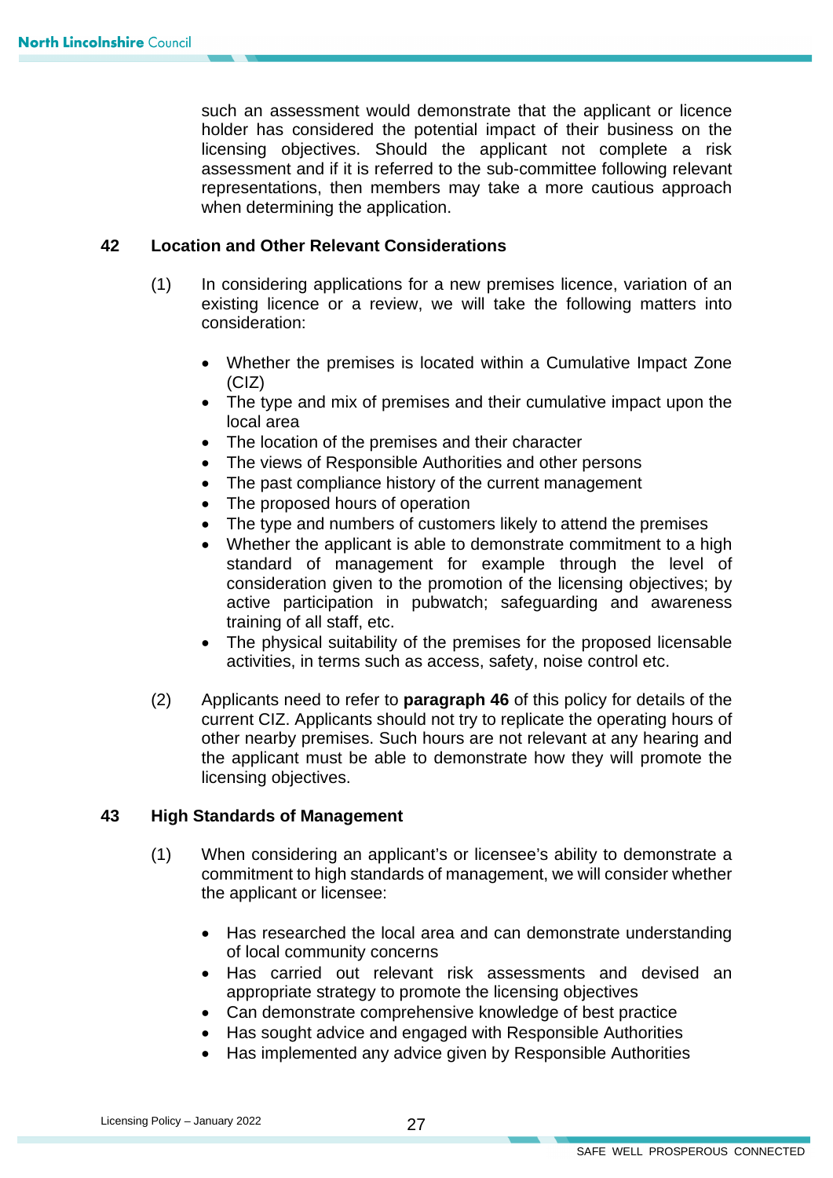such an assessment would demonstrate that the applicant or licence holder has considered the potential impact of their business on the licensing objectives. Should the applicant not complete a risk assessment and if it is referred to the sub-committee following relevant representations, then members may take a more cautious approach when determining the application.

## 42 Location and Other Relevant Considerations

(1) In considering applications for a new premises licence, variation of an existing licence or a review, we will take the following matters into consideration:

- Whether the premises is located within a Cumulative Impact Zone (CIZ)
- The type and mix of premises and their cumulative impact upon the local area
- The location of the premises and their character
- The views of Responsible Authorities and other persons
- The past compliance history of the current management
- The proposed hours of operation
- The type and numbers of customers likely to attend the premises
- Whether the applicant is able to demonstrate commitment to a high standard of management for example through the level of consideration given to the promotion of the licensing objectives; by active participation in pubwatch; safeguarding and awareness training of all staff, etc.
- The physical suitability of the premises for the proposed licensable activities, in terms such as access, safety, noise control etc.

(2) Applicants need to refer to **paragraph 46** of this policy for details of the current CIZ. Applicants should not try to replicate the operating hours of other nearby premises. Such hours are not relevant at any hearing and the applicant must be able to demonstrate how they will promote the licensing objectives.

## 43 High Standards of Management

(1) When considering an applicant's or licensee's ability to demonstrate a commitment to high standards of management, we will consider whether the applicant or licensee:

- Has researched the local area and can demonstrate understanding of local community concerns
- Has carried out relevant risk assessments and devised an appropriate strategy to promote the licensing objectives
- Can demonstrate comprehensive knowledge of best practice
- Has sought advice and engaged with Responsible Authorities
- Has implemented any advice given by Responsible Authorities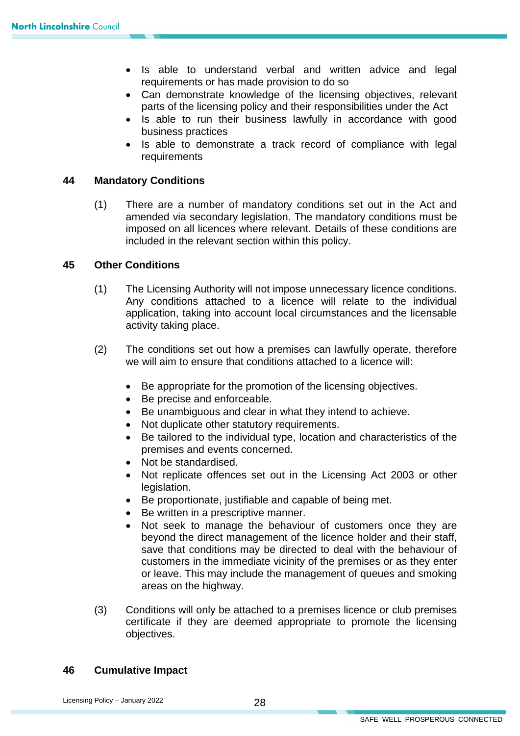- Is able to understand verbal and written advice and legal requirements or has made provision to do so
- Can demonstrate knowledge of the licensing objectives, relevant parts of the licensing policy and their responsibilities under the Act
- Is able to run their business lawfully in accordance with good business practices
- Is able to demonstrate a track record of compliance with legal requirements

## 44 Mandatory Conditions

(1) There are a number of mandatory conditions set out in the Act and amended via secondary legislation. The mandatory conditions must be imposed on all licences where relevant. Details of these conditions are included in the relevant section within this policy.

## 45 Other Conditions

(1) The Licensing Authority will not impose unnecessary licence conditions. Any conditions attached to a licence will relate to the individual application, taking into account local circumstances and the licensable activity taking place.

(2) The conditions set out how a premises can lawfully operate, therefore we will aim to ensure that conditions attached to a licence will:

- Be appropriate for the promotion of the licensing objectives.
- Be precise and enforceable.
- Be unambiguous and clear in what they intend to achieve.
- Not duplicate other statutory requirements.
- Be tailored to the individual type, location and characteristics of the premises and events concerned.
- Not be standardised.
- Not replicate offences set out in the Licensing Act 2003 or other legislation.
- Be proportionate, justifiable and capable of being met.
- Be written in a prescriptive manner.
- Not seek to manage the behaviour of customers once they are beyond the direct management of the licence holder and their staff, save that conditions may be directed to deal with the behaviour of customers in the immediate vicinity of the premises or as they enter or leave. This may include the management of queues and smoking areas on the highway.

(3) Conditions will only be attached to a premises licence or club premises certificate if they are deemed appropriate to promote the licensing objectives.

## 46 Cumulative Impact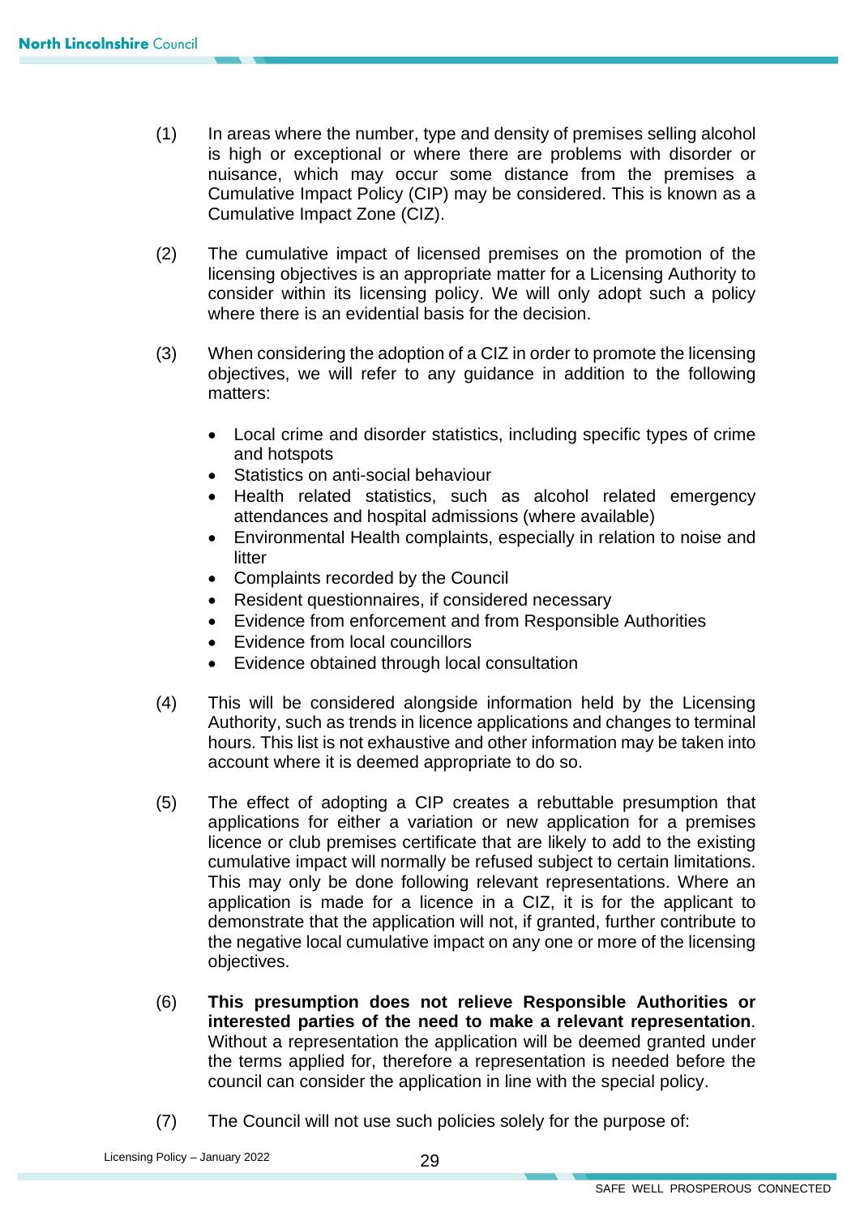(1) In areas where the number, type and density of premises selling alcohol is high or exceptional or where there are problems with disorder or nuisance, which may occur some distance from the premises a Cumulative Impact Policy (CIP) may be considered. This is known as a Cumulative Impact Zone (CIZ).

(2) The cumulative impact of licensed premises on the promotion of the licensing objectives is an appropriate matter for a Licensing Authority to consider within its licensing policy. We will only adopt such a policy where there is an evidential basis for the decision.

(3) When considering the adoption of a CIZ in order to promote the licensing objectives, we will refer to any guidance in addition to the following matters:

- Local crime and disorder statistics, including specific types of crime and hotspots
- Statistics on anti-social behaviour
- Health related statistics, such as alcohol related emergency attendances and hospital admissions (where available)
- Environmental Health complaints, especially in relation to noise and litter
- Complaints recorded by the Council
- Resident questionnaires, if considered necessary
- Evidence from enforcement and from Responsible Authorities
- Evidence from local councillors
- Evidence obtained through local consultation

(4) This will be considered alongside information held by the Licensing Authority, such as trends in licence applications and changes to terminal hours. This list is not exhaustive and other information may be taken into account where it is deemed appropriate to do so.

(5) The effect of adopting a CIP creates a rebuttable presumption that applications for either a variation or new application for a premises licence or club premises certificate that are likely to add to the existing cumulative impact will normally be refused subject to certain limitations. This may only be done following relevant representations. Where an application is made for a licence in a CIZ, it is for the applicant to demonstrate that the application will not, if granted, further contribute to the negative local cumulative impact on any one or more of the licensing objectives.

(6) **This presumption does not relieve Responsible Authorities or interested parties of the need to make a relevant representation**. Without a representation the application will be deemed granted under the terms applied for, therefore a representation is needed before the council can consider the application in line with the special policy.

(7) The Council will not use such policies solely for the purpose of: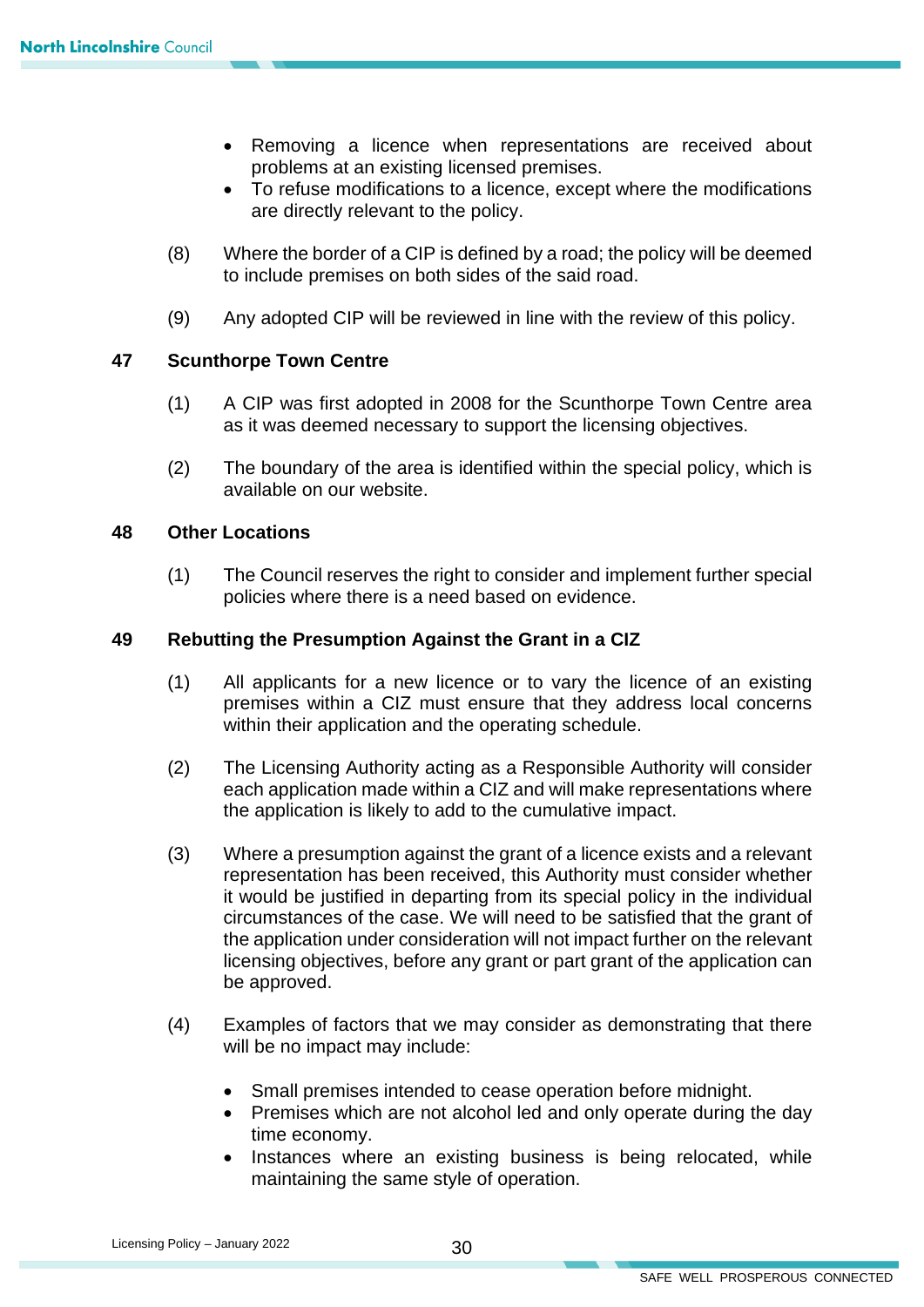- Removing a licence when representations are received about problems at an existing licensed premises.
- To refuse modifications to a licence, except where the modifications are directly relevant to the policy.

(8) Where the border of a CIP is defined by a road; the policy will be deemed to include premises on both sides of the said road.

(9) Any adopted CIP will be reviewed in line with the review of this policy.

## 47 Scunthorpe Town Centre

(1) A CIP was first adopted in 2008 for the Scunthorpe Town Centre area as it was deemed necessary to support the licensing objectives.

(2) The boundary of the area is identified within the special policy, which is available on our website.

## 48 Other Locations

(1) The Council reserves the right to consider and implement further special policies where there is a need based on evidence.

## 49 Rebutting the Presumption Against the Grant in a CIZ

(1) All applicants for a new licence or to vary the licence of an existing premises within a CIZ must ensure that they address local concerns within their application and the operating schedule.

(2) The Licensing Authority acting as a Responsible Authority will consider each application made within a CIZ and will make representations where the application is likely to add to the cumulative impact.

(3) Where a presumption against the grant of a licence exists and a relevant representation has been received, this Authority must consider whether it would be justified in departing from its special policy in the individual circumstances of the case. We will need to be satisfied that the grant of the application under consideration will not impact further on the relevant licensing objectives, before any grant or part grant of the application can be approved.

(4) Examples of factors that we may consider as demonstrating that there will be no impact may include:

- Small premises intended to cease operation before midnight.
- Premises which are not alcohol led and only operate during the day time economy.
- Instances where an existing business is being relocated, while maintaining the same style of operation.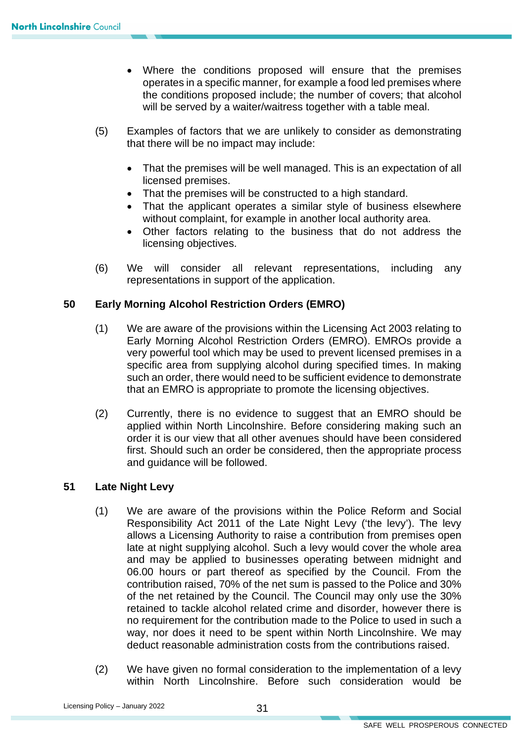- Where the conditions proposed will ensure that the premises operates in a specific manner, for example a food led premises where the conditions proposed include; the number of covers; that alcohol will be served by a waiter/waitress together with a table meal.

(5) Examples of factors that we are unlikely to consider as demonstrating that there will be no impact may include:

- That the premises will be well managed. This is an expectation of all licensed premises.
- That the premises will be constructed to a high standard.
- That the applicant operates a similar style of business elsewhere without complaint, for example in another local authority area.
- Other factors relating to the business that do not address the licensing objectives.

(6) We will consider all relevant representations, including any representations in support of the application.

## 50 Early Morning Alcohol Restriction Orders (EMRO)

(1) We are aware of the provisions within the Licensing Act 2003 relating to Early Morning Alcohol Restriction Orders (EMRO). EMROs provide a very powerful tool which may be used to prevent licensed premises in a specific area from supplying alcohol during specified times. In making such an order, there would need to be sufficient evidence to demonstrate that an EMRO is appropriate to promote the licensing objectives.

(2) Currently, there is no evidence to suggest that an EMRO should be applied within North Lincolnshire. Before considering making such an order it is our view that all other avenues should have been considered first. Should such an order be considered, then the appropriate process and guidance will be followed.

## 51 Late Night Levy

(1) We are aware of the provisions within the Police Reform and Social Responsibility Act 2011 of the Late Night Levy ('the levy'). The levy allows a Licensing Authority to raise a contribution from premises open late at night supplying alcohol. Such a levy would cover the whole area and may be applied to businesses operating between midnight and 06.00 hours or part thereof as specified by the Council. From the contribution raised, 70% of the net sum is passed to the Police and 30% of the net retained by the Council. The Council may only use the 30% retained to tackle alcohol related crime and disorder, however there is no requirement for the contribution made to the Police to used in such a way, nor does it need to be spent within North Lincolnshire. We may deduct reasonable administration costs from the contributions raised.

(2) We have given no formal consideration to the implementation of a levy within North Lincolnshire. Before such consideration would be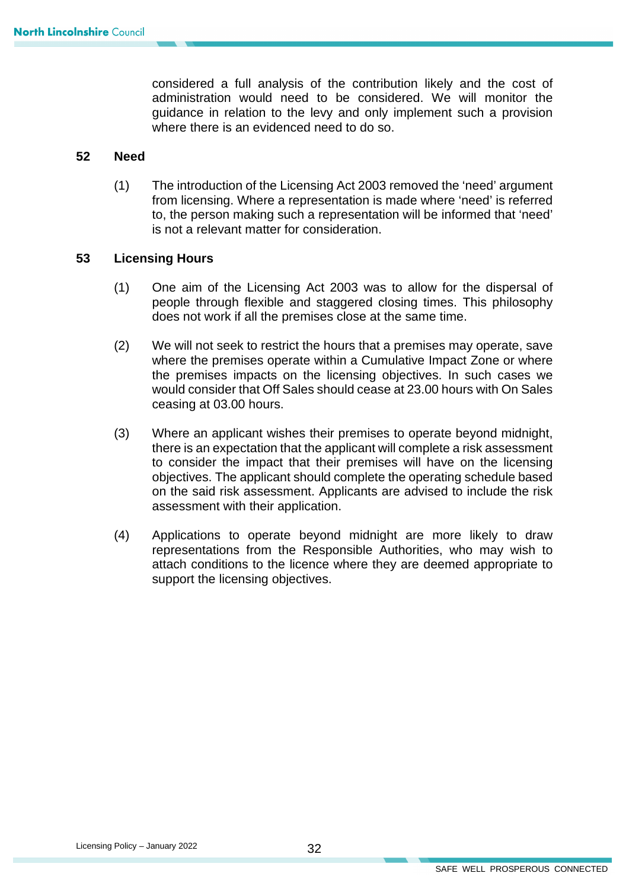considered a full analysis of the contribution likely and the cost of administration would need to be considered. We will monitor the guidance in relation to the levy and only implement such a provision where there is an evidenced need to do so.

## 52 Need

(1) The introduction of the Licensing Act 2003 removed the 'need' argument from licensing. Where a representation is made where 'need' is referred to, the person making such a representation will be informed that 'need' is not a relevant matter for consideration.

## 53 Licensing Hours

(1) One aim of the Licensing Act 2003 was to allow for the dispersal of people through flexible and staggered closing times. This philosophy does not work if all the premises close at the same time.

(2) We will not seek to restrict the hours that a premises may operate, save where the premises operate within a Cumulative Impact Zone or where the premises impacts on the licensing objectives. In such cases we would consider that Off Sales should cease at 23.00 hours with On Sales ceasing at 03.00 hours.

(3) Where an applicant wishes their premises to operate beyond midnight, there is an expectation that the applicant will complete a risk assessment to consider the impact that their premises will have on the licensing objectives. The applicant should complete the operating schedule based on the said risk assessment. Applicants are advised to include the risk assessment with their application.

(4) Applications to operate beyond midnight are more likely to draw representations from the Responsible Authorities, who may wish to attach conditions to the licence where they are deemed appropriate to support the licensing objectives.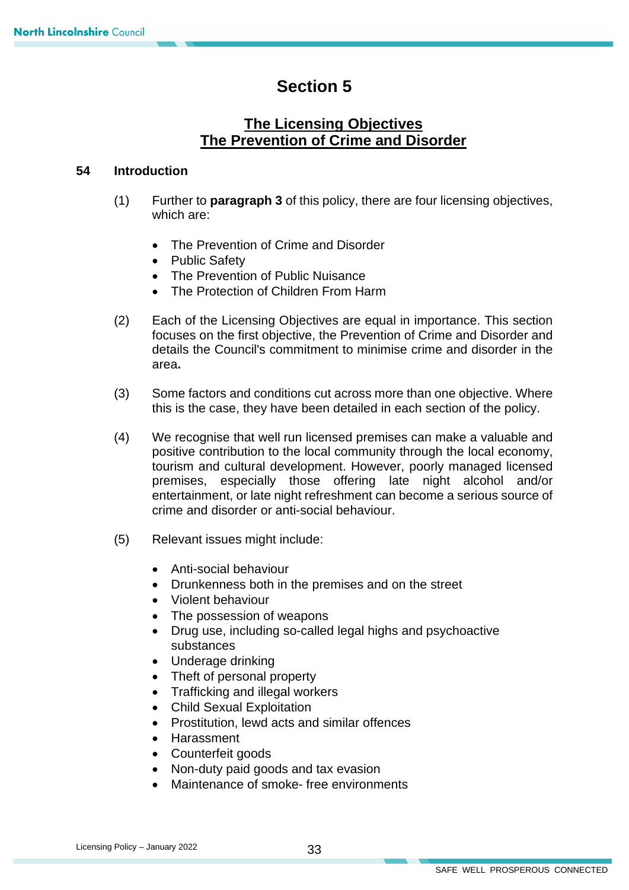# Section 5

## The Licensing Objectives
## The Prevention of Crime and Disorder

### 54 Introduction

(1) Further to **paragraph 3** of this policy, there are four licensing objectives, which are:

- The Prevention of Crime and Disorder
- Public Safety
- The Prevention of Public Nuisance
- The Protection of Children From Harm

(2) Each of the Licensing Objectives are equal in importance. This section focuses on the first objective, the Prevention of Crime and Disorder and details the Council's commitment to minimise crime and disorder in the area**.**

(3) Some factors and conditions cut across more than one objective. Where this is the case, they have been detailed in each section of the policy.

(4) We recognise that well run licensed premises can make a valuable and positive contribution to the local community through the local economy, tourism and cultural development. However, poorly managed licensed premises, especially those offering late night alcohol and/or entertainment, or late night refreshment can become a serious source of crime and disorder or anti-social behaviour.

(5) Relevant issues might include:

- Anti-social behaviour
- Drunkenness both in the premises and on the street
- Violent behaviour
- The possession of weapons
- Drug use, including so-called legal highs and psychoactive substances
- Underage drinking
- Theft of personal property
- Trafficking and illegal workers
- Child Sexual Exploitation
- Prostitution, lewd acts and similar offences
- Harassment
- Counterfeit goods
- Non-duty paid goods and tax evasion
- Maintenance of smoke- free environments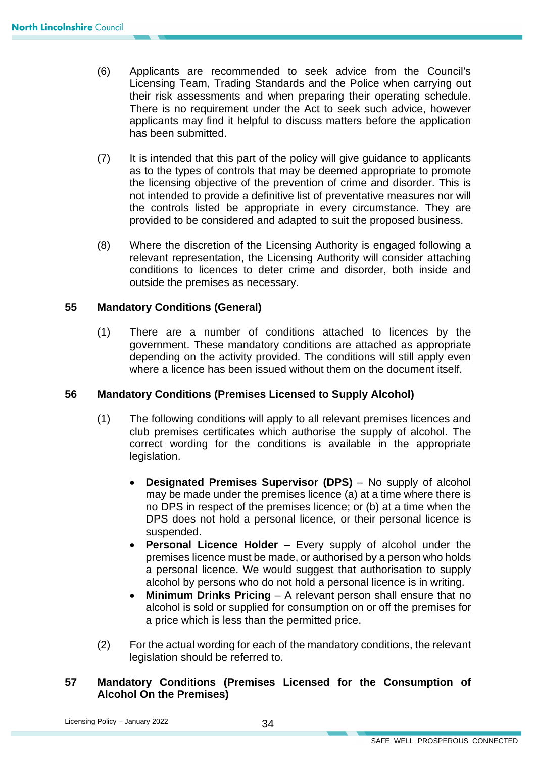(6) Applicants are recommended to seek advice from the Council's Licensing Team, Trading Standards and the Police when carrying out their risk assessments and when preparing their operating schedule. There is no requirement under the Act to seek such advice, however applicants may find it helpful to discuss matters before the application has been submitted.

(7) It is intended that this part of the policy will give guidance to applicants as to the types of controls that may be deemed appropriate to promote the licensing objective of the prevention of crime and disorder. This is not intended to provide a definitive list of preventative measures nor will the controls listed be appropriate in every circumstance. They are provided to be considered and adapted to suit the proposed business.

(8) Where the discretion of the Licensing Authority is engaged following a relevant representation, the Licensing Authority will consider attaching conditions to licences to deter crime and disorder, both inside and outside the premises as necessary.

## 55 Mandatory Conditions (General)

(1) There are a number of conditions attached to licences by the government. These mandatory conditions are attached as appropriate depending on the activity provided. The conditions will still apply even where a licence has been issued without them on the document itself.

## 56 Mandatory Conditions (Premises Licensed to Supply Alcohol)

(1) The following conditions will apply to all relevant premises licences and club premises certificates which authorise the supply of alcohol. The correct wording for the conditions is available in the appropriate legislation.

- **Designated Premises Supervisor (DPS)** – No supply of alcohol may be made under the premises licence (a) at a time where there is no DPS in respect of the premises licence; or (b) at a time when the DPS does not hold a personal licence, or their personal licence is suspended.
- **Personal Licence Holder** – Every supply of alcohol under the premises licence must be made, or authorised by a person who holds a personal licence. We would suggest that authorisation to supply alcohol by persons who do not hold a personal licence is in writing.
- **Minimum Drinks Pricing** – A relevant person shall ensure that no alcohol is sold or supplied for consumption on or off the premises for a price which is less than the permitted price.

(2) For the actual wording for each of the mandatory conditions, the relevant legislation should be referred to.

## 57 Mandatory Conditions (Premises Licensed for the Consumption of Alcohol On the Premises)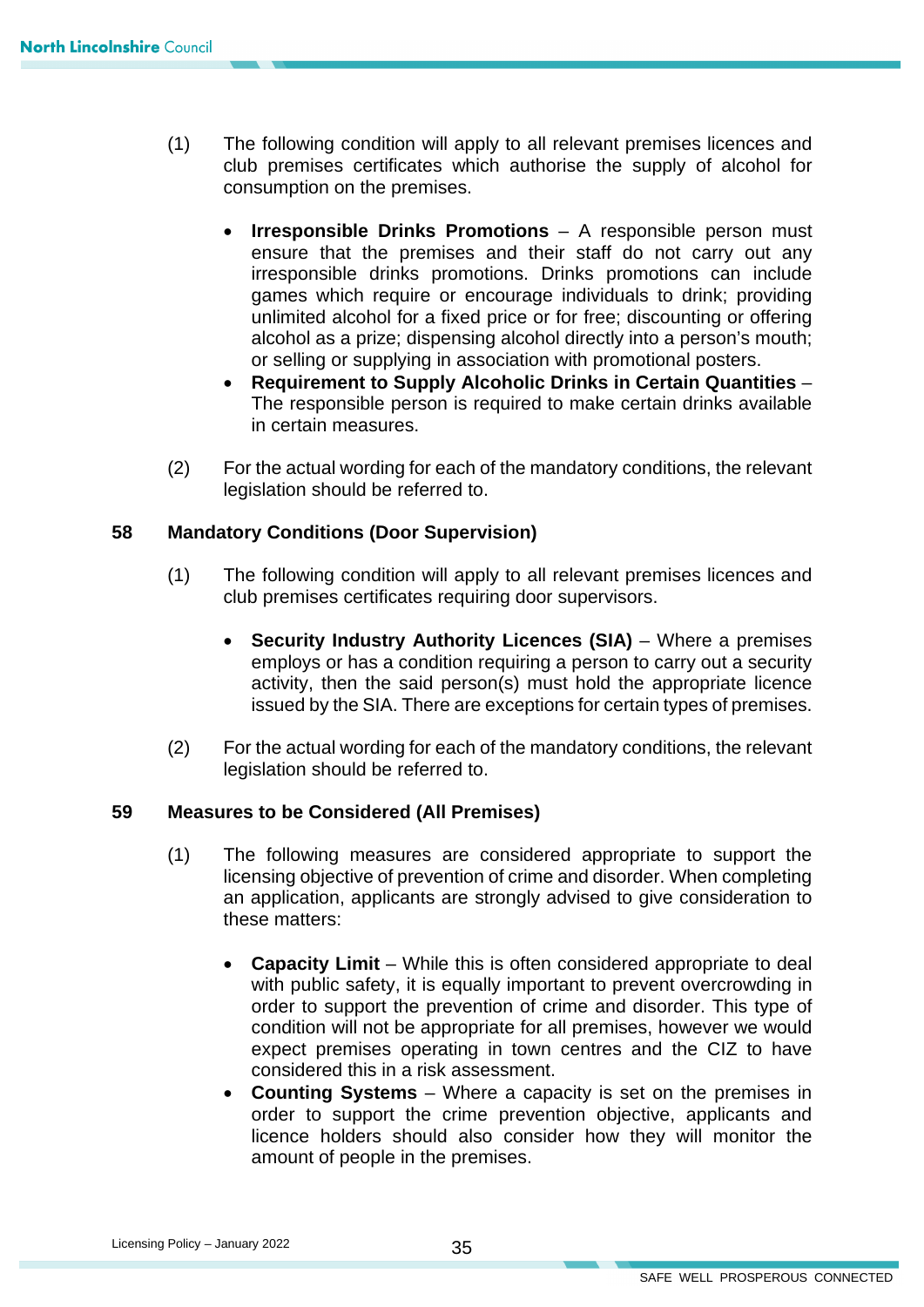(1) The following condition will apply to all relevant premises licences and club premises certificates which authorise the supply of alcohol for consumption on the premises.

- **Irresponsible Drinks Promotions** – A responsible person must ensure that the premises and their staff do not carry out any irresponsible drinks promotions. Drinks promotions can include games which require or encourage individuals to drink; providing unlimited alcohol for a fixed price or for free; discounting or offering alcohol as a prize; dispensing alcohol directly into a person's mouth; or selling or supplying in association with promotional posters.
- **Requirement to Supply Alcoholic Drinks in Certain Quantities** – The responsible person is required to make certain drinks available in certain measures.

(2) For the actual wording for each of the mandatory conditions, the relevant legislation should be referred to.

## 58 Mandatory Conditions (Door Supervision)

(1) The following condition will apply to all relevant premises licences and club premises certificates requiring door supervisors.

- **Security Industry Authority Licences (SIA)** – Where a premises employs or has a condition requiring a person to carry out a security activity, then the said person(s) must hold the appropriate licence issued by the SIA. There are exceptions for certain types of premises.

(2) For the actual wording for each of the mandatory conditions, the relevant legislation should be referred to.

## 59 Measures to be Considered (All Premises)

(1) The following measures are considered appropriate to support the licensing objective of prevention of crime and disorder. When completing an application, applicants are strongly advised to give consideration to these matters:

- **Capacity Limit** – While this is often considered appropriate to deal with public safety, it is equally important to prevent overcrowding in order to support the prevention of crime and disorder. This type of condition will not be appropriate for all premises, however we would expect premises operating in town centres and the CIZ to have considered this in a risk assessment.
- **Counting Systems** – Where a capacity is set on the premises in order to support the crime prevention objective, applicants and licence holders should also consider how they will monitor the amount of people in the premises.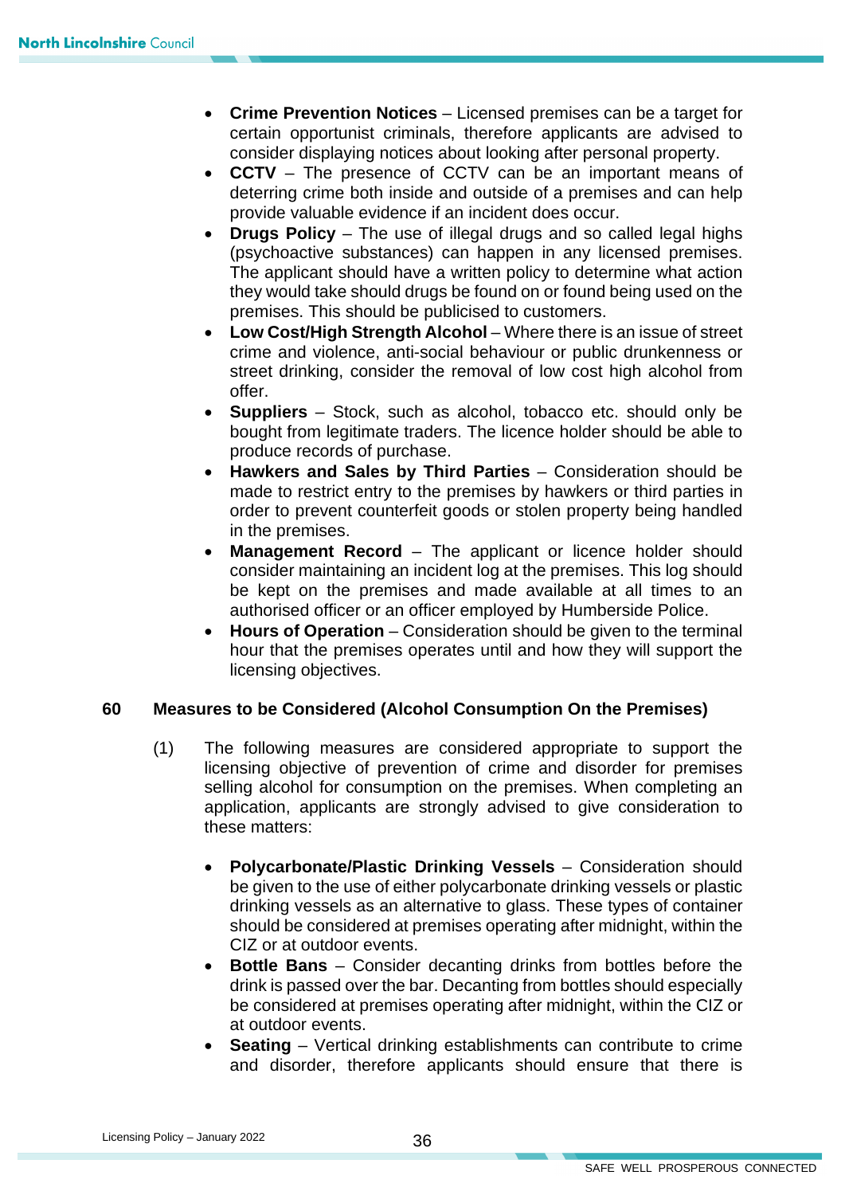- **Crime Prevention Notices** – Licensed premises can be a target for certain opportunist criminals, therefore applicants are advised to consider displaying notices about looking after personal property.
- **CCTV** – The presence of CCTV can be an important means of deterring crime both inside and outside of a premises and can help provide valuable evidence if an incident does occur.
- **Drugs Policy** – The use of illegal drugs and so called legal highs (psychoactive substances) can happen in any licensed premises. The applicant should have a written policy to determine what action they would take should drugs be found on or found being used on the premises. This should be publicised to customers.
- **Low Cost/High Strength Alcohol** – Where there is an issue of street crime and violence, anti-social behaviour or public drunkenness or street drinking, consider the removal of low cost high alcohol from offer.
- **Suppliers** – Stock, such as alcohol, tobacco etc. should only be bought from legitimate traders. The licence holder should be able to produce records of purchase.
- **Hawkers and Sales by Third Parties** – Consideration should be made to restrict entry to the premises by hawkers or third parties in order to prevent counterfeit goods or stolen property being handled in the premises.
- **Management Record** – The applicant or licence holder should consider maintaining an incident log at the premises. This log should be kept on the premises and made available at all times to an authorised officer or an officer employed by Humberside Police.
- **Hours of Operation** – Consideration should be given to the terminal hour that the premises operates until and how they will support the licensing objectives.

## 60 Measures to be Considered (Alcohol Consumption On the Premises)

(1) The following measures are considered appropriate to support the licensing objective of prevention of crime and disorder for premises selling alcohol for consumption on the premises. When completing an application, applicants are strongly advised to give consideration to these matters:

- **Polycarbonate/Plastic Drinking Vessels** – Consideration should be given to the use of either polycarbonate drinking vessels or plastic drinking vessels as an alternative to glass. These types of container should be considered at premises operating after midnight, within the CIZ or at outdoor events.
- **Bottle Bans** – Consider decanting drinks from bottles before the drink is passed over the bar. Decanting from bottles should especially be considered at premises operating after midnight, within the CIZ or at outdoor events.
- **Seating** – Vertical drinking establishments can contribute to crime and disorder, therefore applicants should ensure that there is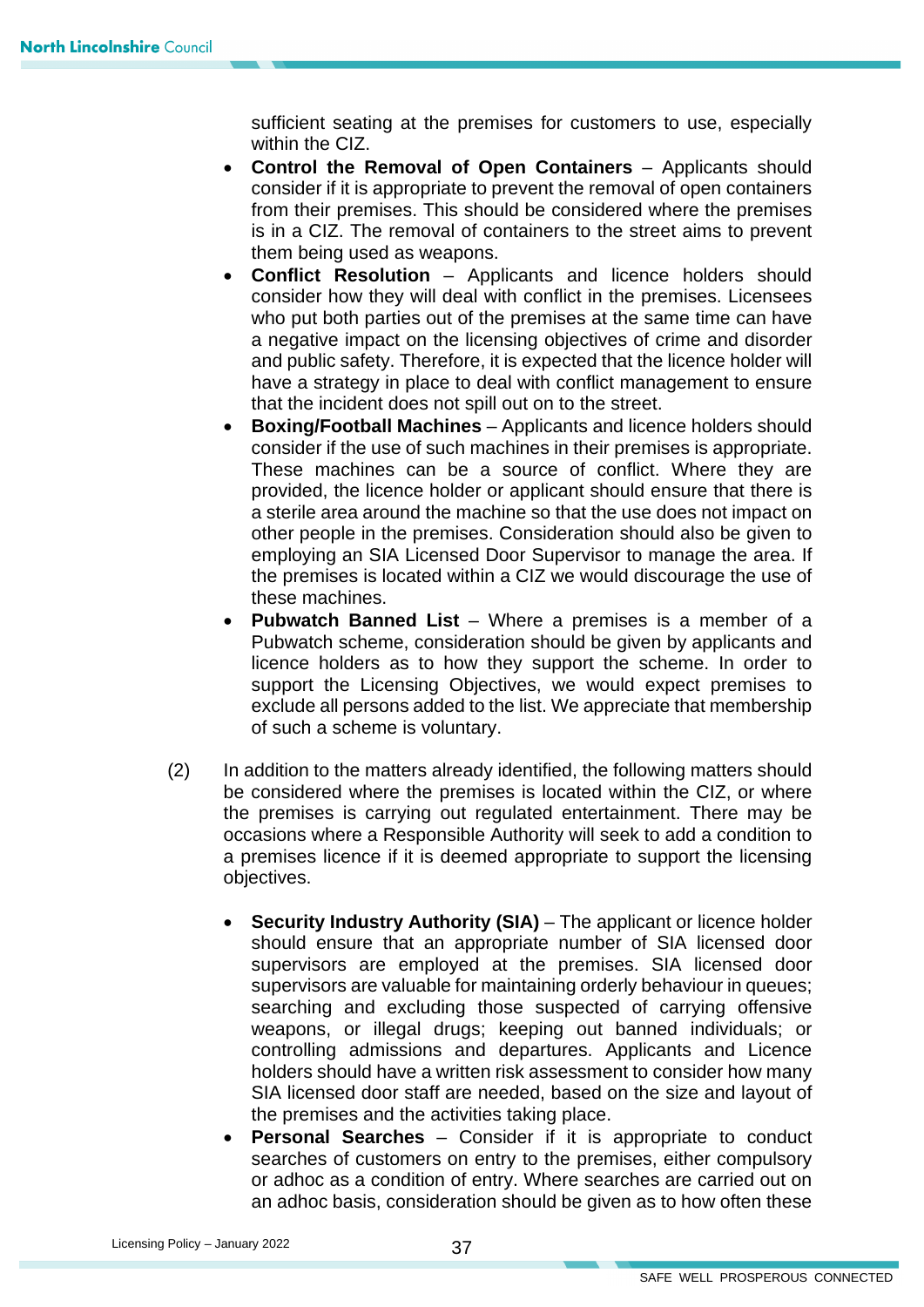sufficient seating at the premises for customers to use, especially within the CIZ.

- **Control the Removal of Open Containers** – Applicants should consider if it is appropriate to prevent the removal of open containers from their premises. This should be considered where the premises is in a CIZ. The removal of containers to the street aims to prevent them being used as weapons.
- **Conflict Resolution** – Applicants and licence holders should consider how they will deal with conflict in the premises. Licensees who put both parties out of the premises at the same time can have a negative impact on the licensing objectives of crime and disorder and public safety. Therefore, it is expected that the licence holder will have a strategy in place to deal with conflict management to ensure that the incident does not spill out on to the street.
- **Boxing/Football Machines** – Applicants and licence holders should consider if the use of such machines in their premises is appropriate. These machines can be a source of conflict. Where they are provided, the licence holder or applicant should ensure that there is a sterile area around the machine so that the use does not impact on other people in the premises. Consideration should also be given to employing an SIA Licensed Door Supervisor to manage the area. If the premises is located within a CIZ we would discourage the use of these machines.
- **Pubwatch Banned List** – Where a premises is a member of a Pubwatch scheme, consideration should be given by applicants and licence holders as to how they support the scheme. In order to support the Licensing Objectives, we would expect premises to exclude all persons added to the list. We appreciate that membership of such a scheme is voluntary.

(2) In addition to the matters already identified, the following matters should be considered where the premises is located within the CIZ, or where the premises is carrying out regulated entertainment. There may be occasions where a Responsible Authority will seek to add a condition to a premises licence if it is deemed appropriate to support the licensing objectives.

- **Security Industry Authority (SIA)** – The applicant or licence holder should ensure that an appropriate number of SIA licensed door supervisors are employed at the premises. SIA licensed door supervisors are valuable for maintaining orderly behaviour in queues; searching and excluding those suspected of carrying offensive weapons, or illegal drugs; keeping out banned individuals; or controlling admissions and departures. Applicants and Licence holders should have a written risk assessment to consider how many SIA licensed door staff are needed, based on the size and layout of the premises and the activities taking place.
- **Personal Searches** – Consider if it is appropriate to conduct searches of customers on entry to the premises, either compulsory or adhoc as a condition of entry. Where searches are carried out on an adhoc basis, consideration should be given as to how often these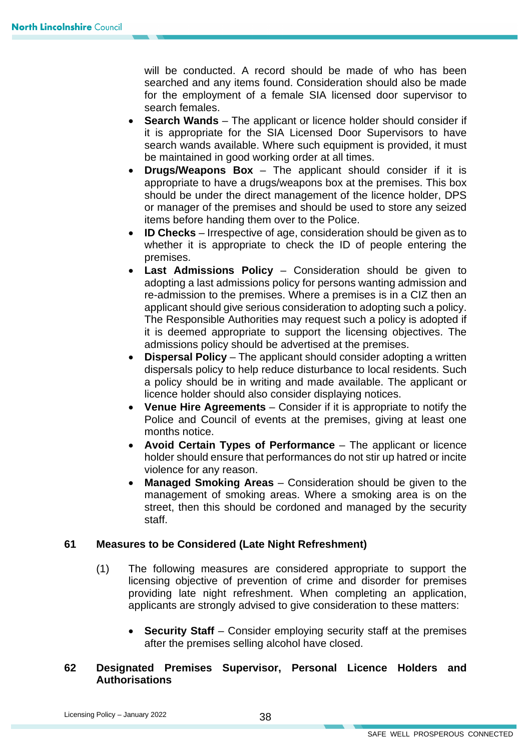will be conducted. A record should be made of who has been searched and any items found. Consideration should also be made for the employment of a female SIA licensed door supervisor to search females.

- **Search Wands** – The applicant or licence holder should consider if it is appropriate for the SIA Licensed Door Supervisors to have search wands available. Where such equipment is provided, it must be maintained in good working order at all times.
- **Drugs/Weapons Box** – The applicant should consider if it is appropriate to have a drugs/weapons box at the premises. This box should be under the direct management of the licence holder, DPS or manager of the premises and should be used to store any seized items before handing them over to the Police.
- **ID Checks** – Irrespective of age, consideration should be given as to whether it is appropriate to check the ID of people entering the premises.
- **Last Admissions Policy** – Consideration should be given to adopting a last admissions policy for persons wanting admission and re-admission to the premises. Where a premises is in a CIZ then an applicant should give serious consideration to adopting such a policy. The Responsible Authorities may request such a policy is adopted if it is deemed appropriate to support the licensing objectives. The admissions policy should be advertised at the premises.
- **Dispersal Policy** – The applicant should consider adopting a written dispersals policy to help reduce disturbance to local residents. Such a policy should be in writing and made available. The applicant or licence holder should also consider displaying notices.
- **Venue Hire Agreements** – Consider if it is appropriate to notify the Police and Council of events at the premises, giving at least one months notice.
- **Avoid Certain Types of Performance** – The applicant or licence holder should ensure that performances do not stir up hatred or incite violence for any reason.
- **Managed Smoking Areas** – Consideration should be given to the management of smoking areas. Where a smoking area is on the street, then this should be cordoned and managed by the security staff.

## 61 Measures to be Considered (Late Night Refreshment)

(1) The following measures are considered appropriate to support the licensing objective of prevention of crime and disorder for premises providing late night refreshment. When completing an application, applicants are strongly advised to give consideration to these matters:

- **Security Staff** – Consider employing security staff at the premises after the premises selling alcohol have closed.

## 62 Designated Premises Supervisor, Personal Licence Holders and Authorisations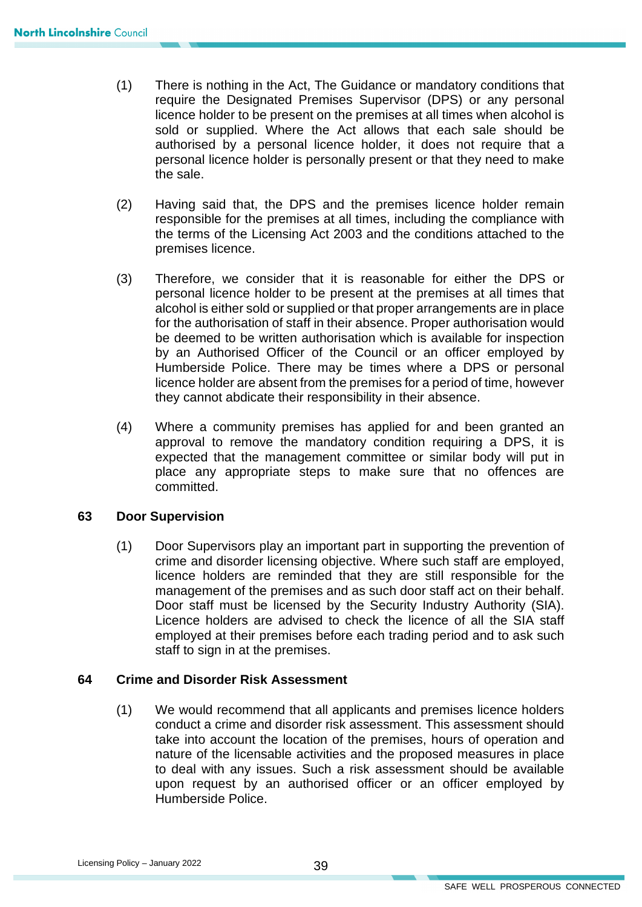(1) There is nothing in the Act, The Guidance or mandatory conditions that require the Designated Premises Supervisor (DPS) or any personal licence holder to be present on the premises at all times when alcohol is sold or supplied. Where the Act allows that each sale should be authorised by a personal licence holder, it does not require that a personal licence holder is personally present or that they need to make the sale.

(2) Having said that, the DPS and the premises licence holder remain responsible for the premises at all times, including the compliance with the terms of the Licensing Act 2003 and the conditions attached to the premises licence.

(3) Therefore, we consider that it is reasonable for either the DPS or personal licence holder to be present at the premises at all times that alcohol is either sold or supplied or that proper arrangements are in place for the authorisation of staff in their absence. Proper authorisation would be deemed to be written authorisation which is available for inspection by an Authorised Officer of the Council or an officer employed by Humberside Police. There may be times where a DPS or personal licence holder are absent from the premises for a period of time, however they cannot abdicate their responsibility in their absence.

(4) Where a community premises has applied for and been granted an approval to remove the mandatory condition requiring a DPS, it is expected that the management committee or similar body will put in place any appropriate steps to make sure that no offences are committed.

## 63 Door Supervision

(1) Door Supervisors play an important part in supporting the prevention of crime and disorder licensing objective. Where such staff are employed, licence holders are reminded that they are still responsible for the management of the premises and as such door staff act on their behalf. Door staff must be licensed by the Security Industry Authority (SIA). Licence holders are advised to check the licence of all the SIA staff employed at their premises before each trading period and to ask such staff to sign in at the premises.

## 64 Crime and Disorder Risk Assessment

(1) We would recommend that all applicants and premises licence holders conduct a crime and disorder risk assessment. This assessment should take into account the location of the premises, hours of operation and nature of the licensable activities and the proposed measures in place to deal with any issues. Such a risk assessment should be available upon request by an authorised officer or an officer employed by Humberside Police.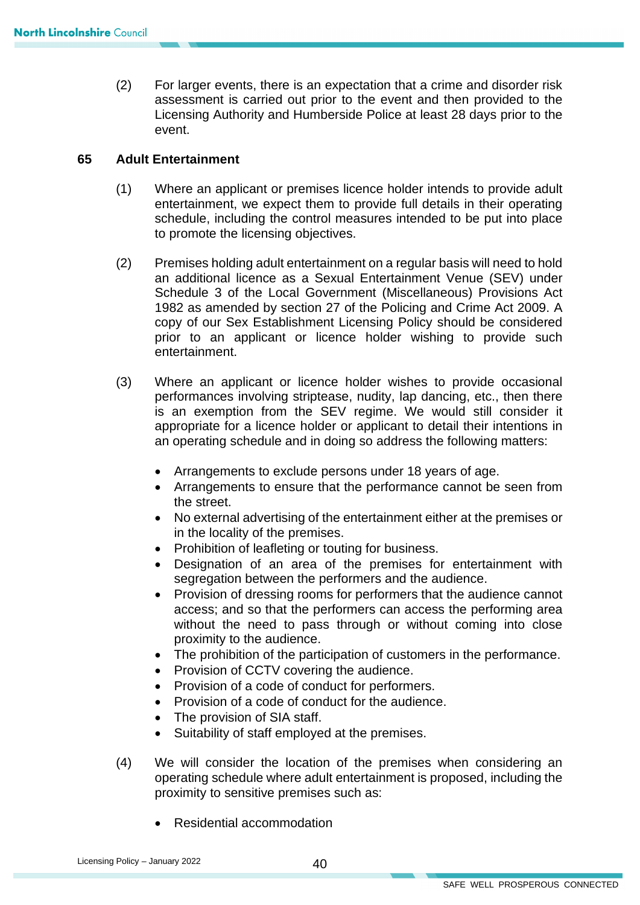(2) For larger events, there is an expectation that a crime and disorder risk assessment is carried out prior to the event and then provided to the Licensing Authority and Humberside Police at least 28 days prior to the event.

### 65 Adult Entertainment

(1) Where an applicant or premises licence holder intends to provide adult entertainment, we expect them to provide full details in their operating schedule, including the control measures intended to be put into place to promote the licensing objectives.

(2) Premises holding adult entertainment on a regular basis will need to hold an additional licence as a Sexual Entertainment Venue (SEV) under Schedule 3 of the Local Government (Miscellaneous) Provisions Act 1982 as amended by section 27 of the Policing and Crime Act 2009. A copy of our Sex Establishment Licensing Policy should be considered prior to an applicant or licence holder wishing to provide such entertainment.

(3) Where an applicant or licence holder wishes to provide occasional performances involving striptease, nudity, lap dancing, etc., then there is an exemption from the SEV regime. We would still consider it appropriate for a licence holder or applicant to detail their intentions in an operating schedule and in doing so address the following matters:

- Arrangements to exclude persons under 18 years of age.
- Arrangements to ensure that the performance cannot be seen from the street.
- No external advertising of the entertainment either at the premises or in the locality of the premises.
- Prohibition of leafleting or touting for business.
- Designation of an area of the premises for entertainment with segregation between the performers and the audience.
- Provision of dressing rooms for performers that the audience cannot access; and so that the performers can access the performing area without the need to pass through or without coming into close proximity to the audience.
- The prohibition of the participation of customers in the performance.
- Provision of CCTV covering the audience.
- Provision of a code of conduct for performers.
- Provision of a code of conduct for the audience.
- The provision of SIA staff.
- Suitability of staff employed at the premises.

(4) We will consider the location of the premises when considering an operating schedule where adult entertainment is proposed, including the proximity to sensitive premises such as:

- Residential accommodation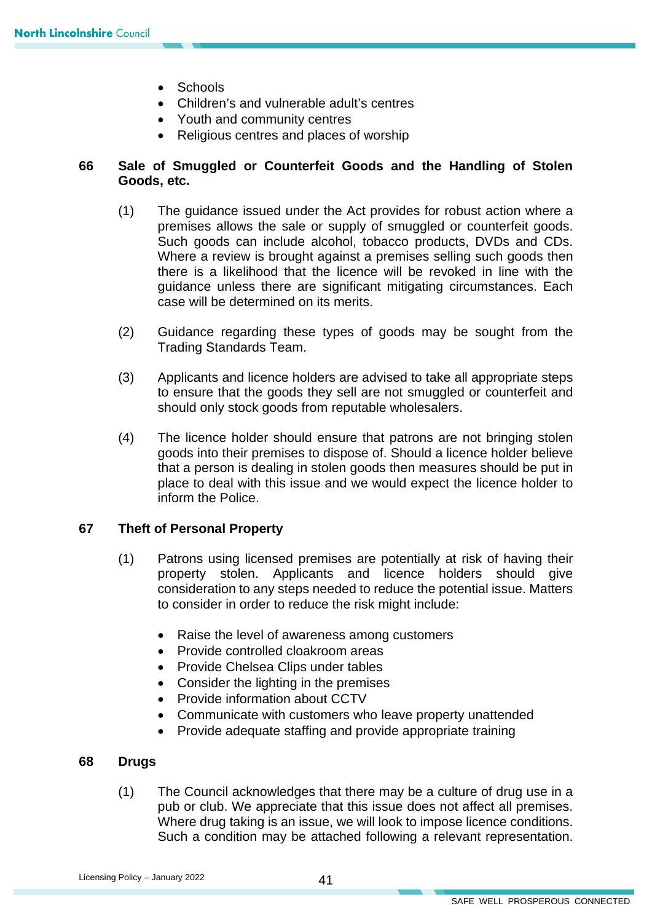- Schools
- Children's and vulnerable adult's centres
- Youth and community centres
- Religious centres and places of worship

## 66 Sale of Smuggled or Counterfeit Goods and the Handling of Stolen Goods, etc.

(1) The guidance issued under the Act provides for robust action where a premises allows the sale or supply of smuggled or counterfeit goods. Such goods can include alcohol, tobacco products, DVDs and CDs. Where a review is brought against a premises selling such goods then there is a likelihood that the licence will be revoked in line with the guidance unless there are significant mitigating circumstances. Each case will be determined on its merits.

(2) Guidance regarding these types of goods may be sought from the Trading Standards Team.

(3) Applicants and licence holders are advised to take all appropriate steps to ensure that the goods they sell are not smuggled or counterfeit and should only stock goods from reputable wholesalers.

(4) The licence holder should ensure that patrons are not bringing stolen goods into their premises to dispose of. Should a licence holder believe that a person is dealing in stolen goods then measures should be put in place to deal with this issue and we would expect the licence holder to inform the Police.

## 67 Theft of Personal Property

(1) Patrons using licensed premises are potentially at risk of having their property stolen. Applicants and licence holders should give consideration to any steps needed to reduce the potential issue. Matters to consider in order to reduce the risk might include:

- Raise the level of awareness among customers
- Provide controlled cloakroom areas
- Provide Chelsea Clips under tables
- Consider the lighting in the premises
- Provide information about CCTV
- Communicate with customers who leave property unattended
- Provide adequate staffing and provide appropriate training

## 68 Drugs

(1) The Council acknowledges that there may be a culture of drug use in a pub or club. We appreciate that this issue does not affect all premises. Where drug taking is an issue, we will look to impose licence conditions. Such a condition may be attached following a relevant representation.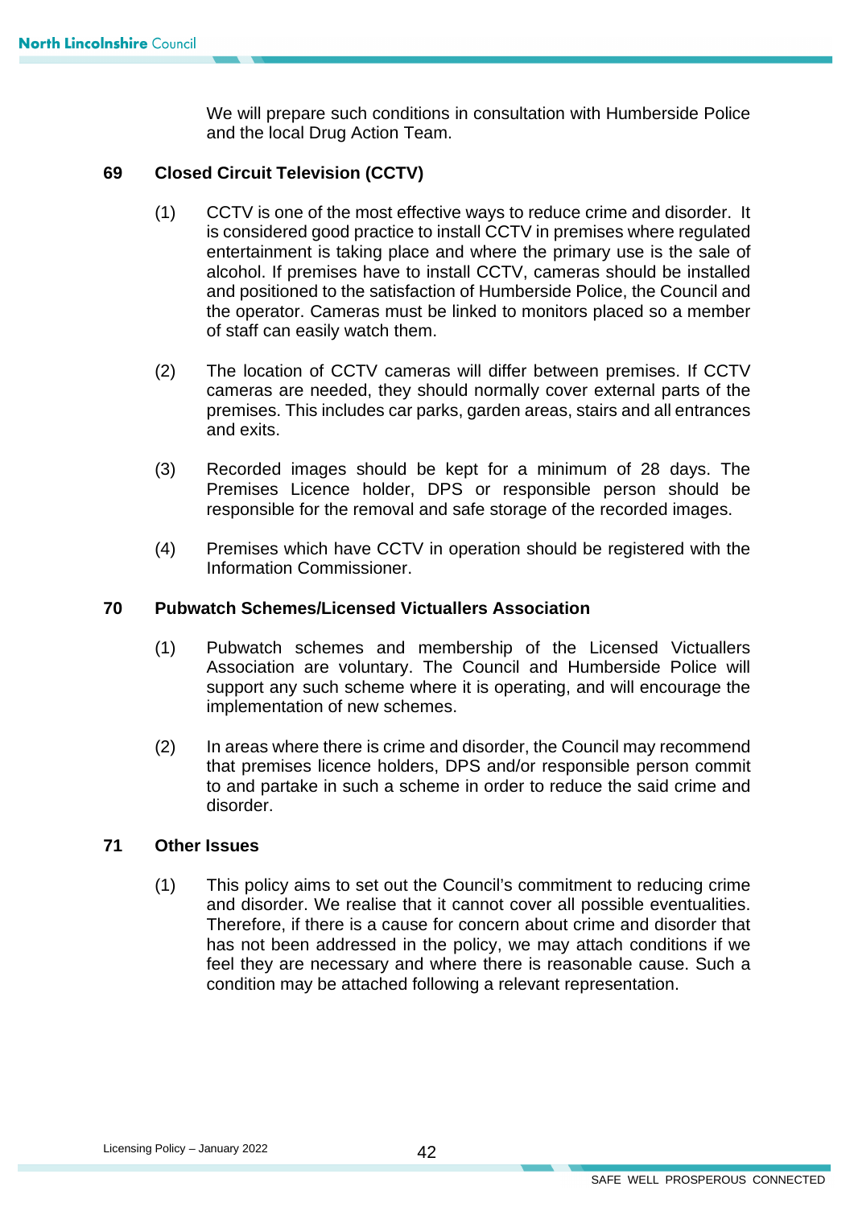We will prepare such conditions in consultation with Humberside Police and the local Drug Action Team.

## 69 Closed Circuit Television (CCTV)

(1) CCTV is one of the most effective ways to reduce crime and disorder. It is considered good practice to install CCTV in premises where regulated entertainment is taking place and where the primary use is the sale of alcohol. If premises have to install CCTV, cameras should be installed and positioned to the satisfaction of Humberside Police, the Council and the operator. Cameras must be linked to monitors placed so a member of staff can easily watch them.

(2) The location of CCTV cameras will differ between premises. If CCTV cameras are needed, they should normally cover external parts of the premises. This includes car parks, garden areas, stairs and all entrances and exits.

(3) Recorded images should be kept for a minimum of 28 days. The Premises Licence holder, DPS or responsible person should be responsible for the removal and safe storage of the recorded images.

(4) Premises which have CCTV in operation should be registered with the Information Commissioner.

## 70 Pubwatch Schemes/Licensed Victuallers Association

(1) Pubwatch schemes and membership of the Licensed Victuallers Association are voluntary. The Council and Humberside Police will support any such scheme where it is operating, and will encourage the implementation of new schemes.

(2) In areas where there is crime and disorder, the Council may recommend that premises licence holders, DPS and/or responsible person commit to and partake in such a scheme in order to reduce the said crime and disorder.

## 71 Other Issues

(1) This policy aims to set out the Council's commitment to reducing crime and disorder. We realise that it cannot cover all possible eventualities. Therefore, if there is a cause for concern about crime and disorder that has not been addressed in the policy, we may attach conditions if we feel they are necessary and where there is reasonable cause. Such a condition may be attached following a relevant representation.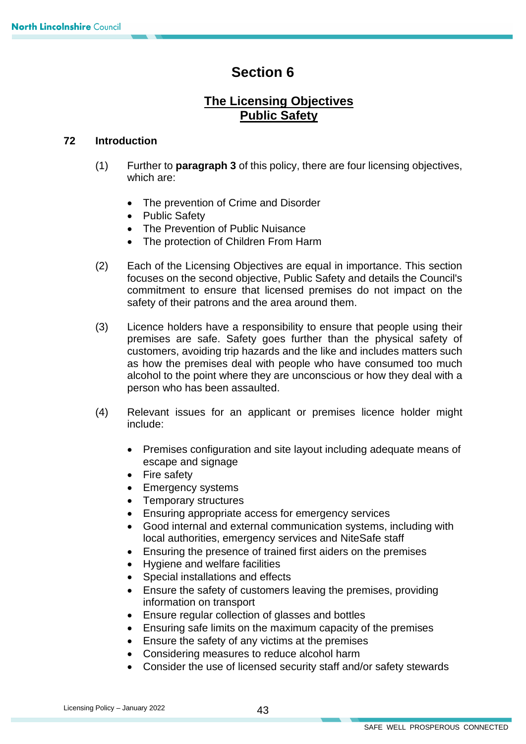# Section 6

## The Licensing Objectives
## Public Safety

### 72 Introduction

(1) Further to **paragraph 3** of this policy, there are four licensing objectives, which are:

- The prevention of Crime and Disorder
- Public Safety
- The Prevention of Public Nuisance
- The protection of Children From Harm

(2) Each of the Licensing Objectives are equal in importance. This section focuses on the second objective, Public Safety and details the Council's commitment to ensure that licensed premises do not impact on the safety of their patrons and the area around them.

(3) Licence holders have a responsibility to ensure that people using their premises are safe. Safety goes further than the physical safety of customers, avoiding trip hazards and the like and includes matters such as how the premises deal with people who have consumed too much alcohol to the point where they are unconscious or how they deal with a person who has been assaulted.

(4) Relevant issues for an applicant or premises licence holder might include:

- Premises configuration and site layout including adequate means of escape and signage
- Fire safety
- Emergency systems
- Temporary structures
- Ensuring appropriate access for emergency services
- Good internal and external communication systems, including with local authorities, emergency services and NiteSafe staff
- Ensuring the presence of trained first aiders on the premises
- Hygiene and welfare facilities
- Special installations and effects
- Ensure the safety of customers leaving the premises, providing information on transport
- Ensure regular collection of glasses and bottles
- Ensuring safe limits on the maximum capacity of the premises
- Ensure the safety of any victims at the premises
- Considering measures to reduce alcohol harm
- Consider the use of licensed security staff and/or safety stewards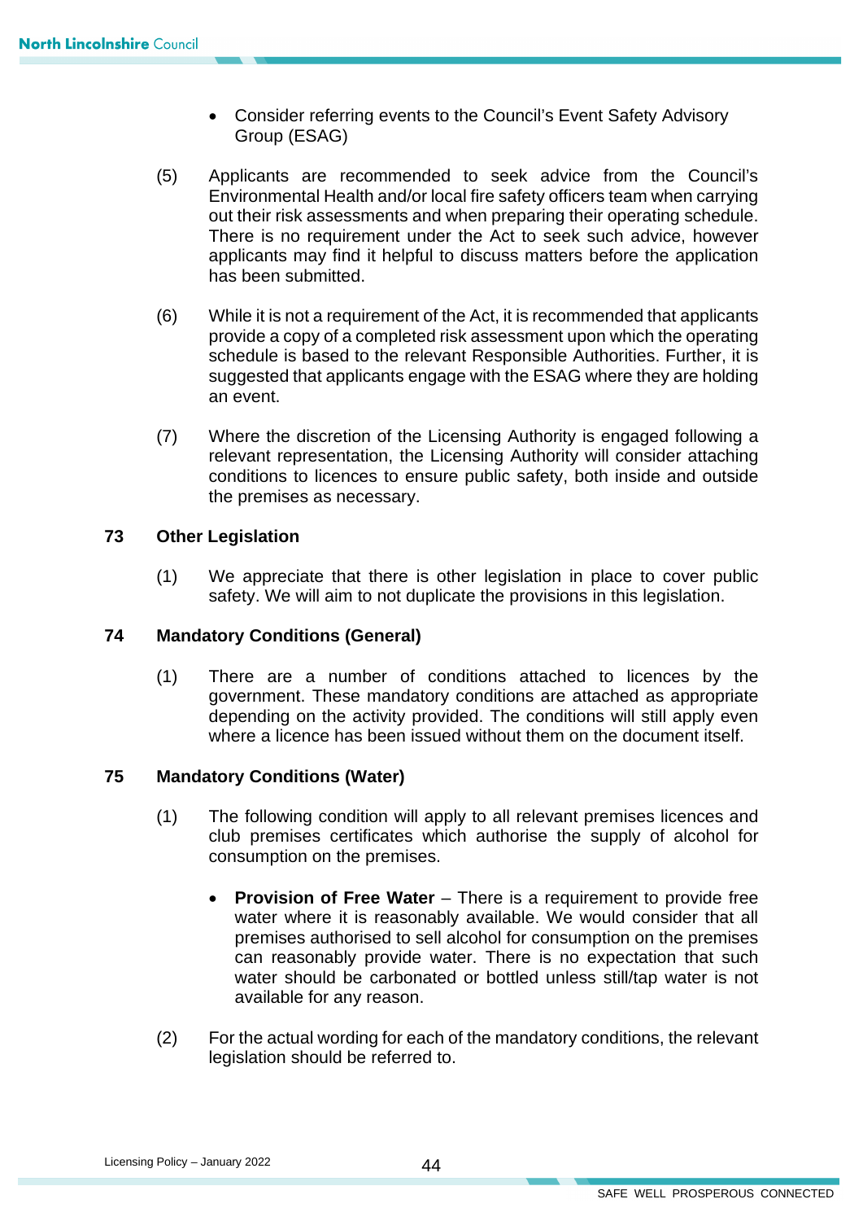- Consider referring events to the Council's Event Safety Advisory Group (ESAG)

(5) Applicants are recommended to seek advice from the Council's Environmental Health and/or local fire safety officers team when carrying out their risk assessments and when preparing their operating schedule. There is no requirement under the Act to seek such advice, however applicants may find it helpful to discuss matters before the application has been submitted.

(6) While it is not a requirement of the Act, it is recommended that applicants provide a copy of a completed risk assessment upon which the operating schedule is based to the relevant Responsible Authorities. Further, it is suggested that applicants engage with the ESAG where they are holding an event.

(7) Where the discretion of the Licensing Authority is engaged following a relevant representation, the Licensing Authority will consider attaching conditions to licences to ensure public safety, both inside and outside the premises as necessary.

## 73 Other Legislation

(1) We appreciate that there is other legislation in place to cover public safety. We will aim to not duplicate the provisions in this legislation.

## 74 Mandatory Conditions (General)

(1) There are a number of conditions attached to licences by the government. These mandatory conditions are attached as appropriate depending on the activity provided. The conditions will still apply even where a licence has been issued without them on the document itself.

## 75 Mandatory Conditions (Water)

(1) The following condition will apply to all relevant premises licences and club premises certificates which authorise the supply of alcohol for consumption on the premises.

- **Provision of Free Water** – There is a requirement to provide free water where it is reasonably available. We would consider that all premises authorised to sell alcohol for consumption on the premises can reasonably provide water. There is no expectation that such water should be carbonated or bottled unless still/tap water is not available for any reason.

(2) For the actual wording for each of the mandatory conditions, the relevant legislation should be referred to.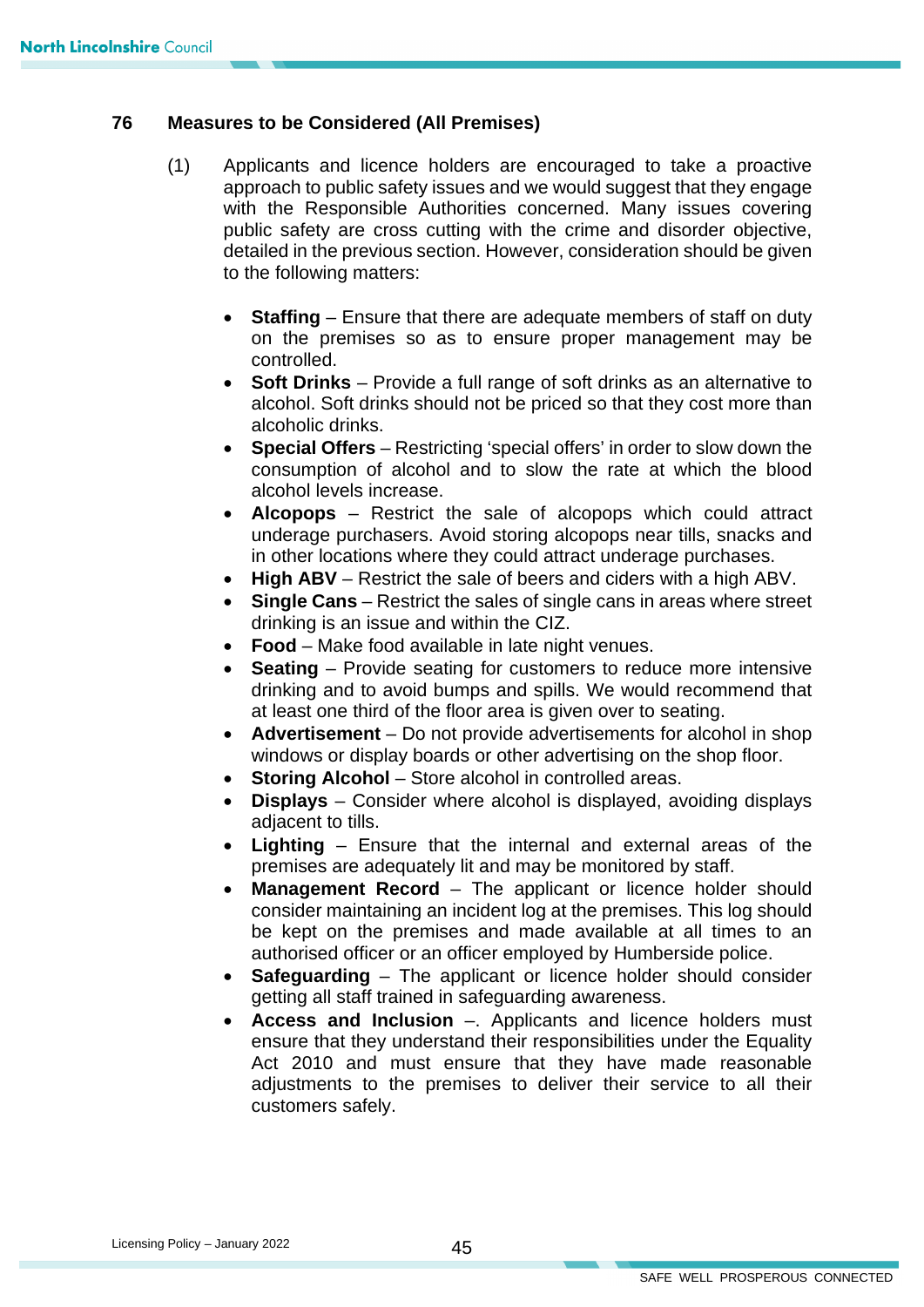## 76 Measures to be Considered (All Premises)

(1) Applicants and licence holders are encouraged to take a proactive approach to public safety issues and we would suggest that they engage with the Responsible Authorities concerned. Many issues covering public safety are cross cutting with the crime and disorder objective, detailed in the previous section. However, consideration should be given to the following matters:

- **Staffing** – Ensure that there are adequate members of staff on duty on the premises so as to ensure proper management may be controlled.
- **Soft Drinks** – Provide a full range of soft drinks as an alternative to alcohol. Soft drinks should not be priced so that they cost more than alcoholic drinks.
- **Special Offers** – Restricting 'special offers' in order to slow down the consumption of alcohol and to slow the rate at which the blood alcohol levels increase.
- **Alcopops** – Restrict the sale of alcopops which could attract underage purchasers. Avoid storing alcopops near tills, snacks and in other locations where they could attract underage purchases.
- **High ABV** – Restrict the sale of beers and ciders with a high ABV.
- **Single Cans** – Restrict the sales of single cans in areas where street drinking is an issue and within the CIZ.
- **Food** – Make food available in late night venues.
- **Seating** – Provide seating for customers to reduce more intensive drinking and to avoid bumps and spills. We would recommend that at least one third of the floor area is given over to seating.
- **Advertisement** – Do not provide advertisements for alcohol in shop windows or display boards or other advertising on the shop floor.
- **Storing Alcohol** – Store alcohol in controlled areas.
- **Displays** – Consider where alcohol is displayed, avoiding displays adjacent to tills.
- **Lighting** – Ensure that the internal and external areas of the premises are adequately lit and may be monitored by staff.
- **Management Record** – The applicant or licence holder should consider maintaining an incident log at the premises. This log should be kept on the premises and made available at all times to an authorised officer or an officer employed by Humberside police.
- **Safeguarding** – The applicant or licence holder should consider getting all staff trained in safeguarding awareness.
- **Access and Inclusion** –. Applicants and licence holders must ensure that they understand their responsibilities under the Equality Act 2010 and must ensure that they have made reasonable adjustments to the premises to deliver their service to all their customers safely.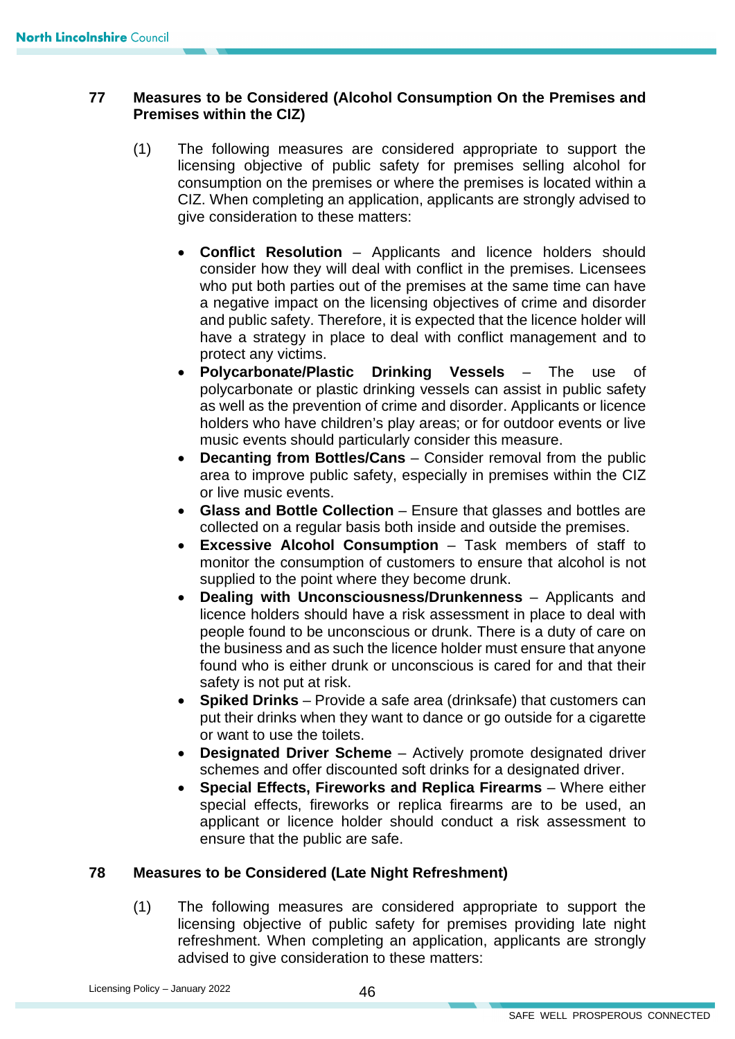## 77 Measures to be Considered (Alcohol Consumption On the Premises and Premises within the CIZ)

(1) The following measures are considered appropriate to support the licensing objective of public safety for premises selling alcohol for consumption on the premises or where the premises is located within a CIZ. When completing an application, applicants are strongly advised to give consideration to these matters:

- **Conflict Resolution** – Applicants and licence holders should consider how they will deal with conflict in the premises. Licensees who put both parties out of the premises at the same time can have a negative impact on the licensing objectives of crime and disorder and public safety. Therefore, it is expected that the licence holder will have a strategy in place to deal with conflict management and to protect any victims.
- **Polycarbonate/Plastic Drinking Vessels** – The use of polycarbonate or plastic drinking vessels can assist in public safety as well as the prevention of crime and disorder. Applicants or licence holders who have children's play areas; or for outdoor events or live music events should particularly consider this measure.
- **Decanting from Bottles/Cans** – Consider removal from the public area to improve public safety, especially in premises within the CIZ or live music events.
- **Glass and Bottle Collection** – Ensure that glasses and bottles are collected on a regular basis both inside and outside the premises.
- **Excessive Alcohol Consumption** – Task members of staff to monitor the consumption of customers to ensure that alcohol is not supplied to the point where they become drunk.
- **Dealing with Unconsciousness/Drunkenness** – Applicants and licence holders should have a risk assessment in place to deal with people found to be unconscious or drunk. There is a duty of care on the business and as such the licence holder must ensure that anyone found who is either drunk or unconscious is cared for and that their safety is not put at risk.
- **Spiked Drinks** – Provide a safe area (drinksafe) that customers can put their drinks when they want to dance or go outside for a cigarette or want to use the toilets.
- **Designated Driver Scheme** – Actively promote designated driver schemes and offer discounted soft drinks for a designated driver.
- **Special Effects, Fireworks and Replica Firearms** – Where either special effects, fireworks or replica firearms are to be used, an applicant or licence holder should conduct a risk assessment to ensure that the public are safe.

## 78 Measures to be Considered (Late Night Refreshment)

(1) The following measures are considered appropriate to support the licensing objective of public safety for premises providing late night refreshment. When completing an application, applicants are strongly advised to give consideration to these matters: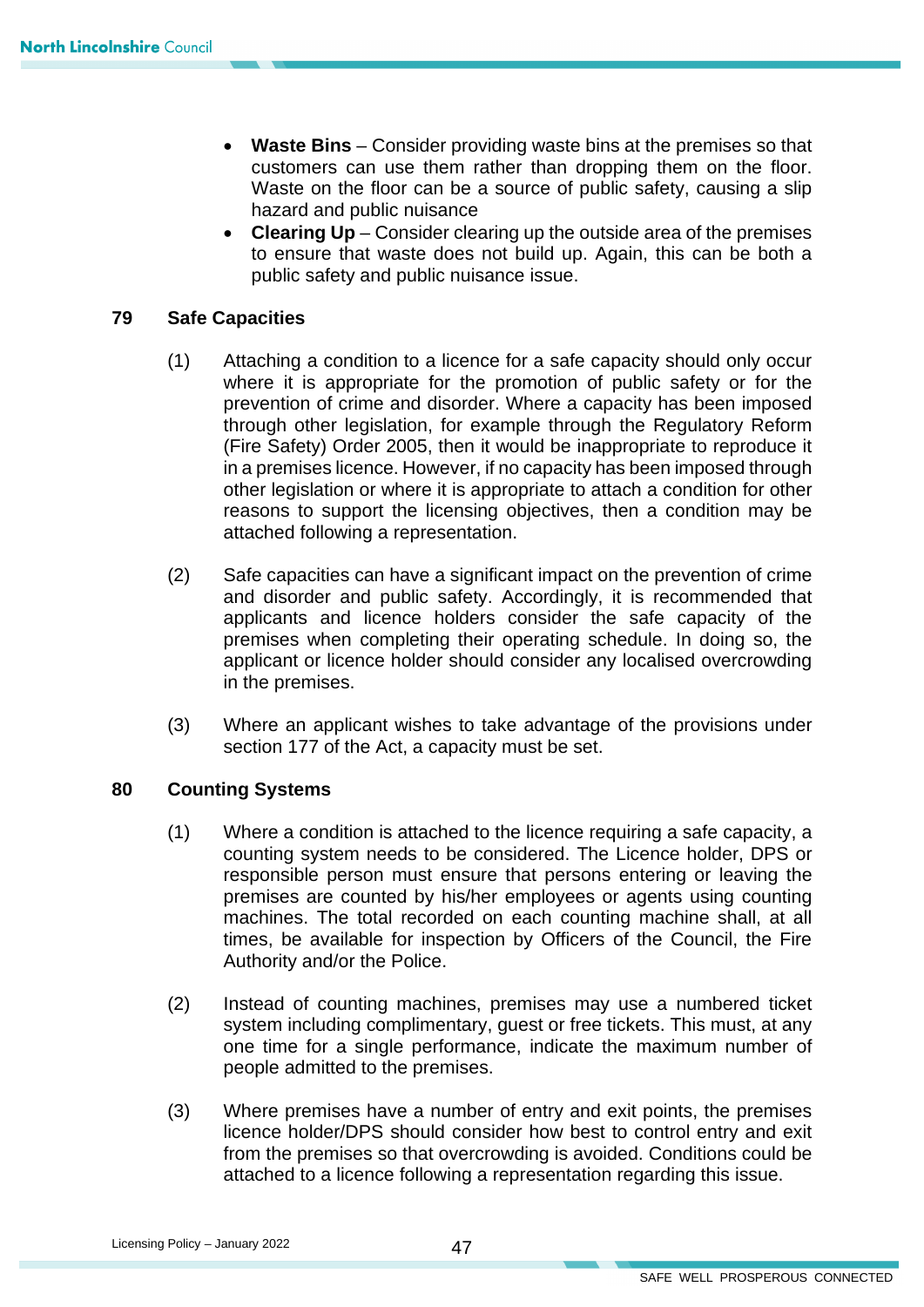- **Waste Bins** – Consider providing waste bins at the premises so that customers can use them rather than dropping them on the floor. Waste on the floor can be a source of public safety, causing a slip hazard and public nuisance
- **Clearing Up** – Consider clearing up the outside area of the premises to ensure that waste does not build up. Again, this can be both a public safety and public nuisance issue.

## 79 Safe Capacities

(1) Attaching a condition to a licence for a safe capacity should only occur where it is appropriate for the promotion of public safety or for the prevention of crime and disorder. Where a capacity has been imposed through other legislation, for example through the Regulatory Reform (Fire Safety) Order 2005, then it would be inappropriate to reproduce it in a premises licence. However, if no capacity has been imposed through other legislation or where it is appropriate to attach a condition for other reasons to support the licensing objectives, then a condition may be attached following a representation.

(2) Safe capacities can have a significant impact on the prevention of crime and disorder and public safety. Accordingly, it is recommended that applicants and licence holders consider the safe capacity of the premises when completing their operating schedule. In doing so, the applicant or licence holder should consider any localised overcrowding in the premises.

(3) Where an applicant wishes to take advantage of the provisions under section 177 of the Act, a capacity must be set.

## 80 Counting Systems

(1) Where a condition is attached to the licence requiring a safe capacity, a counting system needs to be considered. The Licence holder, DPS or responsible person must ensure that persons entering or leaving the premises are counted by his/her employees or agents using counting machines. The total recorded on each counting machine shall, at all times, be available for inspection by Officers of the Council, the Fire Authority and/or the Police.

(2) Instead of counting machines, premises may use a numbered ticket system including complimentary, guest or free tickets. This must, at any one time for a single performance, indicate the maximum number of people admitted to the premises.

(3) Where premises have a number of entry and exit points, the premises licence holder/DPS should consider how best to control entry and exit from the premises so that overcrowding is avoided. Conditions could be attached to a licence following a representation regarding this issue.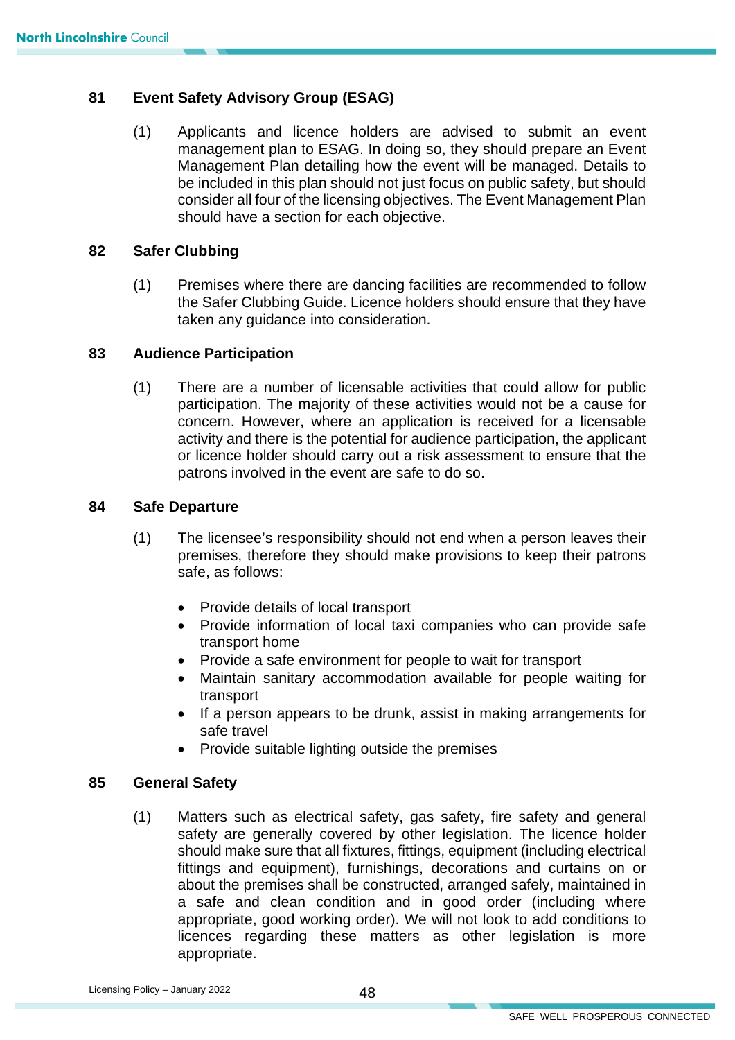## 81 Event Safety Advisory Group (ESAG)

(1) Applicants and licence holders are advised to submit an event management plan to ESAG. In doing so, they should prepare an Event Management Plan detailing how the event will be managed. Details to be included in this plan should not just focus on public safety, but should consider all four of the licensing objectives. The Event Management Plan should have a section for each objective.

## 82 Safer Clubbing

(1) Premises where there are dancing facilities are recommended to follow the Safer Clubbing Guide. Licence holders should ensure that they have taken any guidance into consideration.

## 83 Audience Participation

(1) There are a number of licensable activities that could allow for public participation. The majority of these activities would not be a cause for concern. However, where an application is received for a licensable activity and there is the potential for audience participation, the applicant or licence holder should carry out a risk assessment to ensure that the patrons involved in the event are safe to do so.

## 84 Safe Departure

(1) The licensee's responsibility should not end when a person leaves their premises, therefore they should make provisions to keep their patrons safe, as follows:

- Provide details of local transport
- Provide information of local taxi companies who can provide safe transport home
- Provide a safe environment for people to wait for transport
- Maintain sanitary accommodation available for people waiting for transport
- If a person appears to be drunk, assist in making arrangements for safe travel
- Provide suitable lighting outside the premises

## 85 General Safety

(1) Matters such as electrical safety, gas safety, fire safety and general safety are generally covered by other legislation. The licence holder should make sure that all fixtures, fittings, equipment (including electrical fittings and equipment), furnishings, decorations and curtains on or about the premises shall be constructed, arranged safely, maintained in a safe and clean condition and in good order (including where appropriate, good working order). We will not look to add conditions to licences regarding these matters as other legislation is more appropriate.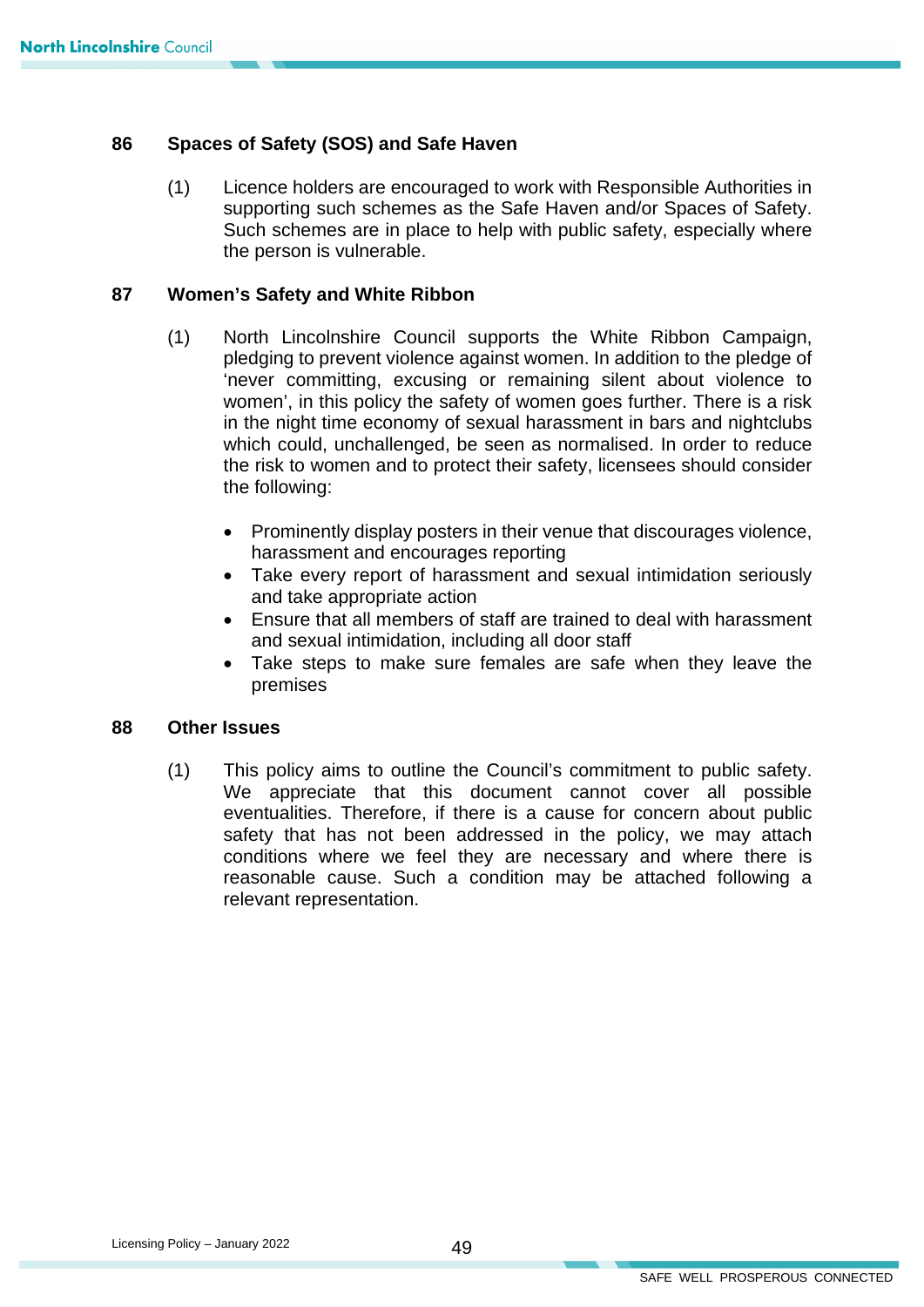## 86 Spaces of Safety (SOS) and Safe Haven

(1) Licence holders are encouraged to work with Responsible Authorities in supporting such schemes as the Safe Haven and/or Spaces of Safety. Such schemes are in place to help with public safety, especially where the person is vulnerable.

## 87 Women's Safety and White Ribbon

(1) North Lincolnshire Council supports the White Ribbon Campaign, pledging to prevent violence against women. In addition to the pledge of 'never committing, excusing or remaining silent about violence to women', in this policy the safety of women goes further. There is a risk in the night time economy of sexual harassment in bars and nightclubs which could, unchallenged, be seen as normalised. In order to reduce the risk to women and to protect their safety, licensees should consider the following:

- Prominently display posters in their venue that discourages violence, harassment and encourages reporting
- Take every report of harassment and sexual intimidation seriously and take appropriate action
- Ensure that all members of staff are trained to deal with harassment and sexual intimidation, including all door staff
- Take steps to make sure females are safe when they leave the premises

## 88 Other Issues

(1) This policy aims to outline the Council's commitment to public safety. We appreciate that this document cannot cover all possible eventualities. Therefore, if there is a cause for concern about public safety that has not been addressed in the policy, we may attach conditions where we feel they are necessary and where there is reasonable cause. Such a condition may be attached following a relevant representation.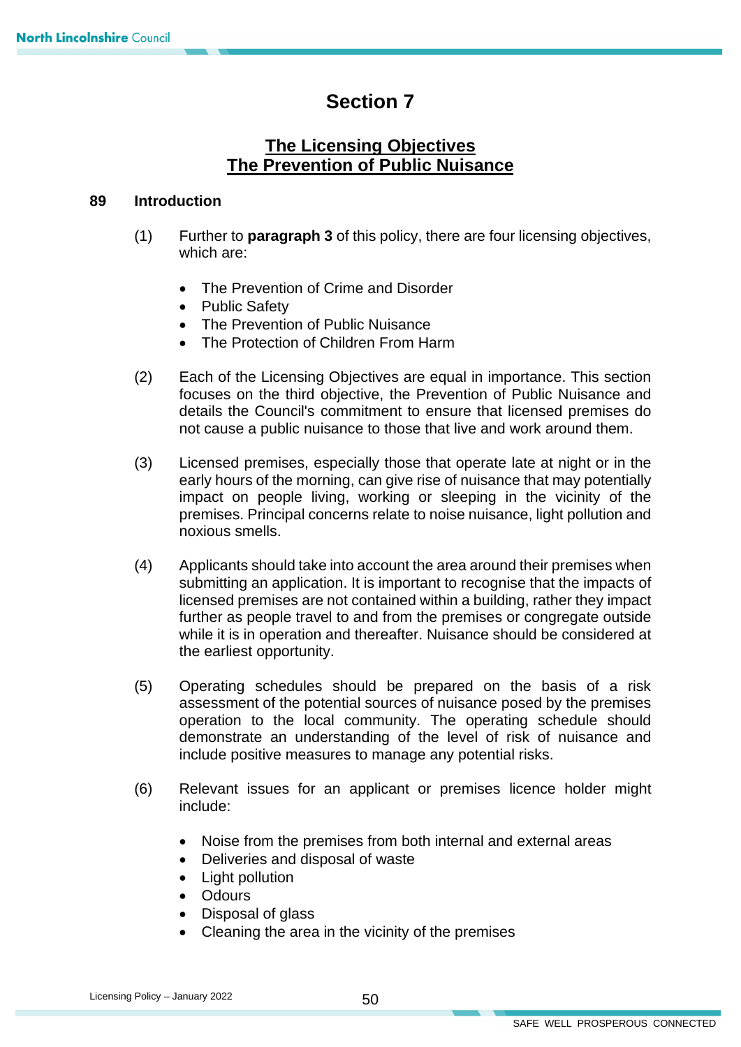# Section 7

## The Licensing Objectives
## The Prevention of Public Nuisance

### 89 Introduction

(1) Further to **paragraph 3** of this policy, there are four licensing objectives, which are:

- The Prevention of Crime and Disorder
- Public Safety
- The Prevention of Public Nuisance
- The Protection of Children From Harm

(2) Each of the Licensing Objectives are equal in importance. This section focuses on the third objective, the Prevention of Public Nuisance and details the Council's commitment to ensure that licensed premises do not cause a public nuisance to those that live and work around them.

(3) Licensed premises, especially those that operate late at night or in the early hours of the morning, can give rise of nuisance that may potentially impact on people living, working or sleeping in the vicinity of the premises. Principal concerns relate to noise nuisance, light pollution and noxious smells.

(4) Applicants should take into account the area around their premises when submitting an application. It is important to recognise that the impacts of licensed premises are not contained within a building, rather they impact further as people travel to and from the premises or congregate outside while it is in operation and thereafter. Nuisance should be considered at the earliest opportunity.

(5) Operating schedules should be prepared on the basis of a risk assessment of the potential sources of nuisance posed by the premises operation to the local community. The operating schedule should demonstrate an understanding of the level of risk of nuisance and include positive measures to manage any potential risks.

(6) Relevant issues for an applicant or premises licence holder might include:

- Noise from the premises from both internal and external areas
- Deliveries and disposal of waste
- Light pollution
- Odours
- Disposal of glass
- Cleaning the area in the vicinity of the premises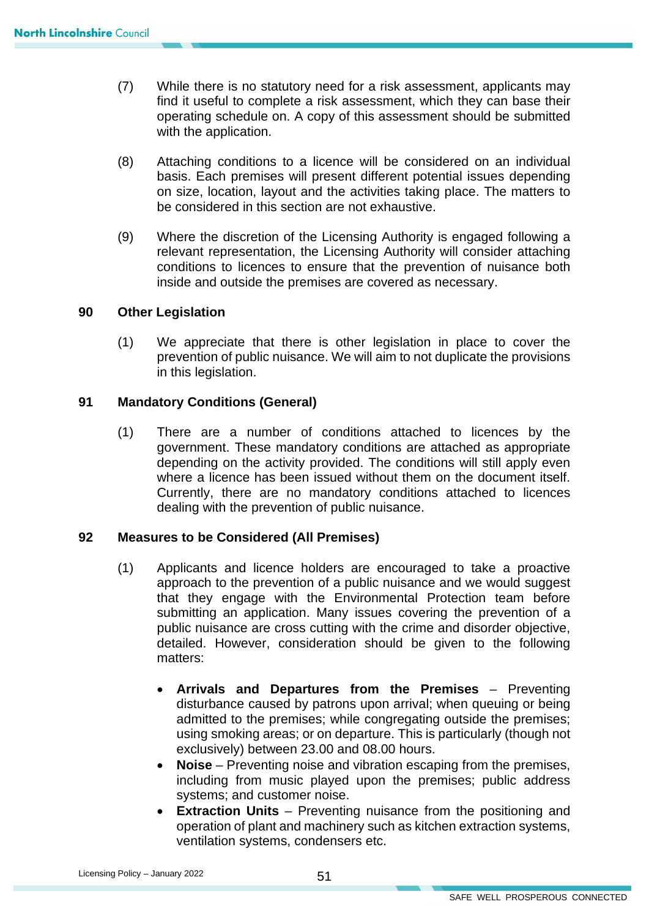(7) While there is no statutory need for a risk assessment, applicants may find it useful to complete a risk assessment, which they can base their operating schedule on. A copy of this assessment should be submitted with the application.

(8) Attaching conditions to a licence will be considered on an individual basis. Each premises will present different potential issues depending on size, location, layout and the activities taking place. The matters to be considered in this section are not exhaustive.

(9) Where the discretion of the Licensing Authority is engaged following a relevant representation, the Licensing Authority will consider attaching conditions to licences to ensure that the prevention of nuisance both inside and outside the premises are covered as necessary.

## 90 Other Legislation

(1) We appreciate that there is other legislation in place to cover the prevention of public nuisance. We will aim to not duplicate the provisions in this legislation.

## 91 Mandatory Conditions (General)

(1) There are a number of conditions attached to licences by the government. These mandatory conditions are attached as appropriate depending on the activity provided. The conditions will still apply even where a licence has been issued without them on the document itself. Currently, there are no mandatory conditions attached to licences dealing with the prevention of public nuisance.

## 92 Measures to be Considered (All Premises)

(1) Applicants and licence holders are encouraged to take a proactive approach to the prevention of a public nuisance and we would suggest that they engage with the Environmental Protection team before submitting an application. Many issues covering the prevention of a public nuisance are cross cutting with the crime and disorder objective, detailed. However, consideration should be given to the following matters:

- **Arrivals and Departures from the Premises** – Preventing disturbance caused by patrons upon arrival; when queuing or being admitted to the premises; while congregating outside the premises; using smoking areas; or on departure. This is particularly (though not exclusively) between 23.00 and 08.00 hours.
- **Noise** – Preventing noise and vibration escaping from the premises, including from music played upon the premises; public address systems; and customer noise.
- **Extraction Units** – Preventing nuisance from the positioning and operation of plant and machinery such as kitchen extraction systems, ventilation systems, condensers etc.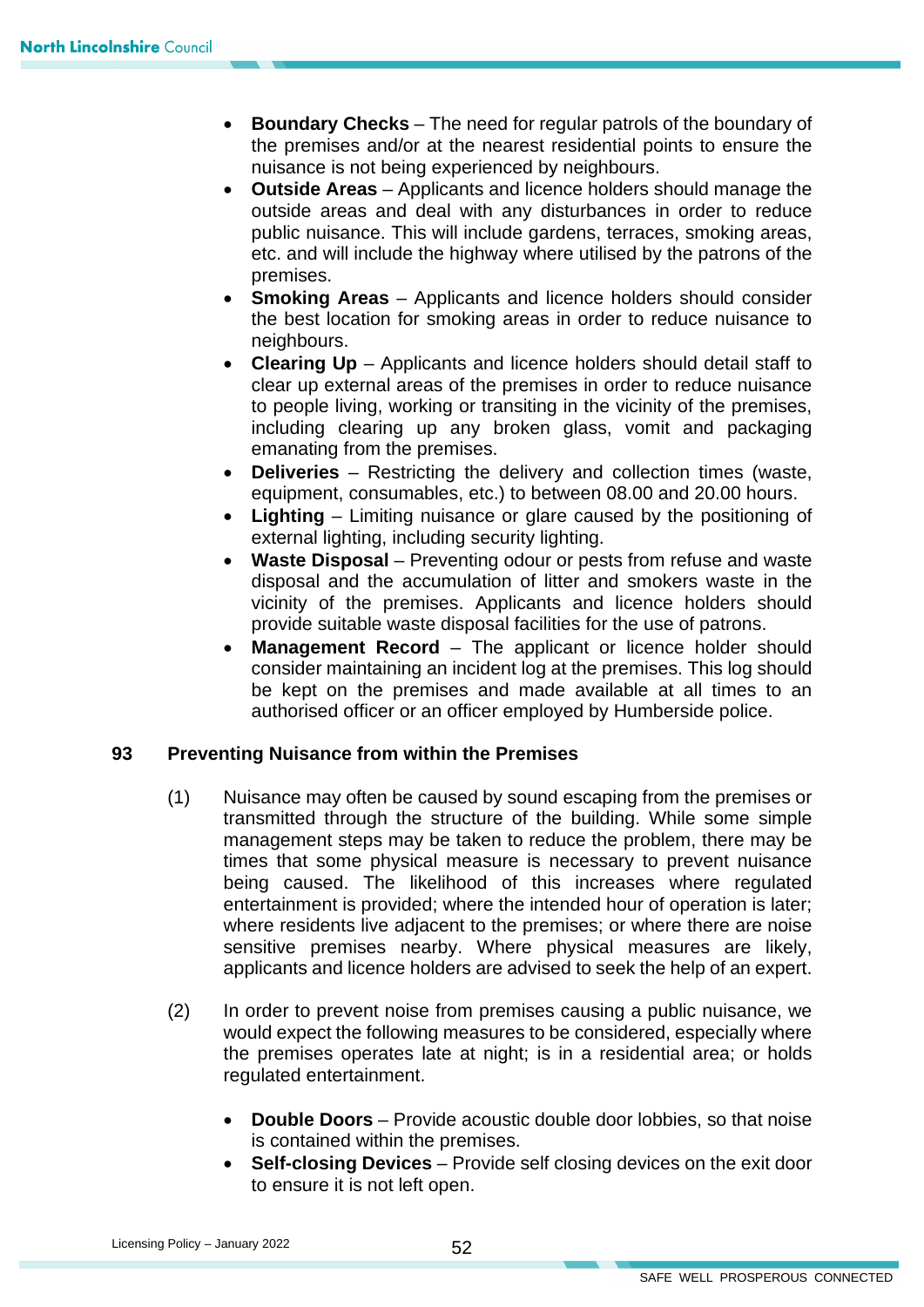- **Boundary Checks** – The need for regular patrols of the boundary of the premises and/or at the nearest residential points to ensure the nuisance is not being experienced by neighbours.
- **Outside Areas** – Applicants and licence holders should manage the outside areas and deal with any disturbances in order to reduce public nuisance. This will include gardens, terraces, smoking areas, etc. and will include the highway where utilised by the patrons of the premises.
- **Smoking Areas** – Applicants and licence holders should consider the best location for smoking areas in order to reduce nuisance to neighbours.
- **Clearing Up** – Applicants and licence holders should detail staff to clear up external areas of the premises in order to reduce nuisance to people living, working or transiting in the vicinity of the premises, including clearing up any broken glass, vomit and packaging emanating from the premises.
- **Deliveries** – Restricting the delivery and collection times (waste, equipment, consumables, etc.) to between 08.00 and 20.00 hours.
- **Lighting** – Limiting nuisance or glare caused by the positioning of external lighting, including security lighting.
- **Waste Disposal** – Preventing odour or pests from refuse and waste disposal and the accumulation of litter and smokers waste in the vicinity of the premises. Applicants and licence holders should provide suitable waste disposal facilities for the use of patrons.
- **Management Record** – The applicant or licence holder should consider maintaining an incident log at the premises. This log should be kept on the premises and made available at all times to an authorised officer or an officer employed by Humberside police.

## 93 Preventing Nuisance from within the Premises

(1) Nuisance may often be caused by sound escaping from the premises or transmitted through the structure of the building. While some simple management steps may be taken to reduce the problem, there may be times that some physical measure is necessary to prevent nuisance being caused. The likelihood of this increases where regulated entertainment is provided; where the intended hour of operation is later; where residents live adjacent to the premises; or where there are noise sensitive premises nearby. Where physical measures are likely, applicants and licence holders are advised to seek the help of an expert.

(2) In order to prevent noise from premises causing a public nuisance, we would expect the following measures to be considered, especially where the premises operates late at night; is in a residential area; or holds regulated entertainment.

- **Double Doors** – Provide acoustic double door lobbies, so that noise is contained within the premises.
- **Self-closing Devices** – Provide self closing devices on the exit door to ensure it is not left open.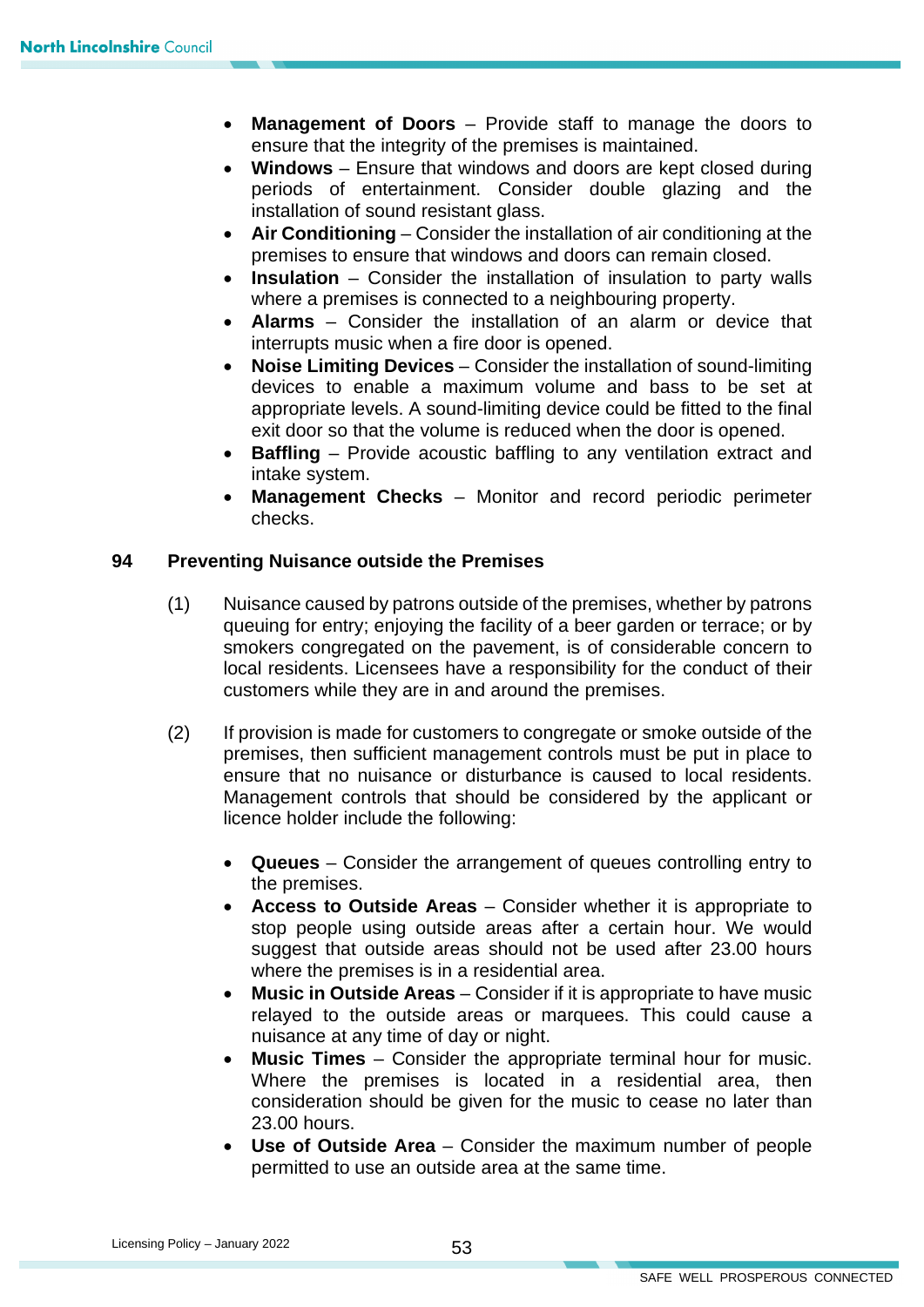- **Management of Doors** – Provide staff to manage the doors to ensure that the integrity of the premises is maintained.
- **Windows** – Ensure that windows and doors are kept closed during periods of entertainment. Consider double glazing and the installation of sound resistant glass.
- **Air Conditioning** – Consider the installation of air conditioning at the premises to ensure that windows and doors can remain closed.
- **Insulation** – Consider the installation of insulation to party walls where a premises is connected to a neighbouring property.
- **Alarms** – Consider the installation of an alarm or device that interrupts music when a fire door is opened.
- **Noise Limiting Devices** – Consider the installation of sound-limiting devices to enable a maximum volume and bass to be set at appropriate levels. A sound-limiting device could be fitted to the final exit door so that the volume is reduced when the door is opened.
- **Baffling** – Provide acoustic baffling to any ventilation extract and intake system.
- **Management Checks** – Monitor and record periodic perimeter checks.

## 94 Preventing Nuisance outside the Premises

(1) Nuisance caused by patrons outside of the premises, whether by patrons queuing for entry; enjoying the facility of a beer garden or terrace; or by smokers congregated on the pavement, is of considerable concern to local residents. Licensees have a responsibility for the conduct of their customers while they are in and around the premises.

(2) If provision is made for customers to congregate or smoke outside of the premises, then sufficient management controls must be put in place to ensure that no nuisance or disturbance is caused to local residents. Management controls that should be considered by the applicant or licence holder include the following:

- **Queues** – Consider the arrangement of queues controlling entry to the premises.
- **Access to Outside Areas** – Consider whether it is appropriate to stop people using outside areas after a certain hour. We would suggest that outside areas should not be used after 23.00 hours where the premises is in a residential area.
- **Music in Outside Areas** – Consider if it is appropriate to have music relayed to the outside areas or marquees. This could cause a nuisance at any time of day or night.
- **Music Times** – Consider the appropriate terminal hour for music. Where the premises is located in a residential area, then consideration should be given for the music to cease no later than 23.00 hours.
- **Use of Outside Area** – Consider the maximum number of people permitted to use an outside area at the same time.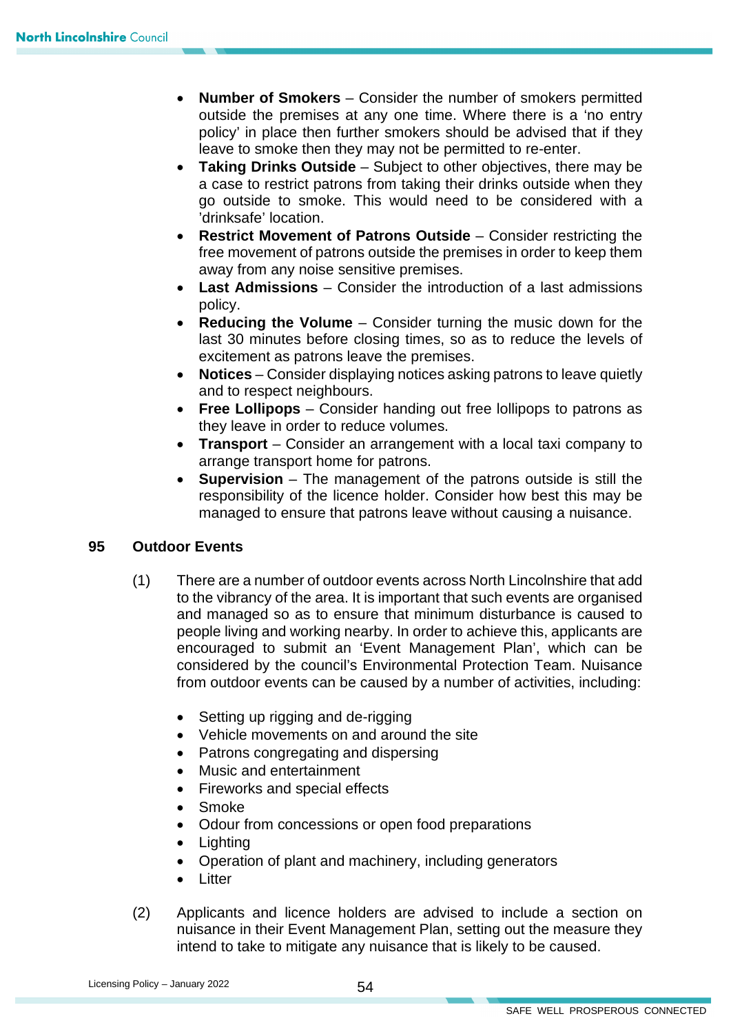- **Number of Smokers** – Consider the number of smokers permitted outside the premises at any one time. Where there is a 'no entry policy' in place then further smokers should be advised that if they leave to smoke then they may not be permitted to re-enter.
- **Taking Drinks Outside** – Subject to other objectives, there may be a case to restrict patrons from taking their drinks outside when they go outside to smoke. This would need to be considered with a 'drinksafe' location.
- **Restrict Movement of Patrons Outside** – Consider restricting the free movement of patrons outside the premises in order to keep them away from any noise sensitive premises.
- **Last Admissions** – Consider the introduction of a last admissions policy.
- **Reducing the Volume** – Consider turning the music down for the last 30 minutes before closing times, so as to reduce the levels of excitement as patrons leave the premises.
- **Notices** – Consider displaying notices asking patrons to leave quietly and to respect neighbours.
- **Free Lollipops** – Consider handing out free lollipops to patrons as they leave in order to reduce volumes.
- **Transport** – Consider an arrangement with a local taxi company to arrange transport home for patrons.
- **Supervision** – The management of the patrons outside is still the responsibility of the licence holder. Consider how best this may be managed to ensure that patrons leave without causing a nuisance.

## 95 Outdoor Events

(1) There are a number of outdoor events across North Lincolnshire that add to the vibrancy of the area. It is important that such events are organised and managed so as to ensure that minimum disturbance is caused to people living and working nearby. In order to achieve this, applicants are encouraged to submit an 'Event Management Plan', which can be considered by the council's Environmental Protection Team. Nuisance from outdoor events can be caused by a number of activities, including:

- Setting up rigging and de-rigging
- Vehicle movements on and around the site
- Patrons congregating and dispersing
- Music and entertainment
- Fireworks and special effects
- Smoke
- Odour from concessions or open food preparations
- Lighting
- Operation of plant and machinery, including generators
- Litter

(2) Applicants and licence holders are advised to include a section on nuisance in their Event Management Plan, setting out the measure they intend to take to mitigate any nuisance that is likely to be caused.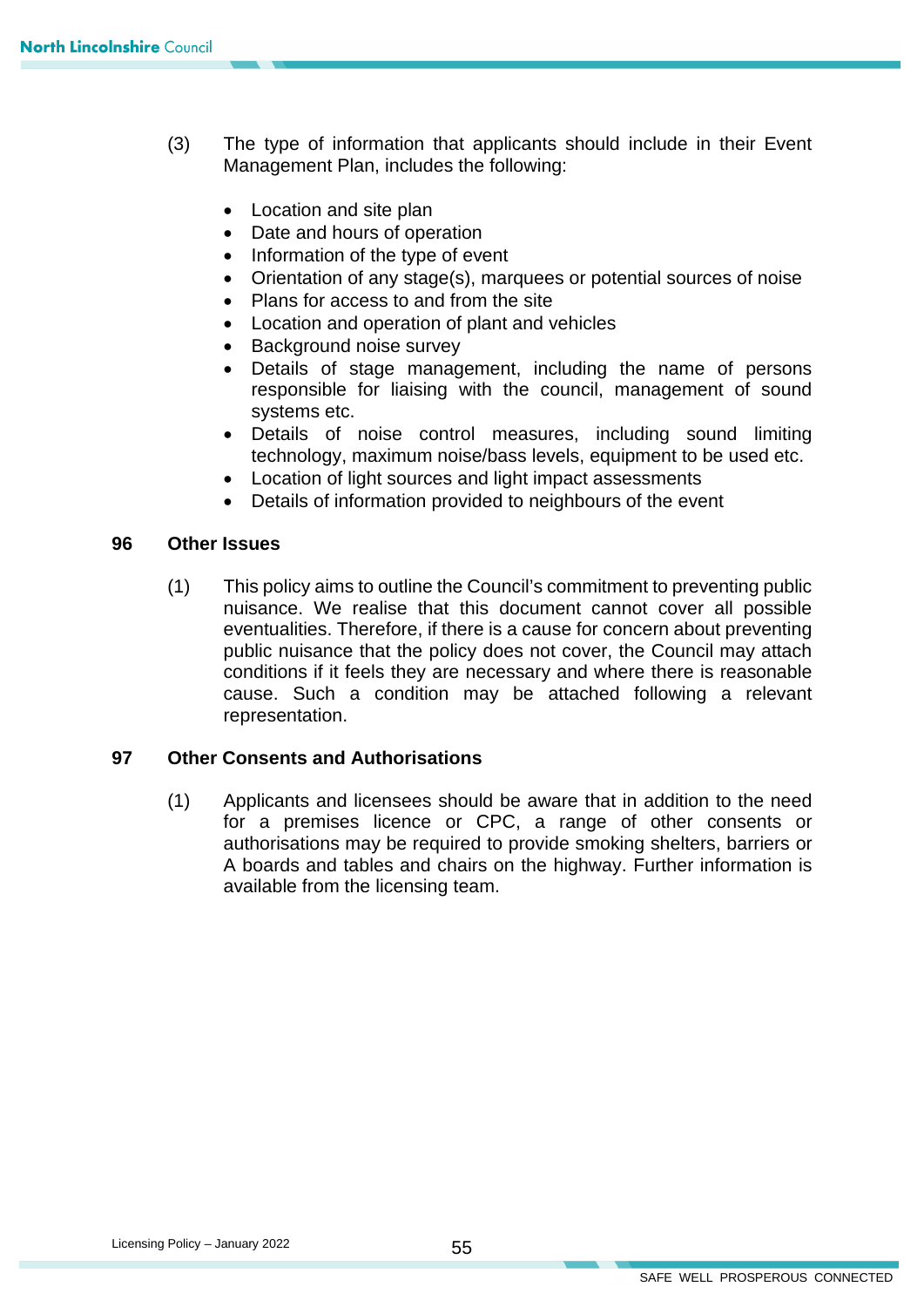(3) The type of information that applicants should include in their Event Management Plan, includes the following:

- Location and site plan
- Date and hours of operation
- Information of the type of event
- Orientation of any stage(s), marquees or potential sources of noise
- Plans for access to and from the site
- Location and operation of plant and vehicles
- Background noise survey
- Details of stage management, including the name of persons responsible for liaising with the council, management of sound systems etc.
- Details of noise control measures, including sound limiting technology, maximum noise/bass levels, equipment to be used etc.
- Location of light sources and light impact assessments
- Details of information provided to neighbours of the event

## 96 Other Issues

(1) This policy aims to outline the Council's commitment to preventing public nuisance. We realise that this document cannot cover all possible eventualities. Therefore, if there is a cause for concern about preventing public nuisance that the policy does not cover, the Council may attach conditions if it feels they are necessary and where there is reasonable cause. Such a condition may be attached following a relevant representation.

## 97 Other Consents and Authorisations

(1) Applicants and licensees should be aware that in addition to the need for a premises licence or CPC, a range of other consents or authorisations may be required to provide smoking shelters, barriers or A boards and tables and chairs on the highway. Further information is available from the licensing team.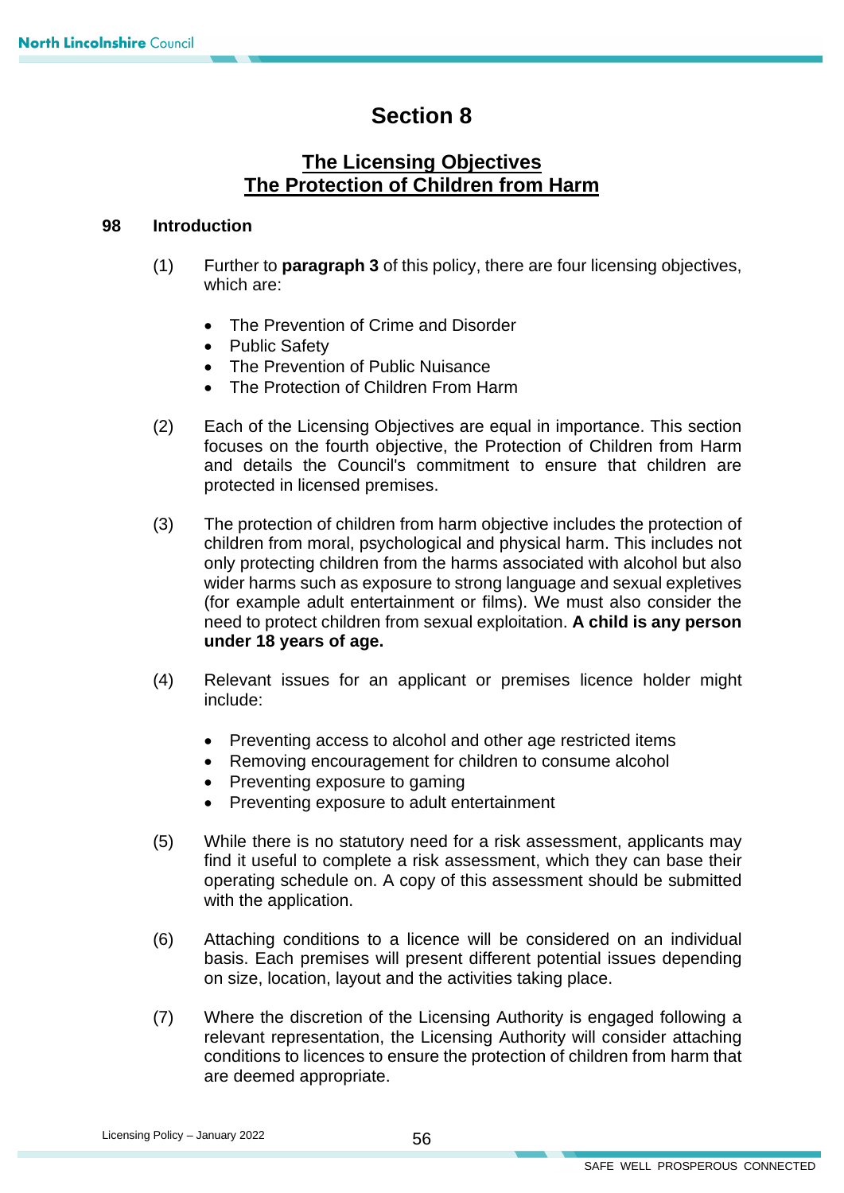# Section 8

## The Licensing Objectives
## The Protection of Children from Harm

### 98 Introduction

(1) Further to **paragraph 3** of this policy, there are four licensing objectives, which are:

- The Prevention of Crime and Disorder
- Public Safety
- The Prevention of Public Nuisance
- The Protection of Children From Harm

(2) Each of the Licensing Objectives are equal in importance. This section focuses on the fourth objective, the Protection of Children from Harm and details the Council's commitment to ensure that children are protected in licensed premises.

(3) The protection of children from harm objective includes the protection of children from moral, psychological and physical harm. This includes not only protecting children from the harms associated with alcohol but also wider harms such as exposure to strong language and sexual expletives (for example adult entertainment or films). We must also consider the need to protect children from sexual exploitation. **A child is any person under 18 years of age.**

(4) Relevant issues for an applicant or premises licence holder might include:

- Preventing access to alcohol and other age restricted items
- Removing encouragement for children to consume alcohol
- Preventing exposure to gaming
- Preventing exposure to adult entertainment

(5) While there is no statutory need for a risk assessment, applicants may find it useful to complete a risk assessment, which they can base their operating schedule on. A copy of this assessment should be submitted with the application.

(6) Attaching conditions to a licence will be considered on an individual basis. Each premises will present different potential issues depending on size, location, layout and the activities taking place.

(7) Where the discretion of the Licensing Authority is engaged following a relevant representation, the Licensing Authority will consider attaching conditions to licences to ensure the protection of children from harm that are deemed appropriate.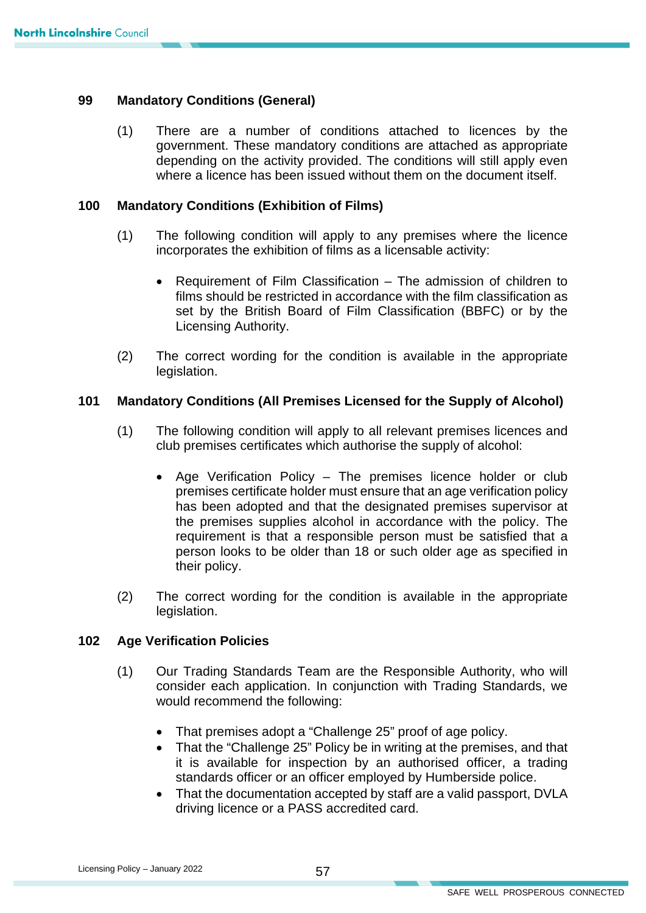## 99 Mandatory Conditions (General)

(1) There are a number of conditions attached to licences by the government. These mandatory conditions are attached as appropriate depending on the activity provided. The conditions will still apply even where a licence has been issued without them on the document itself.

## 100 Mandatory Conditions (Exhibition of Films)

(1) The following condition will apply to any premises where the licence incorporates the exhibition of films as a licensable activity:

- Requirement of Film Classification – The admission of children to films should be restricted in accordance with the film classification as set by the British Board of Film Classification (BBFC) or by the Licensing Authority.

(2) The correct wording for the condition is available in the appropriate legislation.

## 101 Mandatory Conditions (All Premises Licensed for the Supply of Alcohol)

(1) The following condition will apply to all relevant premises licences and club premises certificates which authorise the supply of alcohol:

- Age Verification Policy – The premises licence holder or club premises certificate holder must ensure that an age verification policy has been adopted and that the designated premises supervisor at the premises supplies alcohol in accordance with the policy. The requirement is that a responsible person must be satisfied that a person looks to be older than 18 or such older age as specified in their policy.

(2) The correct wording for the condition is available in the appropriate legislation.

## 102 Age Verification Policies

(1) Our Trading Standards Team are the Responsible Authority, who will consider each application. In conjunction with Trading Standards, we would recommend the following:

- That premises adopt a "Challenge 25" proof of age policy.
- That the "Challenge 25" Policy be in writing at the premises, and that it is available for inspection by an authorised officer, a trading standards officer or an officer employed by Humberside police.
- That the documentation accepted by staff are a valid passport, DVLA driving licence or a PASS accredited card.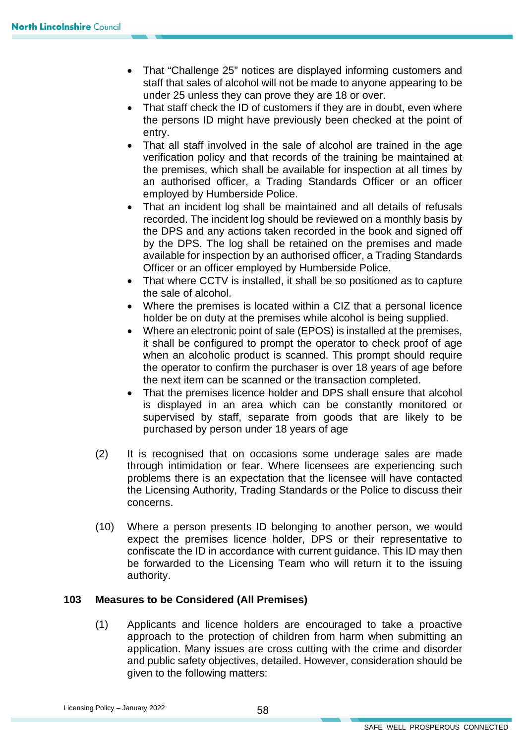- That "Challenge 25" notices are displayed informing customers and staff that sales of alcohol will not be made to anyone appearing to be under 25 unless they can prove they are 18 or over.
- That staff check the ID of customers if they are in doubt, even where the persons ID might have previously been checked at the point of entry.
- That all staff involved in the sale of alcohol are trained in the age verification policy and that records of the training be maintained at the premises, which shall be available for inspection at all times by an authorised officer, a Trading Standards Officer or an officer employed by Humberside Police.
- That an incident log shall be maintained and all details of refusals recorded. The incident log should be reviewed on a monthly basis by the DPS and any actions taken recorded in the book and signed off by the DPS. The log shall be retained on the premises and made available for inspection by an authorised officer, a Trading Standards Officer or an officer employed by Humberside Police.
- That where CCTV is installed, it shall be so positioned as to capture the sale of alcohol.
- Where the premises is located within a CIZ that a personal licence holder be on duty at the premises while alcohol is being supplied.
- Where an electronic point of sale (EPOS) is installed at the premises, it shall be configured to prompt the operator to check proof of age when an alcoholic product is scanned. This prompt should require the operator to confirm the purchaser is over 18 years of age before the next item can be scanned or the transaction completed.
- That the premises licence holder and DPS shall ensure that alcohol is displayed in an area which can be constantly monitored or supervised by staff, separate from goods that are likely to be purchased by person under 18 years of age

(2) It is recognised that on occasions some underage sales are made through intimidation or fear. Where licensees are experiencing such problems there is an expectation that the licensee will have contacted the Licensing Authority, Trading Standards or the Police to discuss their concerns.

(10) Where a person presents ID belonging to another person, we would expect the premises licence holder, DPS or their representative to confiscate the ID in accordance with current guidance. This ID may then be forwarded to the Licensing Team who will return it to the issuing authority.

**103 Measures to be Considered (All Premises)**

(1) Applicants and licence holders are encouraged to take a proactive approach to the protection of children from harm when submitting an application. Many issues are cross cutting with the crime and disorder and public safety objectives, detailed. However, consideration should be given to the following matters: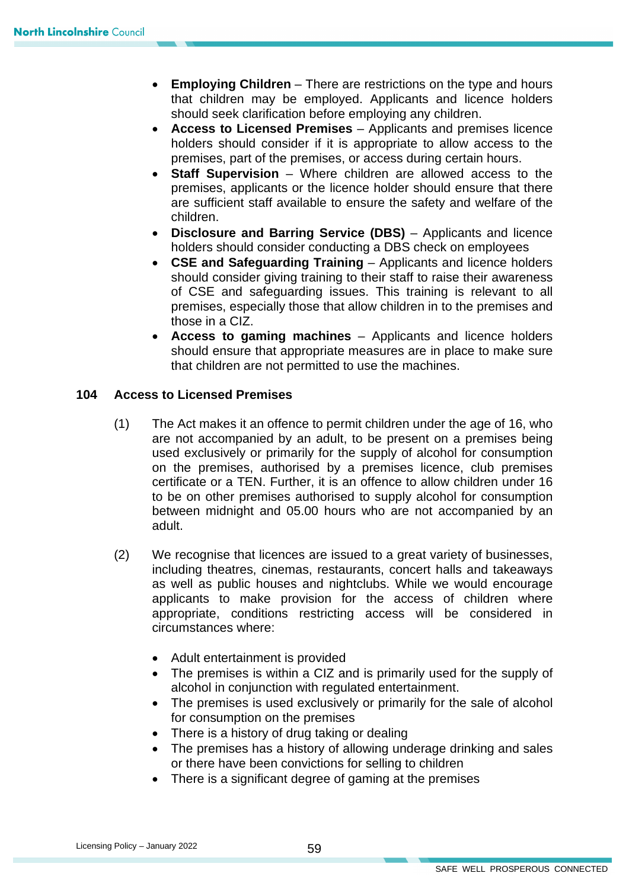- **Employing Children** – There are restrictions on the type and hours that children may be employed. Applicants and licence holders should seek clarification before employing any children.
- **Access to Licensed Premises** – Applicants and premises licence holders should consider if it is appropriate to allow access to the premises, part of the premises, or access during certain hours.
- **Staff Supervision** – Where children are allowed access to the premises, applicants or the licence holder should ensure that there are sufficient staff available to ensure the safety and welfare of the children.
- **Disclosure and Barring Service (DBS)** – Applicants and licence holders should consider conducting a DBS check on employees
- **CSE and Safeguarding Training** – Applicants and licence holders should consider giving training to their staff to raise their awareness of CSE and safeguarding issues. This training is relevant to all premises, especially those that allow children in to the premises and those in a CIZ.
- **Access to gaming machines** – Applicants and licence holders should ensure that appropriate measures are in place to make sure that children are not permitted to use the machines.

### 104 Access to Licensed Premises

(1) The Act makes it an offence to permit children under the age of 16, who are not accompanied by an adult, to be present on a premises being used exclusively or primarily for the supply of alcohol for consumption on the premises, authorised by a premises licence, club premises certificate or a TEN. Further, it is an offence to allow children under 16 to be on other premises authorised to supply alcohol for consumption between midnight and 05.00 hours who are not accompanied by an adult.

(2) We recognise that licences are issued to a great variety of businesses, including theatres, cinemas, restaurants, concert halls and takeaways as well as public houses and nightclubs. While we would encourage applicants to make provision for the access of children where appropriate, conditions restricting access will be considered in circumstances where:

- Adult entertainment is provided
- The premises is within a CIZ and is primarily used for the supply of alcohol in conjunction with regulated entertainment.
- The premises is used exclusively or primarily for the sale of alcohol for consumption on the premises
- There is a history of drug taking or dealing
- The premises has a history of allowing underage drinking and sales or there have been convictions for selling to children
- There is a significant degree of gaming at the premises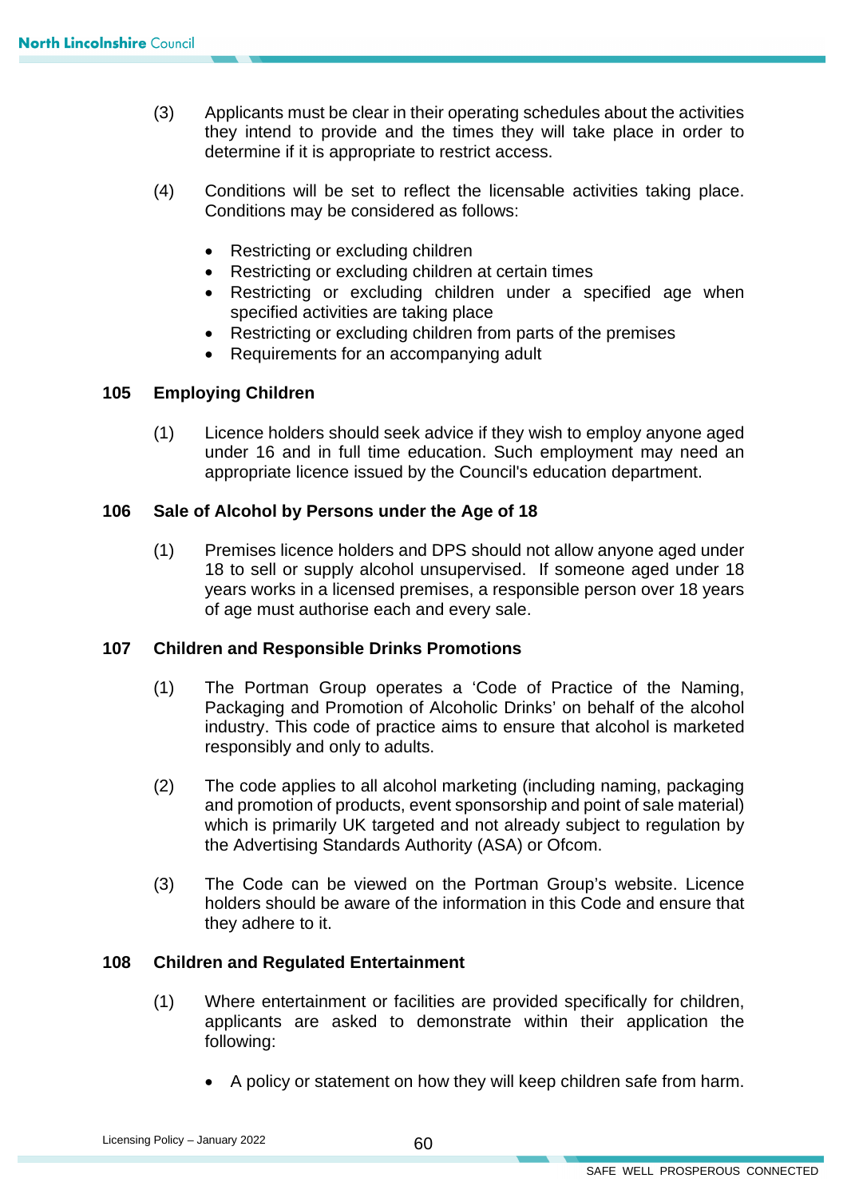(3) Applicants must be clear in their operating schedules about the activities they intend to provide and the times they will take place in order to determine if it is appropriate to restrict access.

(4) Conditions will be set to reflect the licensable activities taking place. Conditions may be considered as follows:

- Restricting or excluding children
- Restricting or excluding children at certain times
- Restricting or excluding children under a specified age when specified activities are taking place
- Restricting or excluding children from parts of the premises
- Requirements for an accompanying adult

## 105 Employing Children

(1) Licence holders should seek advice if they wish to employ anyone aged under 16 and in full time education. Such employment may need an appropriate licence issued by the Council's education department.

## 106 Sale of Alcohol by Persons under the Age of 18

(1) Premises licence holders and DPS should not allow anyone aged under 18 to sell or supply alcohol unsupervised. If someone aged under 18 years works in a licensed premises, a responsible person over 18 years of age must authorise each and every sale.

## 107 Children and Responsible Drinks Promotions

(1) The Portman Group operates a 'Code of Practice of the Naming, Packaging and Promotion of Alcoholic Drinks' on behalf of the alcohol industry. This code of practice aims to ensure that alcohol is marketed responsibly and only to adults.

(2) The code applies to all alcohol marketing (including naming, packaging and promotion of products, event sponsorship and point of sale material) which is primarily UK targeted and not already subject to regulation by the Advertising Standards Authority (ASA) or Ofcom.

(3) The Code can be viewed on the Portman Group's website. Licence holders should be aware of the information in this Code and ensure that they adhere to it.

## 108 Children and Regulated Entertainment

(1) Where entertainment or facilities are provided specifically for children, applicants are asked to demonstrate within their application the following:

- A policy or statement on how they will keep children safe from harm.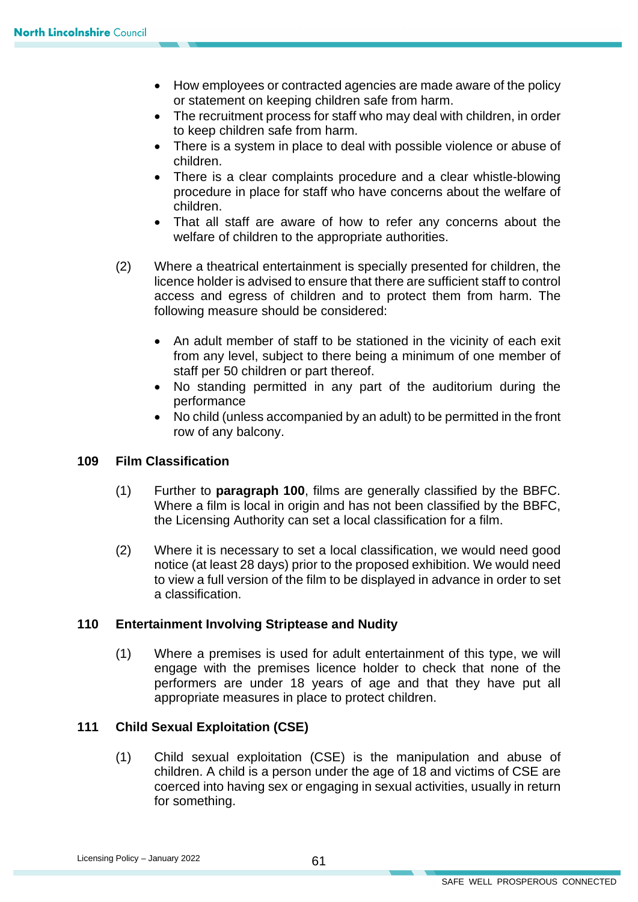- How employees or contracted agencies are made aware of the policy or statement on keeping children safe from harm.
- The recruitment process for staff who may deal with children, in order to keep children safe from harm.
- There is a system in place to deal with possible violence or abuse of children.
- There is a clear complaints procedure and a clear whistle-blowing procedure in place for staff who have concerns about the welfare of children.
- That all staff are aware of how to refer any concerns about the welfare of children to the appropriate authorities.

(2) Where a theatrical entertainment is specially presented for children, the licence holder is advised to ensure that there are sufficient staff to control access and egress of children and to protect them from harm. The following measure should be considered:

- An adult member of staff to be stationed in the vicinity of each exit from any level, subject to there being a minimum of one member of staff per 50 children or part thereof.
- No standing permitted in any part of the auditorium during the performance
- No child (unless accompanied by an adult) to be permitted in the front row of any balcony.

## 109 Film Classification

(1) Further to **paragraph 100**, films are generally classified by the BBFC. Where a film is local in origin and has not been classified by the BBFC, the Licensing Authority can set a local classification for a film.

(2) Where it is necessary to set a local classification, we would need good notice (at least 28 days) prior to the proposed exhibition. We would need to view a full version of the film to be displayed in advance in order to set a classification.

## 110 Entertainment Involving Striptease and Nudity

(1) Where a premises is used for adult entertainment of this type, we will engage with the premises licence holder to check that none of the performers are under 18 years of age and that they have put all appropriate measures in place to protect children.

## 111 Child Sexual Exploitation (CSE)

(1) Child sexual exploitation (CSE) is the manipulation and abuse of children. A child is a person under the age of 18 and victims of CSE are coerced into having sex or engaging in sexual activities, usually in return for something.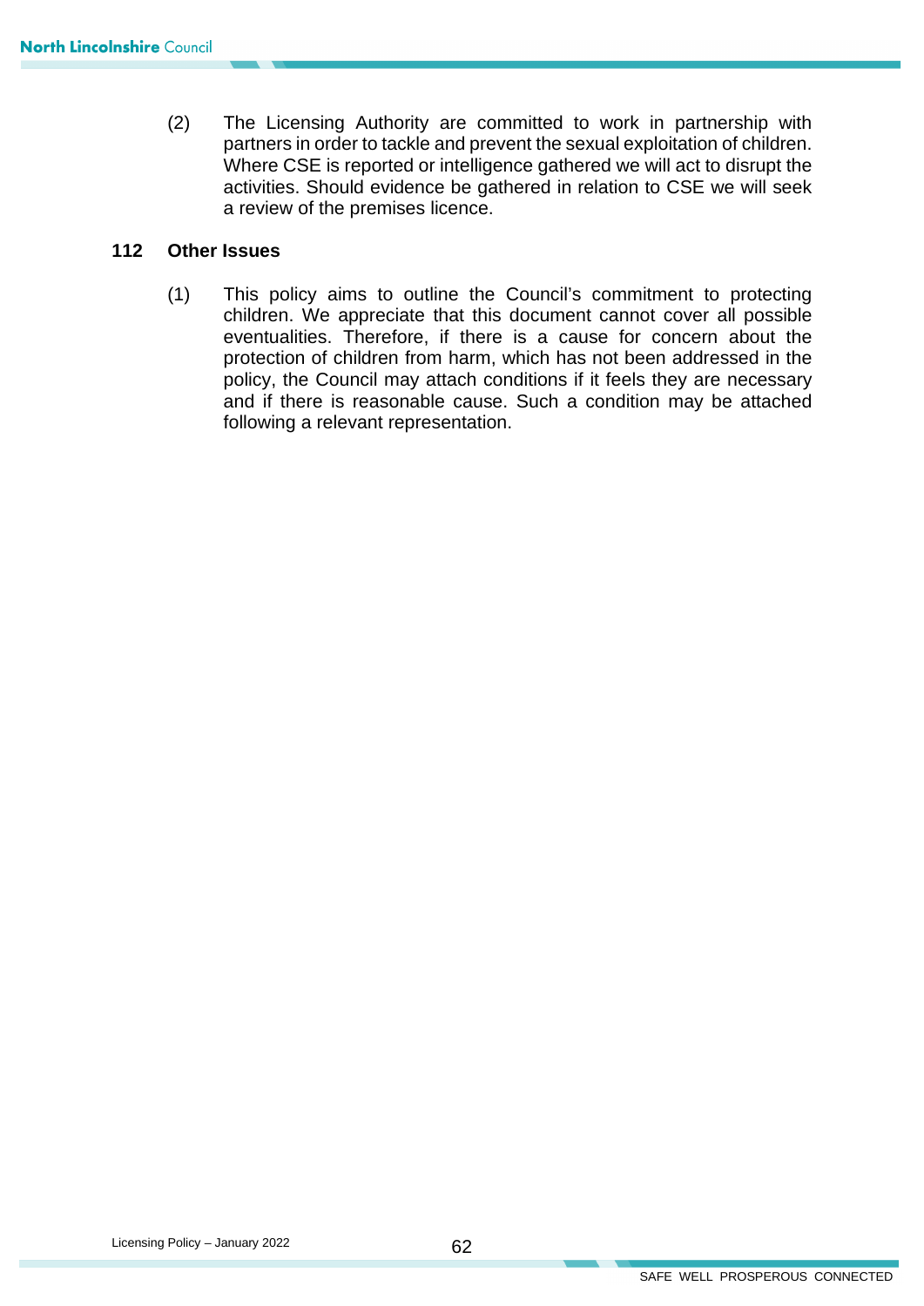(2) The Licensing Authority are committed to work in partnership with partners in order to tackle and prevent the sexual exploitation of children. Where CSE is reported or intelligence gathered we will act to disrupt the activities. Should evidence be gathered in relation to CSE we will seek a review of the premises licence.

## 112 Other Issues

(1) This policy aims to outline the Council's commitment to protecting children. We appreciate that this document cannot cover all possible eventualities. Therefore, if there is a cause for concern about the protection of children from harm, which has not been addressed in the policy, the Council may attach conditions if it feels they are necessary and if there is reasonable cause. Such a condition may be attached following a relevant representation.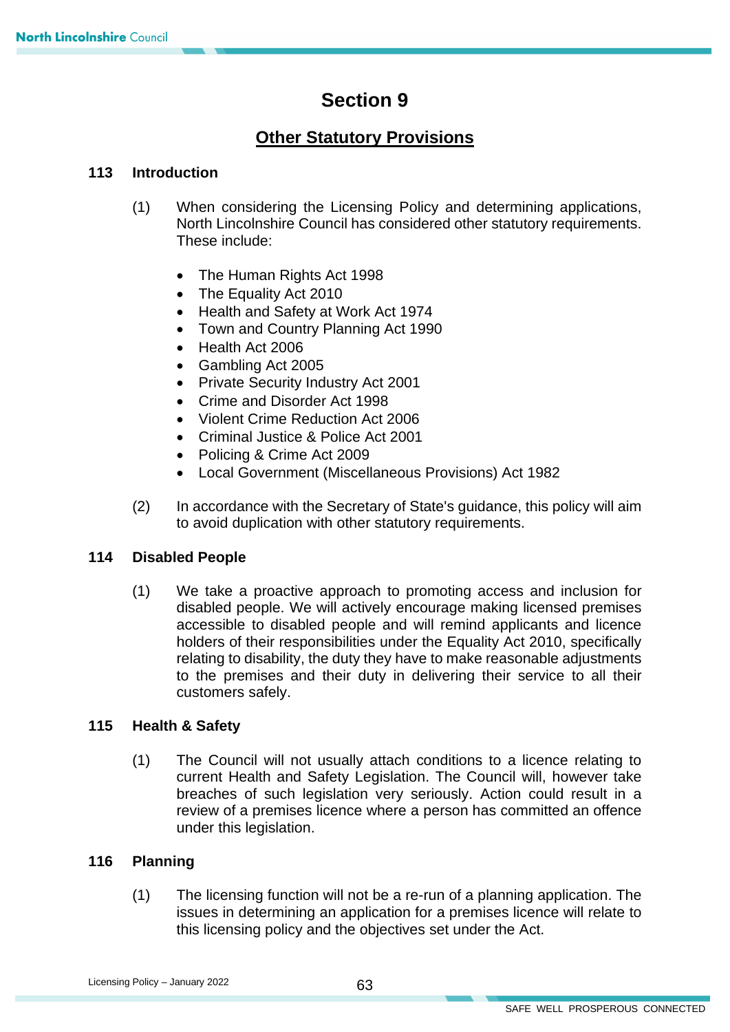# Section 9

## Other Statutory Provisions

### 113 Introduction

(1) When considering the Licensing Policy and determining applications, North Lincolnshire Council has considered other statutory requirements. These include:

- The Human Rights Act 1998
- The Equality Act 2010
- Health and Safety at Work Act 1974
- Town and Country Planning Act 1990
- Health Act 2006
- Gambling Act 2005
- Private Security Industry Act 2001
- Crime and Disorder Act 1998
- Violent Crime Reduction Act 2006
- Criminal Justice & Police Act 2001
- Policing & Crime Act 2009
- Local Government (Miscellaneous Provisions) Act 1982

(2) In accordance with the Secretary of State's guidance, this policy will aim to avoid duplication with other statutory requirements.

### 114 Disabled People

(1) We take a proactive approach to promoting access and inclusion for disabled people. We will actively encourage making licensed premises accessible to disabled people and will remind applicants and licence holders of their responsibilities under the Equality Act 2010, specifically relating to disability, the duty they have to make reasonable adjustments to the premises and their duty in delivering their service to all their customers safely.

### 115 Health & Safety

(1) The Council will not usually attach conditions to a licence relating to current Health and Safety Legislation. The Council will, however take breaches of such legislation very seriously. Action could result in a review of a premises licence where a person has committed an offence under this legislation.

### 116 Planning

(1) The licensing function will not be a re-run of a planning application. The issues in determining an application for a premises licence will relate to this licensing policy and the objectives set under the Act.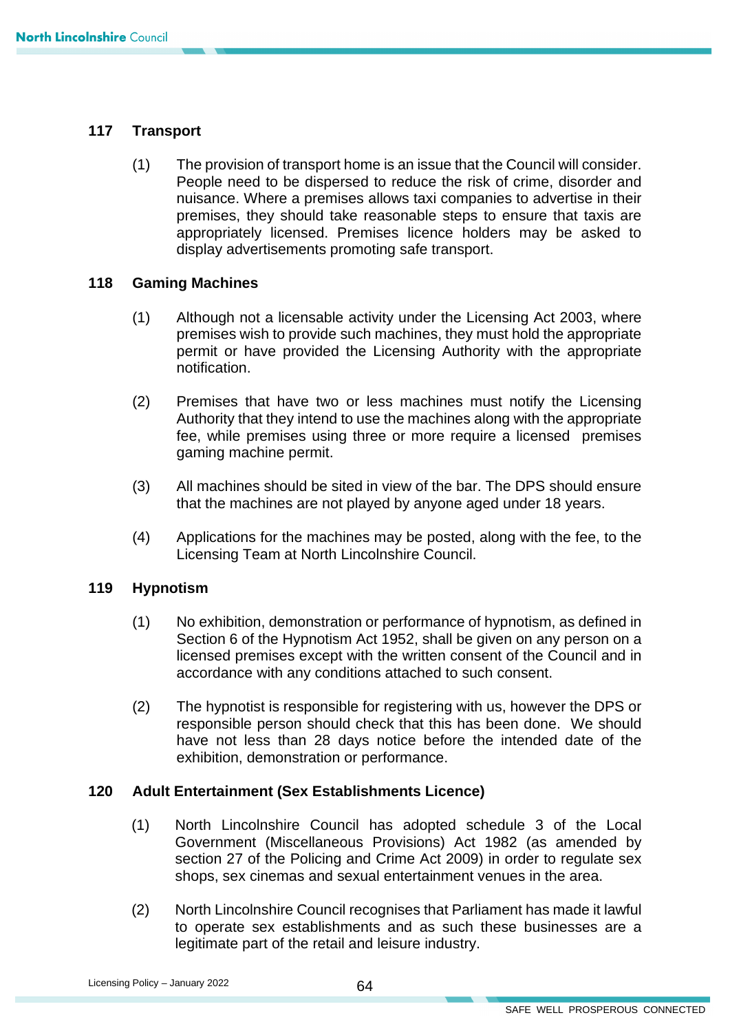## 117 Transport

(1) The provision of transport home is an issue that the Council will consider. People need to be dispersed to reduce the risk of crime, disorder and nuisance. Where a premises allows taxi companies to advertise in their premises, they should take reasonable steps to ensure that taxis are appropriately licensed. Premises licence holders may be asked to display advertisements promoting safe transport.

## 118 Gaming Machines

(1) Although not a licensable activity under the Licensing Act 2003, where premises wish to provide such machines, they must hold the appropriate permit or have provided the Licensing Authority with the appropriate notification.

(2) Premises that have two or less machines must notify the Licensing Authority that they intend to use the machines along with the appropriate fee, while premises using three or more require a licensed premises gaming machine permit.

(3) All machines should be sited in view of the bar. The DPS should ensure that the machines are not played by anyone aged under 18 years.

(4) Applications for the machines may be posted, along with the fee, to the Licensing Team at North Lincolnshire Council.

## 119 Hypnotism

(1) No exhibition, demonstration or performance of hypnotism, as defined in Section 6 of the Hypnotism Act 1952, shall be given on any person on a licensed premises except with the written consent of the Council and in accordance with any conditions attached to such consent.

(2) The hypnotist is responsible for registering with us, however the DPS or responsible person should check that this has been done. We should have not less than 28 days notice before the intended date of the exhibition, demonstration or performance.

## 120 Adult Entertainment (Sex Establishments Licence)

(1) North Lincolnshire Council has adopted schedule 3 of the Local Government (Miscellaneous Provisions) Act 1982 (as amended by section 27 of the Policing and Crime Act 2009) in order to regulate sex shops, sex cinemas and sexual entertainment venues in the area.

(2) North Lincolnshire Council recognises that Parliament has made it lawful to operate sex establishments and as such these businesses are a legitimate part of the retail and leisure industry.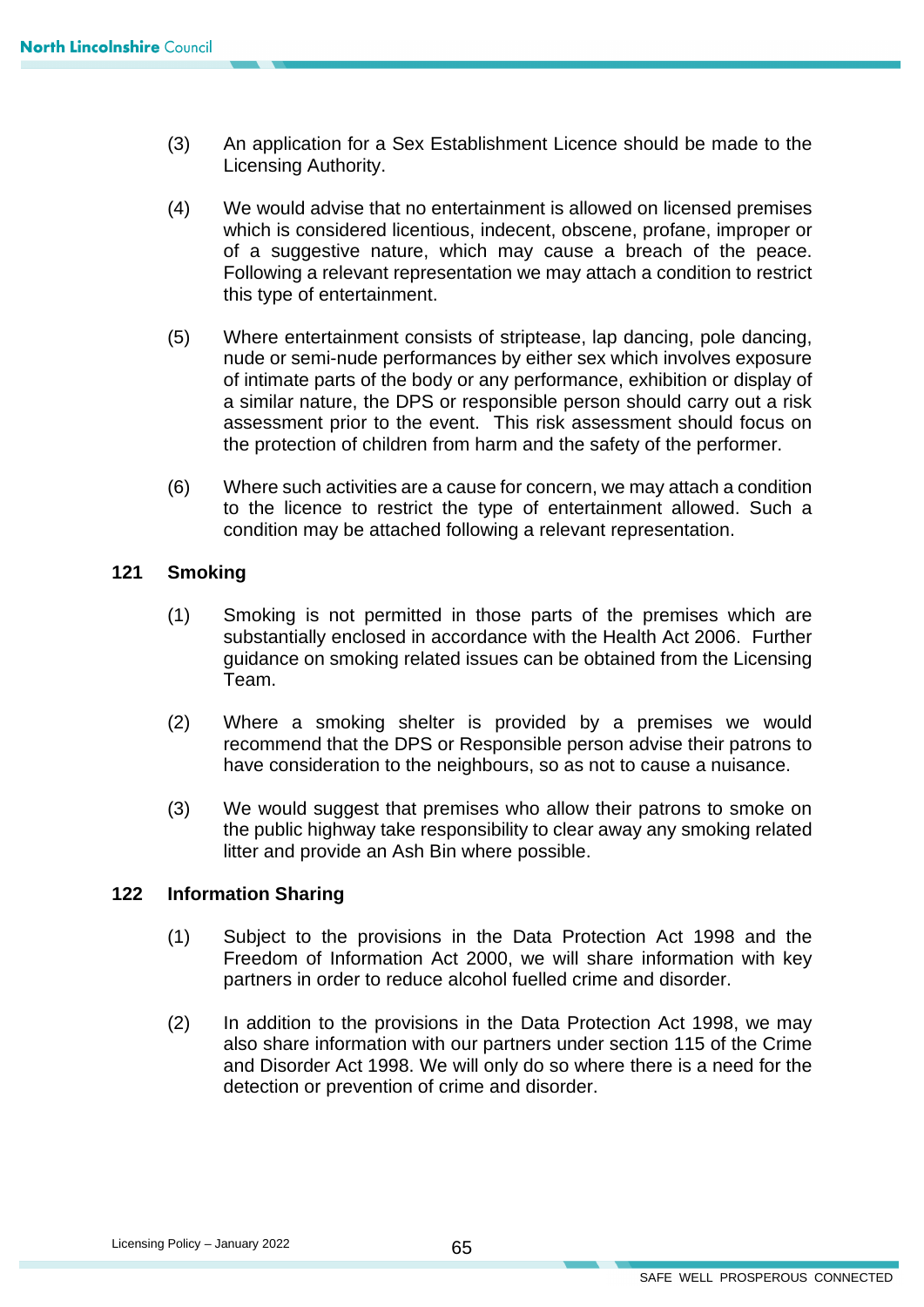(3) An application for a Sex Establishment Licence should be made to the Licensing Authority.

(4) We would advise that no entertainment is allowed on licensed premises which is considered licentious, indecent, obscene, profane, improper or of a suggestive nature, which may cause a breach of the peace. Following a relevant representation we may attach a condition to restrict this type of entertainment.

(5) Where entertainment consists of striptease, lap dancing, pole dancing, nude or semi-nude performances by either sex which involves exposure of intimate parts of the body or any performance, exhibition or display of a similar nature, the DPS or responsible person should carry out a risk assessment prior to the event. This risk assessment should focus on the protection of children from harm and the safety of the performer.

(6) Where such activities are a cause for concern, we may attach a condition to the licence to restrict the type of entertainment allowed. Such a condition may be attached following a relevant representation.

## 121 Smoking

(1) Smoking is not permitted in those parts of the premises which are substantially enclosed in accordance with the Health Act 2006. Further guidance on smoking related issues can be obtained from the Licensing Team.

(2) Where a smoking shelter is provided by a premises we would recommend that the DPS or Responsible person advise their patrons to have consideration to the neighbours, so as not to cause a nuisance.

(3) We would suggest that premises who allow their patrons to smoke on the public highway take responsibility to clear away any smoking related litter and provide an Ash Bin where possible.

## 122 Information Sharing

(1) Subject to the provisions in the Data Protection Act 1998 and the Freedom of Information Act 2000, we will share information with key partners in order to reduce alcohol fuelled crime and disorder.

(2) In addition to the provisions in the Data Protection Act 1998, we may also share information with our partners under section 115 of the Crime and Disorder Act 1998. We will only do so where there is a need for the detection or prevention of crime and disorder.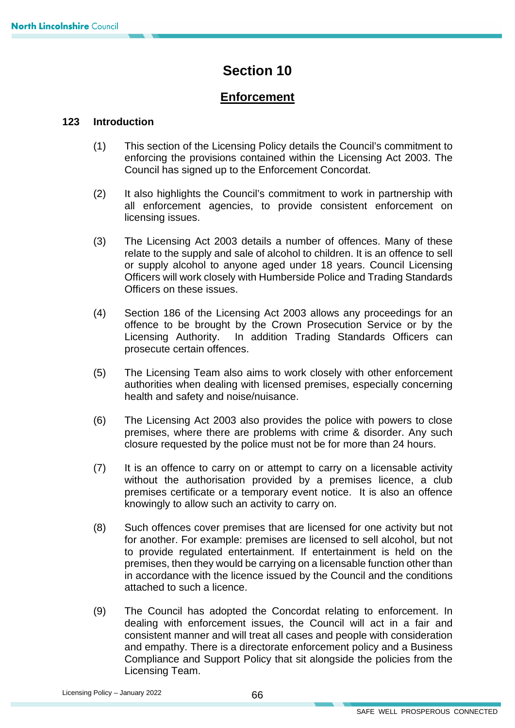# Section 10

## Enforcement

### 123 Introduction

(1) This section of the Licensing Policy details the Council's commitment to enforcing the provisions contained within the Licensing Act 2003. The Council has signed up to the Enforcement Concordat.

(2) It also highlights the Council's commitment to work in partnership with all enforcement agencies, to provide consistent enforcement on licensing issues.

(3) The Licensing Act 2003 details a number of offences. Many of these relate to the supply and sale of alcohol to children. It is an offence to sell or supply alcohol to anyone aged under 18 years. Council Licensing Officers will work closely with Humberside Police and Trading Standards Officers on these issues.

(4) Section 186 of the Licensing Act 2003 allows any proceedings for an offence to be brought by the Crown Prosecution Service or by the Licensing Authority. In addition Trading Standards Officers can prosecute certain offences.

(5) The Licensing Team also aims to work closely with other enforcement authorities when dealing with licensed premises, especially concerning health and safety and noise/nuisance.

(6) The Licensing Act 2003 also provides the police with powers to close premises, where there are problems with crime & disorder. Any such closure requested by the police must not be for more than 24 hours.

(7) It is an offence to carry on or attempt to carry on a licensable activity without the authorisation provided by a premises licence, a club premises certificate or a temporary event notice. It is also an offence knowingly to allow such an activity to carry on.

(8) Such offences cover premises that are licensed for one activity but not for another. For example: premises are licensed to sell alcohol, but not to provide regulated entertainment. If entertainment is held on the premises, then they would be carrying on a licensable function other than in accordance with the licence issued by the Council and the conditions attached to such a licence.

(9) The Council has adopted the Concordat relating to enforcement. In dealing with enforcement issues, the Council will act in a fair and consistent manner and will treat all cases and people with consideration and empathy. There is a directorate enforcement policy and a Business Compliance and Support Policy that sit alongside the policies from the Licensing Team.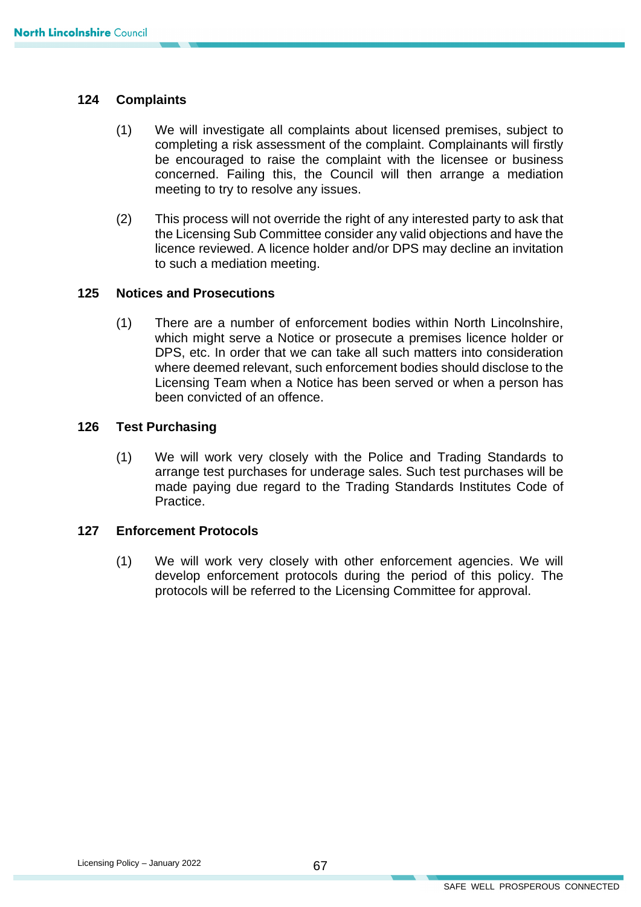## 124 Complaints

(1) We will investigate all complaints about licensed premises, subject to completing a risk assessment of the complaint. Complainants will firstly be encouraged to raise the complaint with the licensee or business concerned. Failing this, the Council will then arrange a mediation meeting to try to resolve any issues.

(2) This process will not override the right of any interested party to ask that the Licensing Sub Committee consider any valid objections and have the licence reviewed. A licence holder and/or DPS may decline an invitation to such a mediation meeting.

## 125 Notices and Prosecutions

(1) There are a number of enforcement bodies within North Lincolnshire, which might serve a Notice or prosecute a premises licence holder or DPS, etc. In order that we can take all such matters into consideration where deemed relevant, such enforcement bodies should disclose to the Licensing Team when a Notice has been served or when a person has been convicted of an offence.

## 126 Test Purchasing

(1) We will work very closely with the Police and Trading Standards to arrange test purchases for underage sales. Such test purchases will be made paying due regard to the Trading Standards Institutes Code of Practice.

## 127 Enforcement Protocols

(1) We will work very closely with other enforcement agencies. We will develop enforcement protocols during the period of this policy. The protocols will be referred to the Licensing Committee for approval.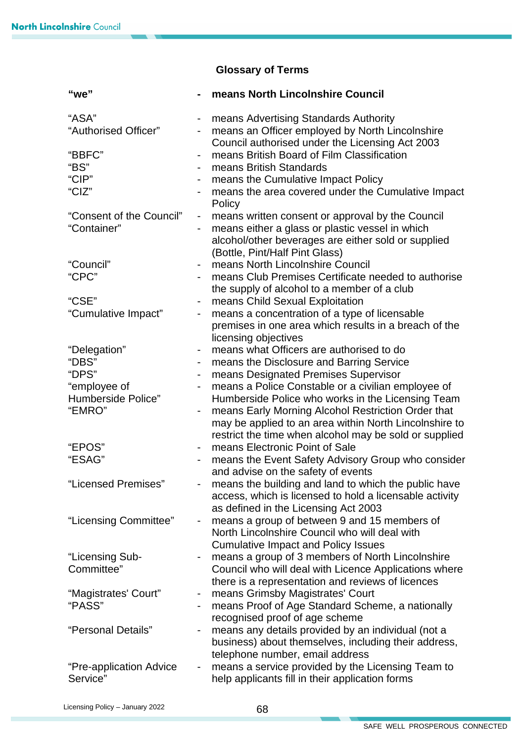## Glossary of Terms

| Term | | Meaning |
|---|---|---|
| **"we"** | **-** | **means North Lincolnshire Council** |
| "ASA" | - | means Advertising Standards Authority |
| "Authorised Officer" | - | means an Officer employed by North Lincolnshire Council authorised under the Licensing Act 2003 |
| "BBFC" | - | means British Board of Film Classification |
| "BS" | - | means British Standards |
| "CIP" | - | means the Cumulative Impact Policy |
| "CIZ" | - | means the area covered under the Cumulative Impact Policy |
| "Consent of the Council" | - | means written consent or approval by the Council |
| "Container" | - | means either a glass or plastic vessel in which alcohol/other beverages are either sold or supplied (Bottle, Pint/Half Pint Glass) |
| "Council" | - | means North Lincolnshire Council |
| "CPC" | - | means Club Premises Certificate needed to authorise the supply of alcohol to a member of a club |
| "CSE" | - | means Child Sexual Exploitation |
| "Cumulative Impact" | - | means a concentration of a type of licensable premises in one area which results in a breach of the licensing objectives |
| "Delegation" | - | means what Officers are authorised to do |
| "DBS" | - | means the Disclosure and Barring Service |
| "DPS" | - | means Designated Premises Supervisor |
| "employee of Humberside Police" | - | means a Police Constable or a civilian employee of Humberside Police who works in the Licensing Team |
| "EMRO" | - | means Early Morning Alcohol Restriction Order that may be applied to an area within North Lincolnshire to restrict the time when alcohol may be sold or supplied |
| "EPOS" | - | means Electronic Point of Sale |
| "ESAG" | - | means the Event Safety Advisory Group who consider and advise on the safety of events |
| "Licensed Premises" | - | means the building and land to which the public have access, which is licensed to hold a licensable activity as defined in the Licensing Act 2003 |
| "Licensing Committee" | - | means a group of between 9 and 15 members of North Lincolnshire Council who will deal with Cumulative Impact and Policy Issues |
| "Licensing Sub-Committee" | - | means a group of 3 members of North Lincolnshire Council who will deal with Licence Applications where there is a representation and reviews of licences |
| "Magistrates' Court" | - | means Grimsby Magistrates' Court |
| "PASS" | - | means Proof of Age Standard Scheme, a nationally recognised proof of age scheme |
| "Personal Details" | - | means any details provided by an individual (not a business) about themselves, including their address, telephone number, email address |
| "Pre-application Advice Service" | - | means a service provided by the Licensing Team to help applicants fill in their application forms |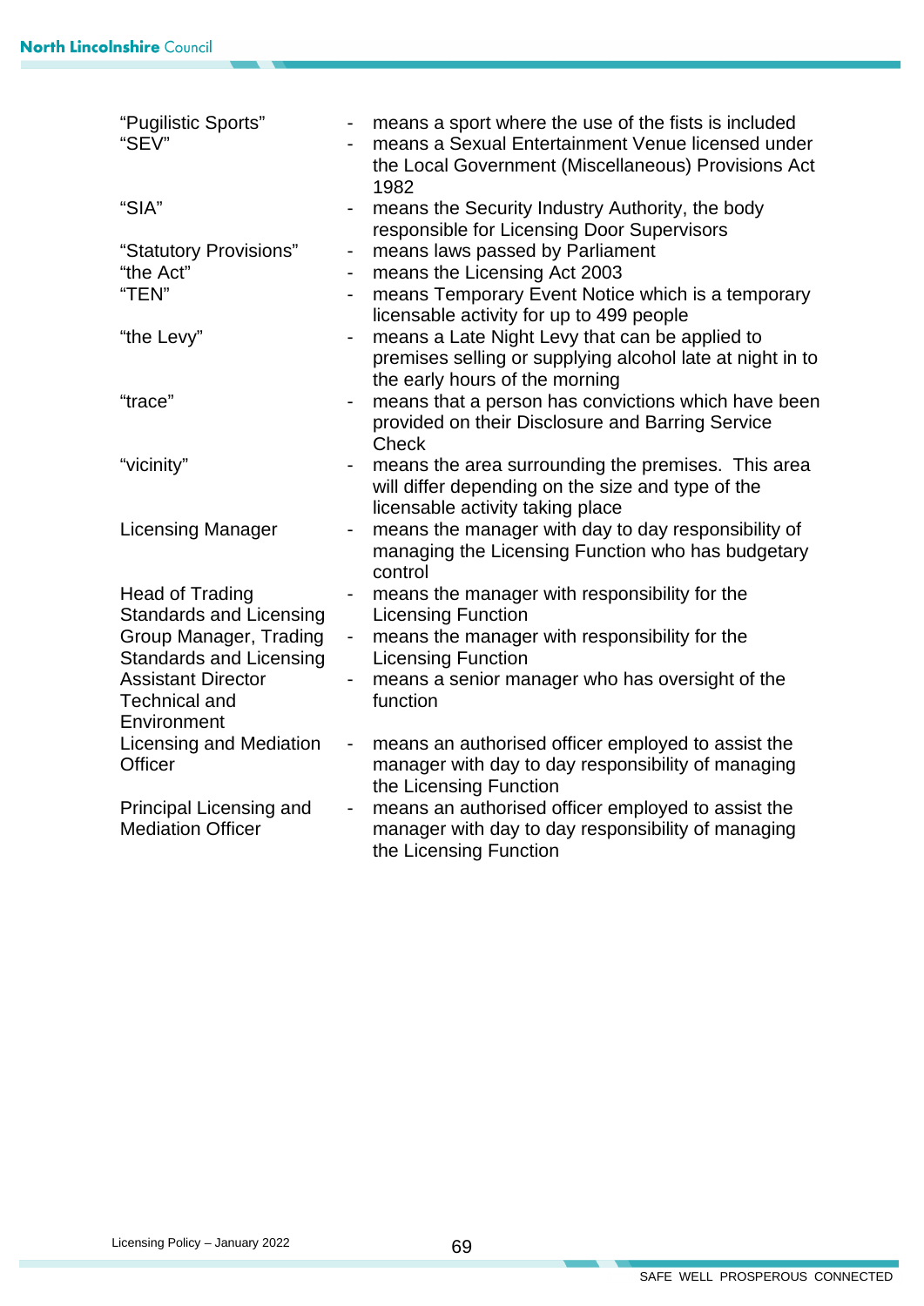| | | |
|---|---|---|
| "Pugilistic Sports" | - | means a sport where the use of the fists is included |
| "SEV" | - | means a Sexual Entertainment Venue licensed under the Local Government (Miscellaneous) Provisions Act 1982 |
| "SIA" | - | means the Security Industry Authority, the body responsible for Licensing Door Supervisors |
| "Statutory Provisions" | - | means laws passed by Parliament |
| "the Act" | - | means the Licensing Act 2003 |
| "TEN" | - | means Temporary Event Notice which is a temporary licensable activity for up to 499 people |
| "the Levy" | - | means a Late Night Levy that can be applied to premises selling or supplying alcohol late at night in to the early hours of the morning |
| "trace" | - | means that a person has convictions which have been provided on their Disclosure and Barring Service Check |
| "vicinity" | - | means the area surrounding the premises. This area will differ depending on the size and type of the licensable activity taking place |
| Licensing Manager | - | means the manager with day to day responsibility of managing the Licensing Function who has budgetary control |
| Head of Trading Standards and Licensing | - | means the manager with responsibility for the Licensing Function |
| Group Manager, Trading Standards and Licensing | - | means the manager with responsibility for the Licensing Function |
| Assistant Director Technical and Environment | - | means a senior manager who has oversight of the function |
| Licensing and Mediation Officer | - | means an authorised officer employed to assist the manager with day to day responsibility of managing the Licensing Function |
| Principal Licensing and Mediation Officer | - | means an authorised officer employed to assist the manager with day to day responsibility of managing the Licensing Function |